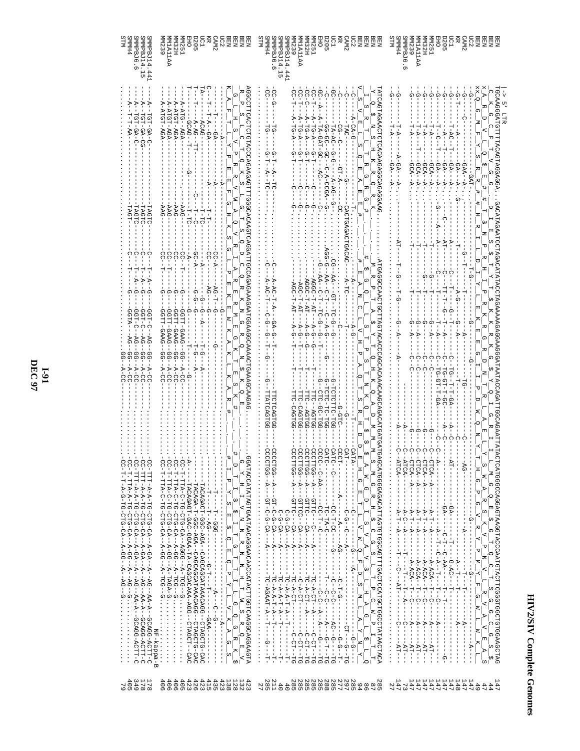# HIV2/SIV Complete Genomes

```
     |-> 5' LTR
BEN       TGCAAGGGATGTTTTACAGTAGGAGGA...GACATAGAATCCTAGACATATACCTAGAAAAAGAGGAAGGGATAATACCAGATTGGCAGAATTATACTCATGGGCCAGGAGTAAGGTACCCAATGTACTTCGGGTGGCTGTGGAAGCTAG   147
BEN        C__K__G__C__F__T__V__G__G_____D__I__E__S__$__T__Y__T__$__K__K__R__K__G__$__Y__Q__I__G__R__I__I__L__M__G__Q__E__$__G__T__Q__C__T__S__G__G__C__G__S__$   44
BEN        A__R__D__V__L__Q__$__E__#_____T__$__N__P__R__H__I__P__R__K__E__G__R__G__D__N__T__R__L__A__E__L__Y__S__W__A__R__S__K__V__P__N__V__L__R__V__A__V__E__A__S   47
BEN       xQ__G__M__F__Y__S__R__R__#__#__H__R__I__L__D__I__Y__L__E__K__R__R__E__G__I__I__P__D__W__Q__N__Y__T__H__G__P__G__V__R__Y__P__M__Y__F__G__W__L__W__K__L   49
UC2       -G--------C-------GAT.....-----------T-G----------G----------G---------------------------------------G--------------------------------A----- 147
CAM2      -G--------------GAA-A-.....-------------------------------T-----------------------G-----------------------T-------A--------------------- 147
KR        -G--------A-------GA--A-.G....------T-------A-G-----G--A-----------------C-------AG------------A--------------T-------------- 147
UC1       -G--T-------T-AC-T--GA--A-....------A-------T--G-T---A------C-TG--T-T-GA---A-C------C-------------GA------G-AC-T-----------A--- 148
D205      -G------------A--T---GA--A-....------C-------AT----C---TT-T--G-T--T-A---C-TG-GT-T-GC---A-C-----C-------C-T--C-AA-------T-------G- 147
EHO       -G--------T--C--T--GA-A-....G---A-A-----T------------T--T--A---C-TG-GT-T-GA---C-C-------C-A-------------A-T--A------------------- 147
MM251     -G------------T-A-----GCA-A-....-------T-------------G-------A------C-C---------G---C-CTCA-A------A-T--A-----A-ACA--T--C--A----AT- 147
MM32H     -G------------T-A-----GCA-A-....-------T-------G--T-------G--A------C-C---------G---C-CTCA-A------A-T--A-----A-ACA--T--C--A----AT- 147
MM1A11AA  -G------------T-A--T--GCA-A-....-------T-------------G-------A------C-C---------G---C-CTCA-A------A-T--A-----A-ACA--T--C--A----AT- 147
MM239     -G------------T-A-----GCA-A-....-------T-------------G-------A------C-C---------G---C-CTCA-A------A-T--A-----A-ACA--T--C--A----AT- 147
SMMPBJ6.6                                                                                                                                                    73
SMMH4     -G------------T-A-----A-GA--A-....----AT--T--G---T-G-----G--A------A--------A---C-ATCA---------A-C--A------T---C--A----AT- 147
STM       -G------------T-A-----GA--A-.......................................................A----C-ATCA-------A-T--A---T--C----AT---C----AT--- 27

BEN       TATCAGTAGAACTCTCACAAGAGGCAGGAGGAAG........ATGAGGCCAACTGCTTAGTACACCCAGCACAACAAGCAGACATGATGATGAGCATGGGGAGACATTAGTGTGGCAGTTTGACTCCATGCTGGCCTATAACTACA 285
BEN        Y__Q__S__N__S__H__K__R__Q__E__E________M__R__P__T__A__$__Y__T__Q__H__K__Q__A__D__M__M__M__S__M__G__R__H__$__C__G__S__L__T__P__C__W__P__I__T__T   87
BEN        I__S__R__T__L__T__R__G__R__G__R__#________#__G__Q__L__L__S__T__P__S__T__T__S__R__H__D__D__E__H__G__E__T__L__V__W__Q__F__D__S__M__L__A__Y__N__Y   86
BEN       V__S__V__E__L__S__Q__E__A__E__E__#________#__E__A__N__C__L__V__H__P__A__Q__Q__A__D__M__M__$__$__A__W__G__D__I__S__V__A__V__$__L__H__A__G__L__$__T   94
UC2       -C------A-CA-G-----T--.........A--------------A-G---------------------CATA------G-------------G------A------------------G-G-- 285
CAM2      -C-----TAC-------G--G-.........------CACTGAGACTGACAC--A-TC--------T----G---------------------C-------------------------G--A-T-TG 297
KR        -C-----CG-C--------GT-A--.......CC.----A-------------------C-------------G-GTC----CCCT---A--------------------C-T-G--------CT--G-TG 277
UC1       -GC------TA-AC--G-G-...A-AG-G-.......CG-AA---GT-TC-G--G---------G-TCTCTTC-TGG---CATC----C------CC-T-CC----G----C-C-C-----AC-G-TG 285
D205      -C-------GG-GC--GC--C-A-CCGA-G-........AGG-G-AA--C-T--C-A-G--------G-TCTC-TC-TGG---CATC--------TC-TA-C-----T---C-C-C--A-G-T-TG 288
EHO       -GC-A-A-TA-GAT-GC---AC--.C.................-G-AA--C-T--TC-G--G-T---------G-CTC-GC-TGG---CCCC--C-AA-------CC-T--C-----C-C--A---G--TG 285
MM251     -CC-T--A-TG-A---G-T---C---G.......................AGGC-T-AT--A-G--G--T--TTC-AGTGG---CCCTTGG--A---GTTC---C-------TC-A-CT--A----C-CT--TG 285
MM32H     -CC-C--A-TG-A---G-T---C---G.......................AGGC-T-AT--A-G--G--T--TTC-AGTGG---CCCTTGG--A---GTTC---CA-------TC-A-CT--A----C-CT--TG 285
MM1A11AA  -CC-T--A-TG-A---G-T---C---G.......................AGG-T-AT--A-G--G--T--TTC-AGTGG---CCCTTGG--A---GTTC---C--------TC-A-CT--A----C-CT--TG 285
MM239     -CC-T--A-TG-A---G-T---C---G.......................AGG-T-AT--A-G--G--T--TTC-CAGTGG---CCCTTGG--A---GTTCC--CA-----A------C-CT--TG 285
SMMPBJ14.441                                                                                  C-G-CA--A------TC-A-T-A--T-------T- 40
SMMPBJ14.15                                                                                   C-G-CA--A------TC-A-T-A--T-------T- 40
SMMPBJ6.6  -CC-G-----TG-----G-T--A-TC-......................-C---A-AC-T-A---GA-G--T----TTCTCAGTGG---CCCCTGG--A---GT-C-G-CA--A------TC-A-A-T-A--T-------T- 211
SMMH4      -CC---------TG-------G-T--A-TC-......................-C---A-AC-T-----C-G---T-G-----G-TTATCAGTGG---CCCCTGG--A---GT-G-CA--A------TC-AGAAT-A--T-------G----T- 285
STM                                                                                                                                                              27

BEN       AGGCCTTCACTCTCGTACCCAGAAGAGTTTGGGCACAAGTCAGGATTGCCAGAGAAAGAATGGAAGGCAAAACTGAAAGCCAAGAG.........GGATACCATATAGTGAATAACAGGAACAACCATACTTGGTCAAGGCAGGAAGTA 423
BEN        R__P__S__L__C__T__Q__K__S__L__G__T__S__Q__D__C__Q__R__K__N__G__R__Q__N__$__K__Q__E__________G__Y__H__I__V__N__N__R__N__N__H__T__W__S__R__Q__E__V  132
BEN        G__L__H__S__V__P__R__E__E__F__G__H__K__S__G__L__P__E__K__E__W__K__A__K__L__K__A__R__#_________#__D__T__I__$__I__T__G__T__T__I__L__G__Q__G__R__K__$  128
BEN       K__A__F__T__L__V__P__R__R__V__W__A__Q__V__R__I__A__R__E__R__M__E__G__K__T__E__S__K__#___________#__I__P__Y__S__E__$__Q__E__Q__P__Y__L__V__K__A__G__S  138
UC2       -------------A------------A--------------------G-------------------------------------------------------------------A--- 423
CAM2      -------T-----GA-----------A------------------------CC-A-----AG-T--G------G---------------------------T---T--GGG--------A-----C-G--- 435
KR        C---T-T-A-GA-------A-------T-T--------CC-------AG-----G-----------------------------------G-T---------T-------------------- 415
UC1       TA--------ACAG-----------A-----T-TC-----CC-----G--G------A----T-G----A------------------TACAGACT-GGC-AGA--CAGCAGCATAAACAGG-CTAGCTG-CAC 423
D205      T---T-------A-AG---TT-----------T--T-TC-----GC-A------G-G------------------------------TACAGA-T-GGC-AGA--CAGCAGCATAAACAGG-CTAGCTG-CAC 426
EHO       T---T-------GCAG---T-----G------C--T-TC---A--------G-G-G-------T-G----G-------------------A-------TACAGAGT-GAC-GGA-TA-CAGCAGCAAA-AGG-CTAGCT--CAC 423
MM251     ------A-ATG---AGA----------------AAG-------CC-T--------G----GGTT-GAAG--GG--A-CC---------------CC-T-TTA-C-TG-CTG-CA--AGGG-A-TCG--G......... 405
MM32H     ------A-ATGT--AGA----------------AAG-------CC----------G----GGTT-GAAG--GG--A-CC---------------CC-T-TTA-C-TG-CTG-CA--A-GG-A-TCG--G......... 406
MM1A11AA  ------A-ATGT--AGA----------------AAG-------CC----------G----GGTT-GAAG--GG--A-CC---------------CC-T-TTA-C-TG-CTG-CA--A-GG-A-TAGA-G......... 406
MM239     ------A-ATGT--AGA----------------AAG-------CC-T--------G----GGTT-GAAG--GG--A-CC---------------CC-T-TTA-C-TG-CTG-CA--A-GG-A-TCG--G......... 406
                                                                                                                                    NF-kappa-B
SMMPBJ14.441 ---A--TGT-GA-C--------------TAGTC-------C------T--A-G-----GGT-C--AG--GG--A-CC----------------CC-TTT-A-A-TG-CTG-CA--A-GA--A--AG--AA-A--GCAGG-ACTT-C 178
SMMPBJ14.15  ---A--TGT-GA-CG-------------TAGTC-------C------T--A-G-----GGT-C--AG--GG--A-CC----------------CC-TTT-A-A-TG-CTG-CA--A-GA--A--AG--AA-A--GCAGG-ACTT-C 178
SMMPBJ6.6    ---A--TGT-GA-C--------------TAGTC-------C------T--A-G-----GGT-C--AG--GG--A-CC----------------CC-TTT-A-A-TG-CTG-CA--A-GA--A--AG--AA-A--GCAGG-ACTT-C 349
SMMH4        ---A--T-T-AA-----------------TAGT-------G------G----------GGTA-----AG--GG--A-CC----------------CC-T-TTA-A-TG-CTG-CA--A-GG--A--AG--G.......... 405
STM                                                                          GG-A-CC----------------CC-T-T-A-G-TG-CTG-CA--A-GG--A--AG--G.......... 79
```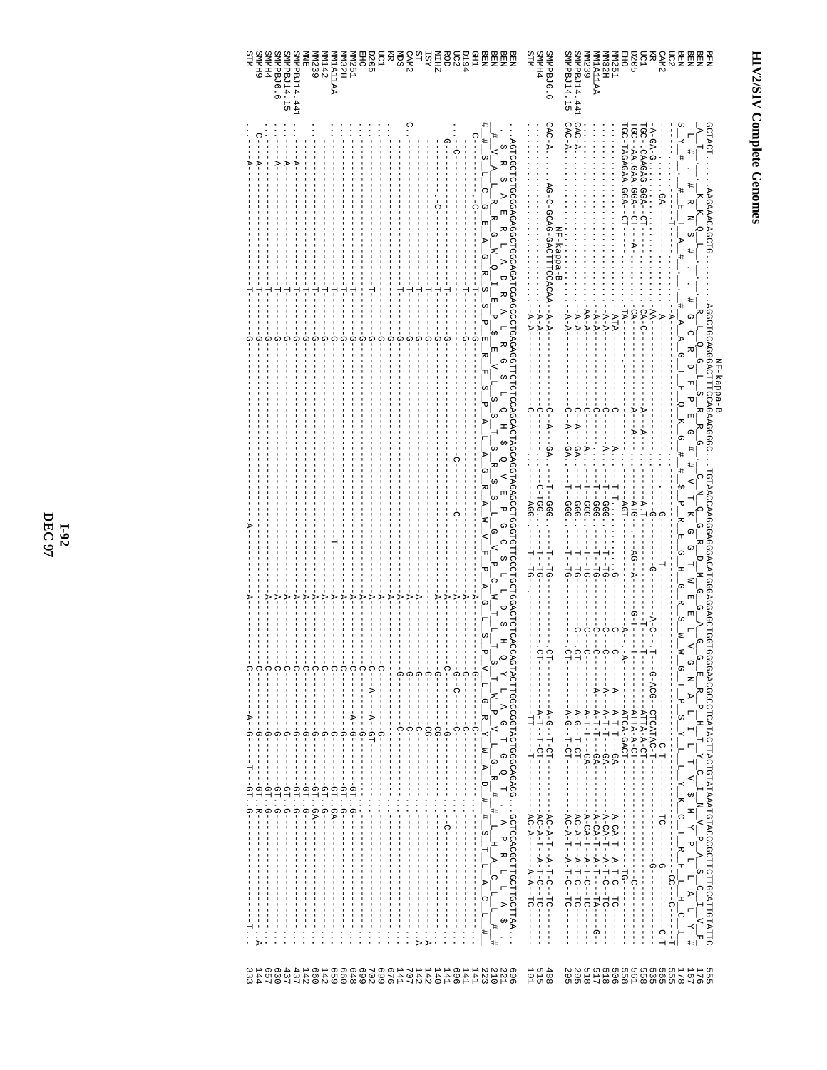# HIV2/SIV Complete Genomes

```
                                        NF-kappa-B
BEN          GCTACT......AAGAAACAGCTG.........AGGCTGCAGGGACTTTCAGAAGGGGC...TGTAACCAAGGGAGGGACATGGGAGGAGCTGGTGGGGAACGCCCTCATACTTACTGTATAAATGTACCCGCTTCTTGCATTGTATTC   555
BEN                                                                                                                                                                   176
BEN                                                                                                                                                                   167
BEN                                                                                                                                                                   178
UC2                                                                                                                                                                   555
CAM2                                                                                                                                                                  565
KR                                                                                                                                                                    535
UC1                                                                                                                                                                   558
D205                                                                                                                                                                  561
EHO                                                                                                                                                                   558
MM251                                                                                                                                                                 506
MM32H                                                                                                                                                                 518
MM1A11AA                                                                                                                                                              518
MM239                                                                                                                                                                 517
SMMPBJ14.441                                                                                                                                                          518
SMMPBJ14.15                                                                                                                                                           295
                                   NF-kappa-B
SMMPBJ6.6                                                                                                                                                             488
SMMH4                                                                                                                                                                 515
STM                                                                                                                                                                   191

BEN          ...AGTCGCTCTGCGGAGAGGCTGGCAGATCGAGCCCTGAGAGGTTCTCTCCAGCACTAGCAGGTAGAGCCTGGGTGTTCCCTGCTGGACTCTCACCAGTACTTGGCCGGTACTGGGCAGACG...GCTCCACGCTTGCTTGCTTAA..   696
BEN                                                                                                                                                                   221
BEN                                                                                                                                                                   210
BEN                                                                                                                                                                   223
GH1                                                                                                                                                                   141
D194                                                                                                                                                                  141
UC2                                                                                                                                                                   696
ROD                                                                                                                                                                   141
NIHZ                                                                                                                                                                  140
ISY                                                                                                                                                                   142
ST                                                                                                                                                                    142
CAM2                                                                                                                                                                  707
MDS                                                                                                                                                                   707
KR                                                                                                                                                                    141
UC1                                                                                                                                                                   676
D205                                                                                                                                                                  699
EHO                                                                                                                                                                   699
MM251                                                                                                                                                                 702
MM32H                                                                                                                                                                 648
MM1A11AA                                                                                                                                                              660
MM142                                                                                                                                                                 659
MM239                                                                                                                                                                 142
MNE                                                                                                                                                                   660
SMMPBJ14.441                                                                                                                                                          142
SMMPBJ14.15                                                                                                                                                           437
SMMPBJ6.6                                                                                                                                                             437
SMMH4                                                                                                                                                                 630
SMMH9                                                                                                                                                                 657
STM                                                                                                                                                                   144
                                                                                                                                                                      333
```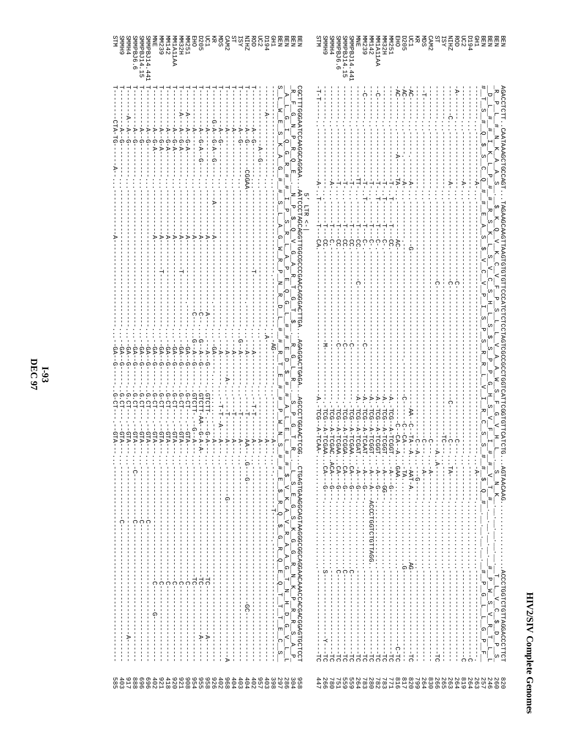```
BEN          AGACCTCTT.CAATAAAGCTGCCAGT..TAGAAGCAAGTTAAGTGTGTGTTCCCATCTCTCCTAGTCGCCGCCTGGTCATTCGGTGTTCATCTG..AGTAACAAG.............ACCCTGGTCTGTTAGGACCCTTCT   820
BEN          R_P_L_#_N_K_A_A_S_ _$_K_Q_V_K_C_V_F_P_S_L_L_V_A_A_W_S_F_G_V_H_L_ _S_N_K_ ................T_L_V_C_$_D_P_S                     260
BEN          D_L_#_I_K_L_P_ _R_S_K_L_S_V_C_S_H_L_S_$_S_P_P_G_H_S_V_F_I_#_ _V_T_ .................P_W_S_V_R_T_L_                       246
BEN          #_T_S_#_Q_$_S_C_Q_#_ _#_E_A_S_$_V_C_V_P_I_S_P_S_R_L_V_I_R_C_S_S_#_ _#_$_Q_#_ ..........#_P_G_L_L_G_P_F                257
GH1                                                                                                                                          263
D194                                                                                                                                         264
UC2                                                                                                                                          819
ROD                                                                                                                                          264
NIHZ                                                                                                                                         263
ISY                                                                                                                                          265
ST                                                                                                                                           266
CAM2                                                                                                                                         830
MDS                                                                                                                                          264
KR                                                                                                                                           799
UC1                                                                                                                                          820
D205                                                                                                                                         817
EHO                                                                                                                                          816
MM251                                                                                                                                        771
MM32H                                                                                                                                        783
MM1A11AA                                                                                                                                     782
MM142                                                                                                                                        280
MM239                                                                                                                                        783
MNE                                                                                                                                          264
SMMPBJ14.441                                                                                                                                 559
SMMPBJ14.15                                                                                                                                  559
SMMPBJ6.6                                                                                                                                    751
SMMH4                                                                                                                                        780
SMMH9                                                                                                                                        266
STM                                                                                                                                          447

                                     5' LTR <-|
BEN          CGCTTTGGGAATCCAAGGCAGGAA..AATCCCTAGCAGGTTGGCGCCCGAACAGGGACTTGA..AGAGGACTGAGA..AGCCCTGGAACTCGG..CTGAGTGAAGGCAGTAAGGGCGGCAGGAACAAACCACGACGGAGTGCTCCT   958
BEN          R_F_G_N_P_R_Q_E_ _N_P_$_Q_V_G_A_R_T_G_T_$_ _R_G_L_R_ _S_P_G_T_R_ _L_S_E_G_S_K_G_G_R_N_K_P_R_R_S_A_P                        304
BEN          A_L_G_I_Q_G_R_#_ _I_P_S_R_L_A_P_E_Q_G_L_#_ _E_D_$_#_ _A_L_E_L_G_ _$_V_K_A_V_R_A_A_G_T_N_H_D_G_V_L_L                         286
BEN          S_L_W_E_S_K_A_G_#_#_S_L_A_G_W_R_P_N_R_D_L_#_ _K_R_T_E_#_ _P_W_N_S_#_ _E_$_R_Q_$_G_R_Q_E_Q_T_T_T_E_C_S                       297
GH1                                                                                                                                          398
D194                                                                                                                                         403
UC2                                                                                                                                          957
ROD                                                                                                                                          402
NIHZ                                                                                                                                         404
ISY                                                                                                                                          403
ST                                                                                                                                           404
CAM2                                                                                                                                         968
MDS                                                                                                                                          402
KR                                                                                                                                           926
UC1                                                                                                                                          958
D205                                                                                                                                         955
EHO                                                                                                                                          954
MM251                                                                                                                                        908
MM32H                                                                                                                                        921
MM1A11AA                                                                                                                                     920
MM142                                                                                                                                        418
MM239                                                                                                                                        921
MNE                                                                                                                                          402
SMMPBJ14.441                                                                                                                                 696
SMMPBJ14.15                                                                                                                                  696
SMMPBJ6.6                                                                                                                                    888
SMMH4                                                                                                                                        917
SMMH9                                                                                                                                        403
STM                                                                                                                                          585
```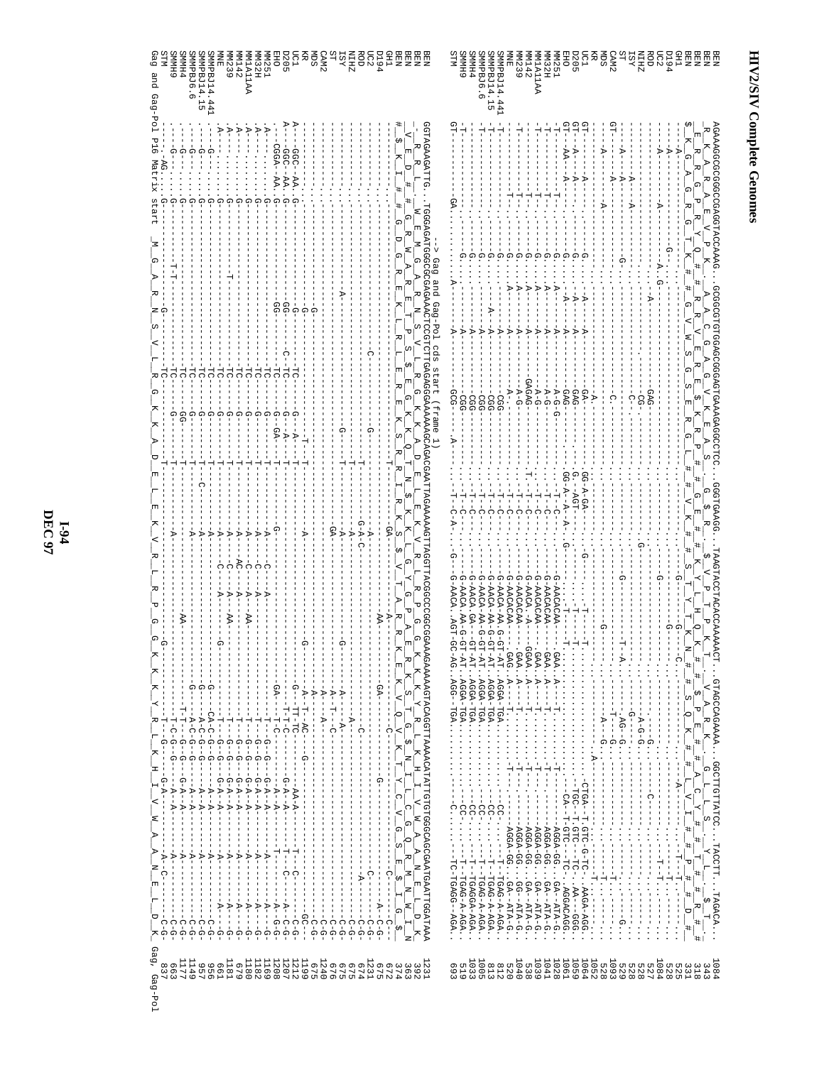# HIV2/SIV Complete Genomes

```
BEN          AGAAAGGCGGCGCCAGGTACCAAAG..GCGGCGTGTGGAGCGGGAGTGAAAGAGGCCTCC..GGGTGAAGG..TAAGTACCTACACCAAAAACT..GTAGCCAGAAAA..GGCTTGTTATCC..TACCTT..TAGACA..   1084
BEN                                                                                                                                                     343
BEN                                                                                                                                                     318
BEN                                                                                                                                                     331
GH1                                                                                                                                                     525
D194                                                                                                                                                    528
UC2                                                                                                                                                    1084
ROD                                                                                                                                                     527
NIHZ                                                                                                                                                    528
ISY                                                                                                                                                     528
ST                                                                                                                                                      529
CAM2                                                                                                                                                    528
MDS                                                                                                                                                    1093
KR                                                                                                                                                      528
UC1                                                                                                                                                    1052
D205                                                                                                                                                   1064
EHO                                                                                                                                                    1059
MM251                                                                                                                                                  1061
MM32H                                                                                                                                                  1028
MM1A11AA                                                                                                                                               1041
MM142                                                                                                                                                  1039
MM239                                                                                                                                                   538
MNE                                                                                                                                                    1040
SMMPBJ14.441                                                                                                                                            520
SMMPBJ14.15                                                                                                                                             812
SMMPBJ6.6                                                                                                                                               813
SMMH4                                                                                                                                                  1005
SMMH9                                                                                                                                                  1033
STM                                                                                                                                                     519
                                                                                                                                                        693

                         --> Gag and Gag-Pol cds start (frame 1)
BEN          GGTAGAAGATTG..TGGGAGATGGGCGCGAGAAACTCCGTCTTGAGAGGGAAAAAAGCAGACGAATTAGAAAAAGTTAGGTTACGGCCCGGCGGAAAGAAAAAGTACAGGTTAAAACATATTGTGTGGGCAGCGAATGAATTGGATAAA   1231
BEN                                                                                                                                                     363
BEN                                                                                                                                                     362
BEN                                                                                                                                                     374
GH1                                                                                                                                                     672
D194                                                                                                                                                    675
UC2                                                                                                                                                    1231
ROD                                                                                                                                                     674
NIHZ                                                                                                                                                    675
ISY                                                                                                                                                     675
ST                                                                                                                                                      676
CAM2                                                                                                                                                    675
MDS                                                                                                                                                    1240
KR                                                                                                                                                      675
UC1                                                                                                                                                    1199
D205                                                                                                                                                   1212
EHO                                                                                                                                                    1207
MM251                                                                                                                                                  1208
MM32H                                                                                                                                                  1169
MM1A11AA                                                                                                                                               1182
MM142                                                                                                                                                  1180
MM239                                                                                                                                                   679
MNE                                                                                                                                                     661
SMMPBJ14.441                                                                                                                                            956
SMMPBJ14.15                                                                                                                                             957
SMMPBJ6.6                                                                                                                                              1149
SMMH4                                                                                                                                                  1177
SMMH9                                                                                                                                                   663
STM                                                                                                                                                     837
Gag and Gag-Pol P16 Matrix start  M G A R N S V L R G K K A D E L E K V R L R P G G K K K Y R L K H I V W A A N E L D K   Gag, Gag-Pol
```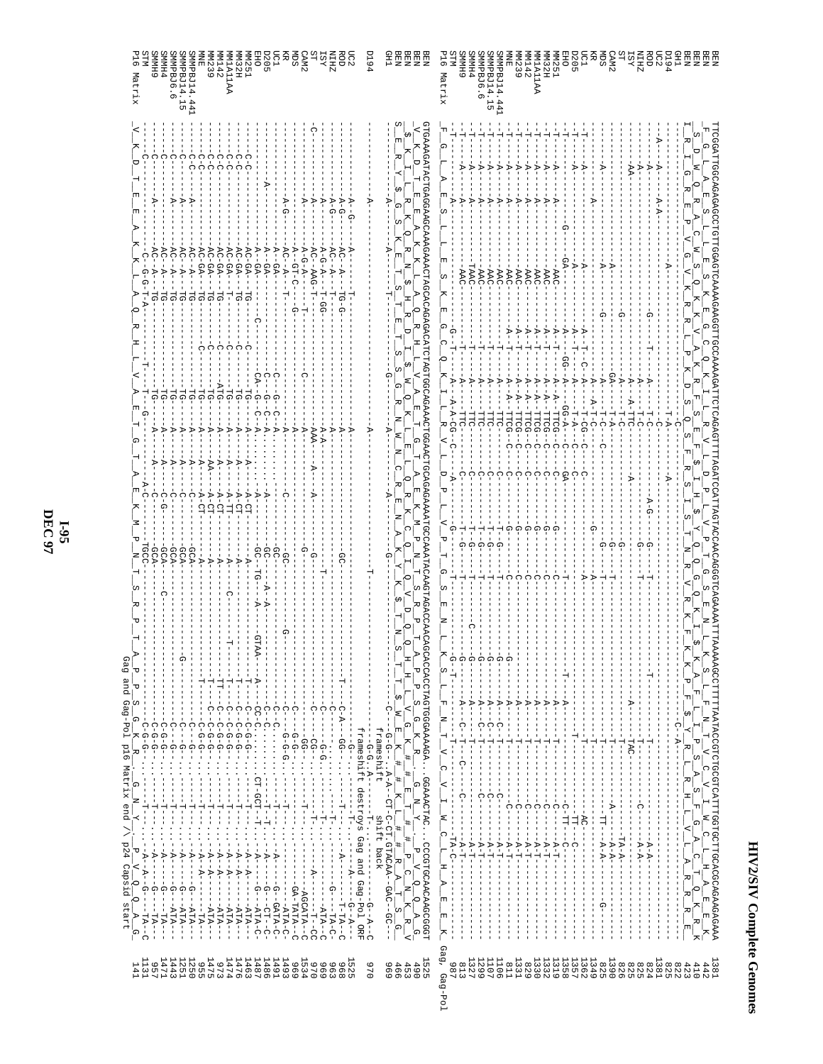```
BEN          TTCGGATTGGCAGAGAGGCCTGTTGGAGTCAAAAGAAGGTTGCCAAAAGATTCTCAGAGTTTTAGATCCATTAGTACCAACAGGGTCAGAAAATTTAAAAAGCCTTTTTAATACCGTCTGCGTCATTTGGTGCTTGCACGCAGAAGAGAAA  1381
BEN           F  G  L  A  E  S  L  L  E  S  K  E  G  C  Q  K  I  L  R  V  L  D  P  L  V  P  T  G  S  E  N  L  K  S  L  F  N  T  V  C  V  I  W  C  L  H  A  E  E  K   442
BEN            S  D  W  Q  R  A  C  W  S  Q  K  K  V  A  K  R  F  S  E  F  R  S  I  H  $  Y  Q  Q  G  Q  K  I  $  K  A  F  L  I  P  S  A  S  F  G  A  C  T  Q  K  R  K   410
BEN          I  R  I  G  R  E  P  V  G  V  K  R  R  L  P  K  D  S  Q  S  F  R  S  I  S  T  N  R  V  R  K  F  K  K  P  F  $  Y  R  L  R  H  L  V  L  A  R  R  R  E   423
GH1 ... STM  (alignment rows)
P16 Matrix    F  G  L  A  E  S  L  L  E  S  K  E  G  C  Q  K  I  L  R  V  L  D  P  L  V  P  T  G  S  E  N  L  K  S  L  F  N  T  V  C  V  I  W  C  L  H  A  E  E  K  Gag, Gag-Pol

BEN          GTGAAAGATACTGAGGAAGCAAAGAAACTAGCACAGAGACATCTAGTGGCAGAAACTGGAACTGCAGAGAAAATGCCAAATACAAGTAGACCAACAGCACCACCTAGTGGGAAAAGA..GGAAACTAC..CCCGTGCAACAAGCGGGT  1525
BEN           V  K  D  T  E  E  A  K  K  L  A  Q  R  H  L  V  A  E  T  G  T  A  E  K  M  P  N  T  S  R  P  T  A  P  P  S  G  K  R  G  N  Y  P  V  Q  Q  A  G   480
BEN            $  K  I  L  R  K  Q  R  N  $  H  R  D  I  $  W  Q  K  L  E  L  Q  R  K  C  Q  I  Q  V  D  Q  Q  H  H  L  V  G  K  #  #  E  T  T  #  P  C  N  K  R  V   453
BEN          S  E  R  Y  $  G  S  K  E  T  S  T  E  T  S  S  G  R  N  W  N  C  R  E  N  A  K  Y  K  $  T  N  S  T  T  $  W  E  K  #  K  L  #  R  A  T  S  G   466
GH1 ... D194 (alignment rows)
             frameshift                      frameshift destroys Gag and Gag-Pol ORF
                                             shift back
P16 Matrix    V  K  D  T  E  E  A  K  K  L  A  Q  R  H  L  V  A  E  T  G  T  A  E  K  M  P  N  T  S  R  P  T  A  P  P  S  G  K  R  G  N  Y  P  V  Q  Q  A  G   141
             Gag and Gag-Pol p16 Matrix end /\ p24 Capsid start
```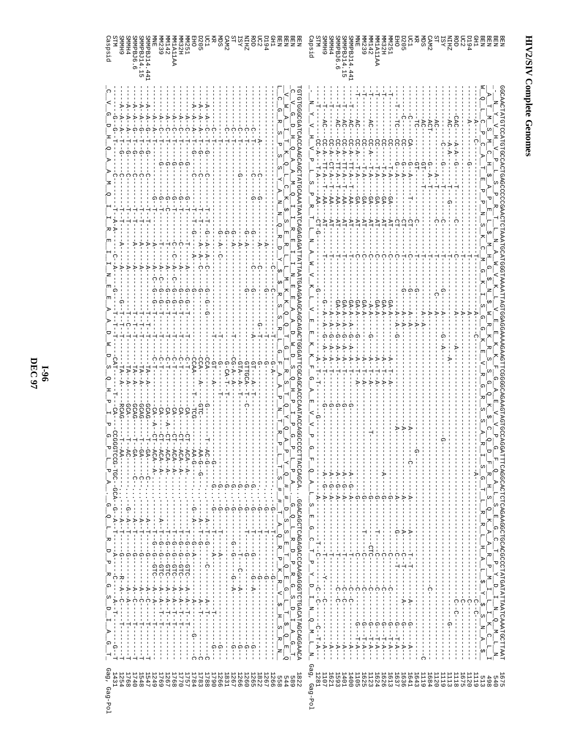# HIV2/SIV Complete Genomes

```
BEN        GGCAACTATGTCCATGTGCCACTGAGCCCCCGAACTCTAAATGCATGGGTAAAATTAGTGGAGGAAAAGAAGTTCGGGGCAGAAGTAGTGCCAGGATTTCAGGCACTCTCAGAAGGCTGCACGCCCTATGATATTAATCAAATGCTTAAT  1675
BEN         _A__T__M__S__M__C__H__$__A__P__E__L__$__M__H__G__$__N__$__W__R__K__R__S__S__G__Q__K__$__C__Q__D__F__R__H__S__Q__K__A__A__R__P__Y__D__I__N__Q__M__L__N   540
BEN         __N__Y__V__H__V__P__L__S__P__R__T__L__N__A__W__V__K__L__V__E__E__K__K__F__G__A__E__V__V__P__G__F__Q__A__L__S__E__G__C__T__P__Y__D__I__N__Q__M__L__N   498
BEN        W__Q__L__C__P__C__A__T__E__P__P__N__S__K__C__M__G__K__I__S__G__G__K__E__V__R__G__R__S__S__A__R__I__S__G__T__L__R__R__L__H__A__L__$__Y__$__S__N__A__$   513
Capsid      N  Y  V  H  V  P  L  S  P  R  T  L  N  A  W  V  K  L  V  E  E  K  K  F  G  A  E  V  V  P  G  F  Q  A  L  S  E  G  C  T  P  Y  D  I  N  Q  M  L  N   Gag, Gag-Pol

BEN        TGTGTGGGCGATCACCAAGCAGCTATGCAAATAATCAGAGAGATTATTAATGAAGAAGCAGCAGACTGGGATTCGCAGCACCCAATACCAGGCCCCTTACCAGCA..GGACAGCTCAGAGACCCAAGAGGGTCTGACATAGCAGGAACA  1822
Capsid      C  V  G  D  H  Q  A  A  M  Q  I  I  R  E  I  I  N  E  E  A  A  D  W  D  S  Q  H  P  I  P  G  P  L  P  A  .  G  Q  L  R  D  P  R  G  S  D  I  A  G  T   Gag, Gag-Pol
```

*(Alignment rows for GH1, D194, UC2, ROD, NIHZ, ISY, ST, CAM2, MDS, KR, UC1, D205, EHO, MM251, MM32H, MM1A11AA, MM142, MM239, MNE, SMMPBJ14.441, SMMPBJ14.15, SMMPBJ6.6, SMMH4, SMMH9, STM show position-wise differences (dashes indicate identity) relative to BEN; end positions: upper block — GH1 1119, D194 1120, UC2 1675, ROD 1118, NIHZ 1113, ISY 1119, ST 1120, CAM2 1684, MDS 1119, KR 1643, UC1 1641, D205 1636, EHO 1637, MM251 1613, MM32H 1626, MM1A11AA 1624, MM142 1123, MM239 1625, MNE 1105, SMMPBJ14.441 1400, SMMPBJ14.15 1401, SMMPBJ6.6 1593, SMMH4 1621, SMMH9 1107, STM 1281; lower block — BEN 549/544/558, GH1 1266, D194 1267, UC2 1822, ROD 1265, NIHZ 1260, ISY 1266, ST 1267, CAM2 1831, MDS 1266, KR 1790, UC1 1788, D205 1783, EHO 1784, MM251 1757, MM32H 1770, MM1A11AA 1768, MM142 1267, MM239 1769, MNE 1249, SMMPBJ14.441 1547, SMMPBJ14.15 1548, SMMPBJ6.6 1740, SMMH4 1768, SMMH9 1254, STM 1431.)*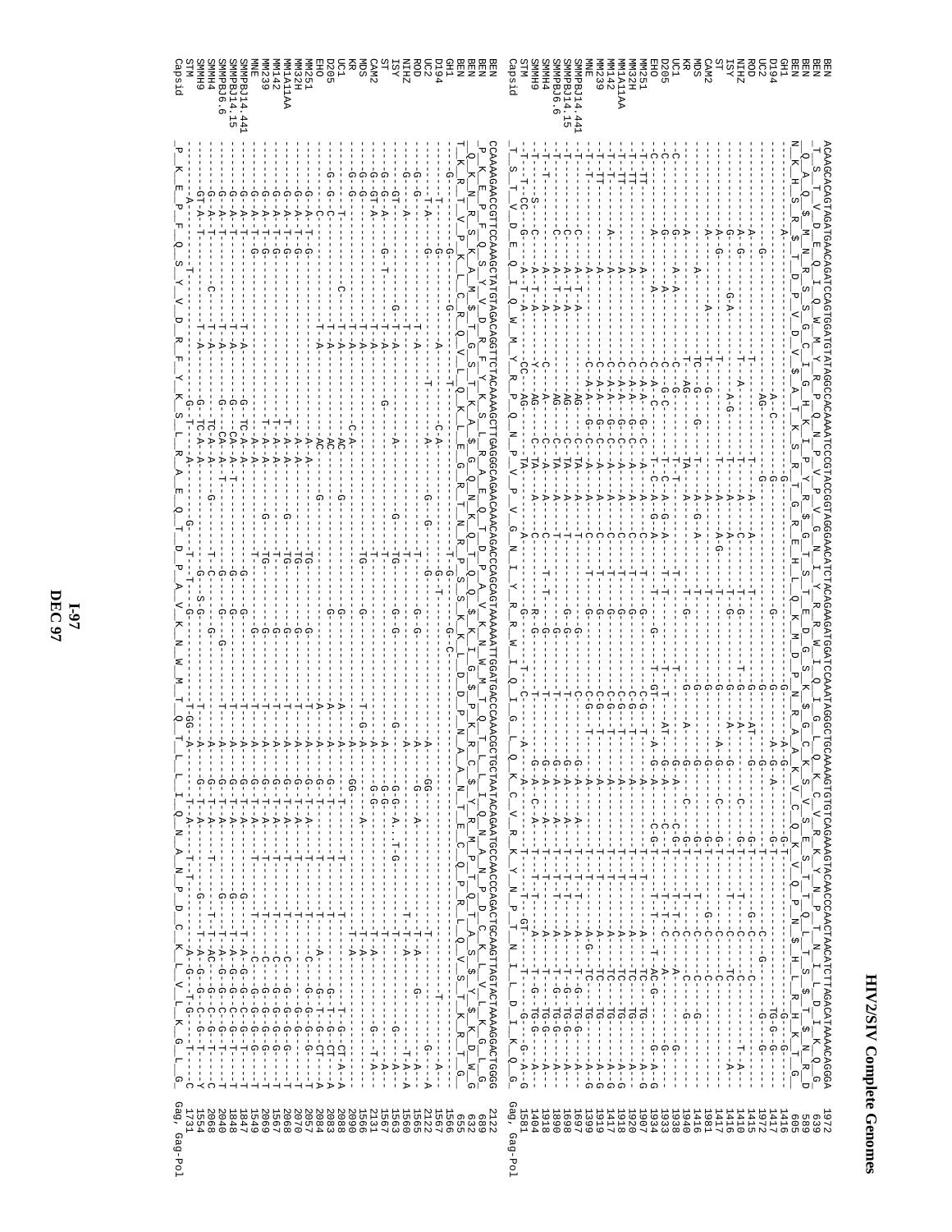```
BEN        ACAAGCACAGTAGATGAACAGATCCAGTGGATGTATAGGCCACAAAATCCCGTACCGGTAGGGAACATCTACAGAGATGGATCCAAATAGGGCTGCAAAAGTGTGTCAGAAAGTACAACCCAACTAACATCTTAGACATAAAACAGGGA 1972
BEN                                                                                                                                                              639
BEN                                                                                                                                                              589
BEN                                                                                                                                                              605
GH1                                                                                                                                                             1416
D194                                                                                                                                                            1417
UC2                                                                                                                                                             1972
ROD                                                                                                                                                             1415
NIHZ                                                                                                                                                            1410
ISY                                                                                                                                                             1416
ST                                                                                                                                                              1417
CAM2                                                                                                                                                            1981
MDS                                                                                                                                                             1416
KR                                                                                                                                                              1940
UC1                                                                                                                                                             1938
D205                                                                                                                                                            1933
EHO                                                                                                                                                             1934
MM251                                                                                                                                                           1697
MM32H                                                                                                                                                           1920
MM1A11AA                                                                                                                                                        1918
MM142                                                                                                                                                           1917
MM239                                                                                                                                                           1919
MNE                                                                                                                                                             1399
SMMPBJ14.441                                                                                                                                                    1697
SMMPBJ14.15                                                                                                                                                     1698
SMMPBJ6.6                                                                                                                                                       1890
SMMH4                                                                                                                                                           1918
SMMH9                                                                                                                                                           1404
STM                                                                                                                                                             1581
Capsid     T  S  T  V  D  E  Q  I  Q  W  M  Y  R  P  Q  N  P  V  P  V  G  N  I  Y  R  R  W  I  Q  I  G  L  Q  K  C  V  R  K  Y  N  P  T  N  I  L  D  I  K  Q  G     Gag, Gag-Pol

BEN        CAAAAGAACCGTTCCAAAGCTATGTAGACAGGTTCTACAAAAGCTTGAGGGCAGAACAAACAGACCCAGCAGTAAAAAATTGGATGACCCAAACCCTGCTAATACAGAATGCCAACCCAGACTGCAAGTTAGTACTAAAAGGACTGGGG 2122
BEN                                                                                                                                                              689
BEN                                                                                                                                                              639
BEN                                                                                                                                                              655
GH1                                                                                                                                                             1566
D194                                                                                                                                                            1567
UC2                                                                                                                                                             2122
ROD                                                                                                                                                             1565
NIHZ                                                                                                                                                            1560
ISY                                                                                                                                                             1563
ST                                                                                                                                                              1567
CAM2                                                                                                                                                            2131
MDS                                                                                                                                                             1566
KR                                                                                                                                                              2090
UC1                                                                                                                                                             2088
D205                                                                                                                                                            2083
EHO                                                                                                                                                             2084
MM251                                                                                                                                                           2057
MM32H                                                                                                                                                           2070
MM1A11AA                                                                                                                                                        2068
MM142                                                                                                                                                           2067
MM239                                                                                                                                                           2069
MNE                                                                                                                                                             1549
SMMPBJ14.441                                                                                                                                                    1847
SMMPBJ14.15                                                                                                                                                     1848
SMMPBJ6.6                                                                                                                                                       2040
SMMH4                                                                                                                                                           2068
SMMH9                                                                                                                                                           1554
STM                                                                                                                                                             1731
Capsid     P  K  E  P  F  Q  S  Y  V  D  R  F  Y  K  S  L  R  A  E  Q  T  D  P  A  V  K  N  W  M  T  Q  T  L  L  I  Q  N  A  N  P  D  C  K  L  V  L  K  G  L     Gag, Gag-Pol
```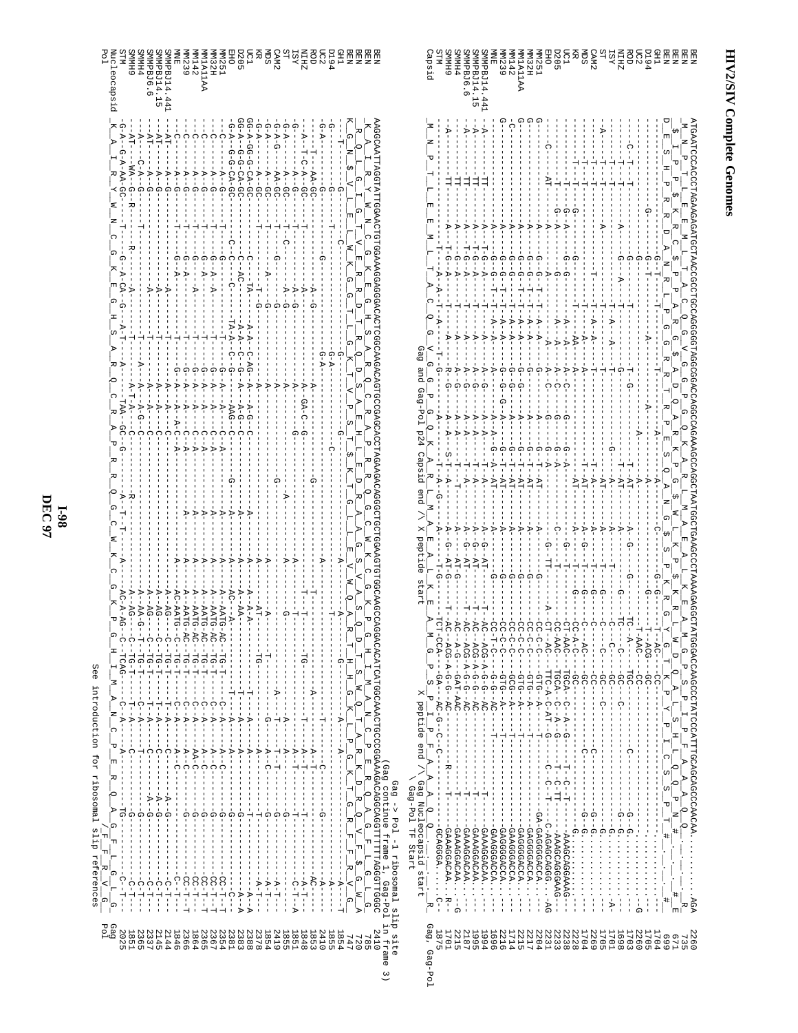```
BEN        ATGAATCCCACCCTAGAAGAGATGCTTACCCCTTGCAGGGGGTAGGCGGACCAGGCCAGAAAGCCAGGCTAATGGCTGGAAGCCCTAAAAGAGGCTATGGGACCAAGCCCTATCCCATTTGCAGCAGCCCAACAA.........AGA  2260
```

Gag and Gag-Pol p24 Capsid end / X peptide start

X peptide end / Gag Nucleocapsid start
\ Gag-Pol TF Start

Sequences (first block): BEN, BEN, BEN, BEN, GH1, D194, UC2, ROD, NIHZ, ISY, ST, CAM2, MDS, KR, UC1, D205, EHO, MM251, MM32H, MM1A11AA, MM142, MM239, MNE, SMMPBJ14.441, SMMPBJ14.15, SMMPBJ6.6, SMMH4, SMMH9, STM, Capsid

End positions (first block): 2260, 735, 671, 699, 1704, 1705, 2260, 1703, 1698, 1705, 1701, 2269, 2228, 1704, 2238, 2233, 2231, 2204, 2217, 2215, 1714, 2216, 1696, 1994, 1995, 2187, 2215, 1701, 1875, Gag, Gag-Pol

Gag -> Pol -1 ribosomal slip site
(Gag continue frame 1, Gag-Pol in frame 3)

```
BEN        AAGGCAATTAGGTATTGGAACTGTGGAAAGGAGGGACACTCGGCAAGACAGTGCCGACACCTAGAAGACAGGGCTGCTGGAAGTGTGGCAAGCAGGACACATCATGGCAAACTGCCCGAAGACAGGCAGGTTTTTTAGGGTTGGGC  2410
```

Sequences (second block): BEN, BEN, BEN, GH1, D194, UC2, ROD, NIHZ, ISY, ST, CAM2, MDS, KR, UC1, D205, EHO, MM251, MM32H, MM1A11AA, MM142, MM239, MNE, SMMPBJ14.441, SMMPBJ14.15, SMMPBJ6.6, SMMH4, SMMH9, STM, Nucleocapsid, Pol

End positions (second block): 2410, 785, 720, 747, 1854, 1855, 2410, 1853, 1848, 1851, 1855, 2419, 2378, 1854, 2388, 2383, 2381, 2354, 2367, 2365, 1864, 2366, 1846, 2144, 2145, 2337, 2365, 1851, 2025, Gag, Pol

See introduction for ribosomal slip references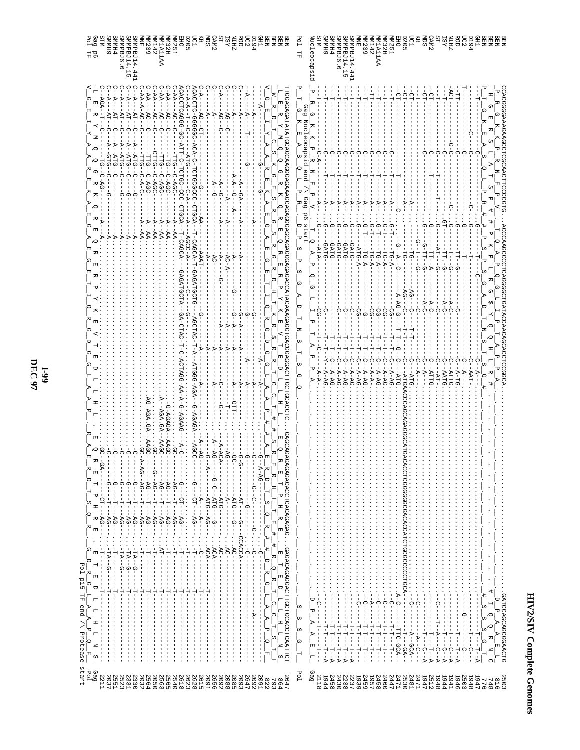```
Block 1
BEN            CCACGGGGAAAGAAGCCTGGCAACTTCCCCGTG...ACCCAAGCCCCTCAGGGCTGATACCAACAGCACCTCCGGCA...GATCCAGCAGCGGAACTG   2503
BEN                                                                                                      816
BEN                                                                                                      748
BEN                                                                                                      776
GH1                                                                                                      1947
D194                                                                                                     1948
UC2                                                                                                      2503
ROD                                                                                                      1946
NIHZ                                                                                                     1941
ISY                                                                                                      1944
ST                                                                                                       1948
CAM2                                                                                                     2512
MDS                                                                                                      1947
KR                                                                                                       2471
UC1                                                                                                      2481
D205                                                                                                     2530
EHO                                                                                                      2477
MM251                                                                                                    2471
MM32H                                                                                                    2460
MM1A11AA                                                                                                 2458
MM142                                                                                                    1957
MM239                                                                                                    2459
MNE                                                                                                      1939
SMMPBJ14.441                                                                                             2237
SMMPBJ14.15                                                                                              2238
SMMPBJ6.6                                                                                                2430
SMMH4                                                                                                    2458
SMMH9                                                                                                    1944
STM                                                                                                      2118
Nucleocapsid   P R G K K P R N F P V ...                                                  D P A A E L    Gag
               Gag Nucleocapsid end /\ Gag p6 start
Pol TF         P T G K E A S Q L P R D P S P S G A D T N S T S G Q ...                    S S G T        Pol

Block 2
BEN            TTGGAGAGATATGCACAAGGGAGAAAGCAGAGGGAGCAGAGGGAGAGACCATACAAAGAGGTGACGGAGGACTTGCTGCACCTC...GAGACAGAGGACTTGCTGCACCTCAATTCT   2647
BEN                                                                                                      864
BEN                                                                                                      793
BEN                                                                                                      822
GH1                                                                                                      2091
D194                                                                                                     2092
UC2                                                                                                      2647
ROD                                                                                                      2093
NIHZ                                                                                                     2085
ISY                                                                                                      2088
ST                                                                                                       2092
CAM2                                                                                                     2656
MDS                                                                                                      2091
KR                                                                                                       2615
UC1                                                                                                      2628
D205                                                                                                     2623
EHO                                                                                                      2618
MM251                                                                                                    2565
MM32H                                                                                                    2563
MM1A11AA                                                                                                 2050
MM142                                                                                                    2564
MM239                                                                                                    2032
MNE                                                                                                      2330
SMMPBJ14.441                                                                                             2331
SMMPBJ14.15                                                                                              2523
SMMPBJ6.6                                                                                                2551
SMMH4                                                                                                    2037
SMMH9                                                                                                    2211
STM
Gag p6         V G E I Y A A R E K A E G A E G E T I Q R G D G G L A A P ...                             Gag
Pol TF         L E R Y M Q Q G R K Q R E Q R E R P Y K E V T E D L L H L ...                             Pol
                                                                        Pol p15 TF end /\ Protease start
```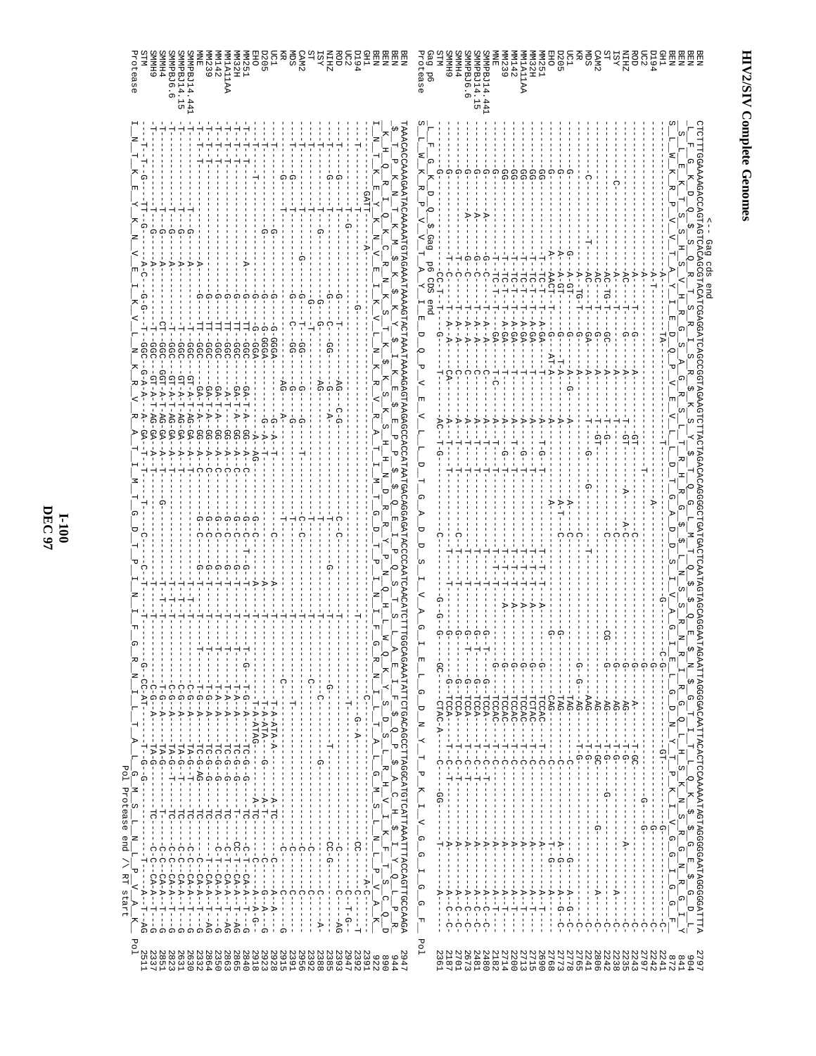```
                <-- Gag cds end
BEN           CTCTTTGGAAAAGACCAGTAGTCACAGCCGTACATCGAGGATCAGCCGGTAGAAGTCTTACTAGACACAGGGGCTGATGACTCAATAGTAGCAGGAATAGAATTAGGGGACAATTACACTCCAAAAATAGTAGGGGGAATAGGGGGATTA  2797
BEN                                                                                                                                                              904
BEN                                                                                                                                                              841
BEN                                                                                                                                                              872
GH1                                                                                                                                                             2241
D194                                                                                                                                                            2242
UC2                                                                                                                                                             2797
ROD                                                                                                                                                             2243
NIHZ                                                                                                                                                            2235
ISY                                                                                                                                                             2238
ST                                                                                                                                                              2242
CAM2                                                                                                                                                            2806
MDS                                                                                                                                                             2241
KR                                                                                                                                                              2765
UC1                                                                                                                                                             2778
D205                                                                                                                                                            2773
EHO                                                                                                                                                             2768
MM251                                                                                                                                                           2690
MM32H                                                                                                                                                           2715
MM1A11AA                                                                                                                                                        2713
MM142                                                                                                                                                           2200
MM239                                                                                                                                                           2714
MNE                                                                                                                                                             2182
SMMPBJ14.441                                                                                                                                                    2480
SMMPBJ14.15                                                                                                                                                     2481
SMMPBJ6.6                                                                                                                                                       2673
SMMH4                                                                                                                                                           2701
SMMH9                                                                                                                                                           2187
STM                                                                                                                                                             2361
Gag p6                                          $ Gag  p6 CDS end
Protease                                                                                                                                                         Pol

BEN           TAAACACCAAAGAATACAAAATGTAGAAATAAAAGTACTAAATAAAAGAGTAAGAGCCACCATAATGACAGGAGATACCCCAATCAACATCTTTGGCAGAAATATTCTGACAGCCTTAGGCATGTCATTAAATTTACCAGTTGCCAAGA  2947
BEN                                                                                                                                                              944
BEN                                                                                                                                                              890
BEN                                                                                                                                                              922
GH1                                                                                                                                                             2391
D194                                                                                                                                                            2392
UC2                                                                                                                                                             2947
ROD                                                                                                                                                             2393
NIHZ                                                                                                                                                            2385
ISY                                                                                                                                                             2388
ST                                                                                                                                                              2392
CAM2                                                                                                                                                            2956
MDS                                                                                                                                                             2391
KR                                                                                                                                                              2915
UC1                                                                                                                                                             2928
D205                                                                                                                                                            2923
EHO                                                                                                                                                             2918
MM251                                                                                                                                                           2840
MM32H                                                                                                                                                           2865
MM1A11AA                                                                                                                                                        2863
MM142                                                                                                                                                           2350
MM239                                                                                                                                                           2864
MNE                                                                                                                                                             2332
SMMPBJ14.441                                                                                                                                                    2630
SMMPBJ14.15                                                                                                                                                     2631
SMMPBJ6.6                                                                                                                                                       2823
SMMH4                                                                                                                                                           2851
SMMH9                                                                                                                                                           2337
STM                                                                                                                                                             2511
Protease                                                                          Pol Protease end /\ RT start                                                   Pol
```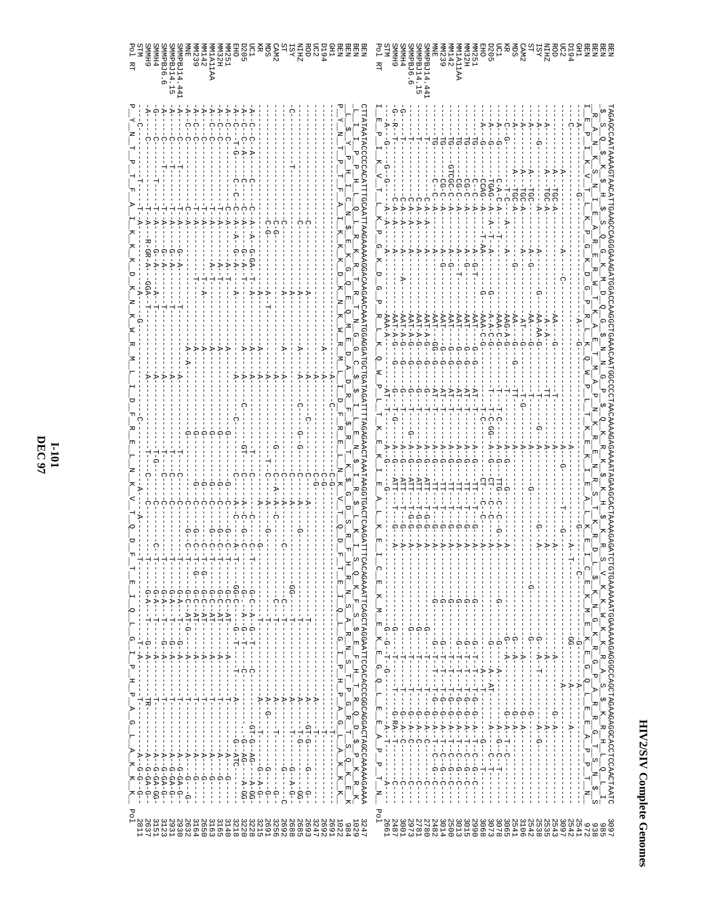```
BEN      TAGAGCCAATAAAAGTAACATTGAAGCCAGGGAAAGATGGACCAAGGCTGAAACAATGGCCCCTAACAAAAGAGGAAATAGAAGCACTAAAAGAGATCTGTGAAAAAATGGAAAAAGGGGCCAGCTAGAAGAGGCACCTCCAACTAATC   3097
Pol RT   I_E_P_I_K_V_T_L_K_P_G_K_D_G_P_R_L_K_Q_W_P_L_T_K_E_K_I_E_A_L_K_E_I_C_E_K_M_E_K_E_G_Q_L_E_E_A_P_P_T_N

BEN      CTTATAATACCCCCACATTTTGCAATTAAGAAAAAGGACAAGAACAAATGGAGGATGCTGATAGATTTTAGAGAACTAAATAAGGTGACTCAAGATTTCACAGAAATTCAGCTAGGAATTCCACACCCGGCAGGACTAGCCAAAAAGAAAA   3247
Pol RT   P_Y_N_T_P_T_F_A_I_K_K_K_D_K_N_K_W_R_M_L_I_D_F_R_E_L_N_K_V_T_Q_D_F_T_E_I_Q_L_G_I_P_H_P_A_G_L_A_K_K_K   Pol
```

Sequences aligned: BEN, BEN, BEN, BEN, GH1, D194, UC2, ROD, NIHZ, ISY, ST, CAM2, MDS, KR, UC1, D205, EHO, MM251, MM32H, MM1A11AA, MM142, MM239, MNE, SMMPBJ14.441, SMMPBJ14.15, SMMPBJ6.6, SMMH4, SMMH9, STM, Pol RT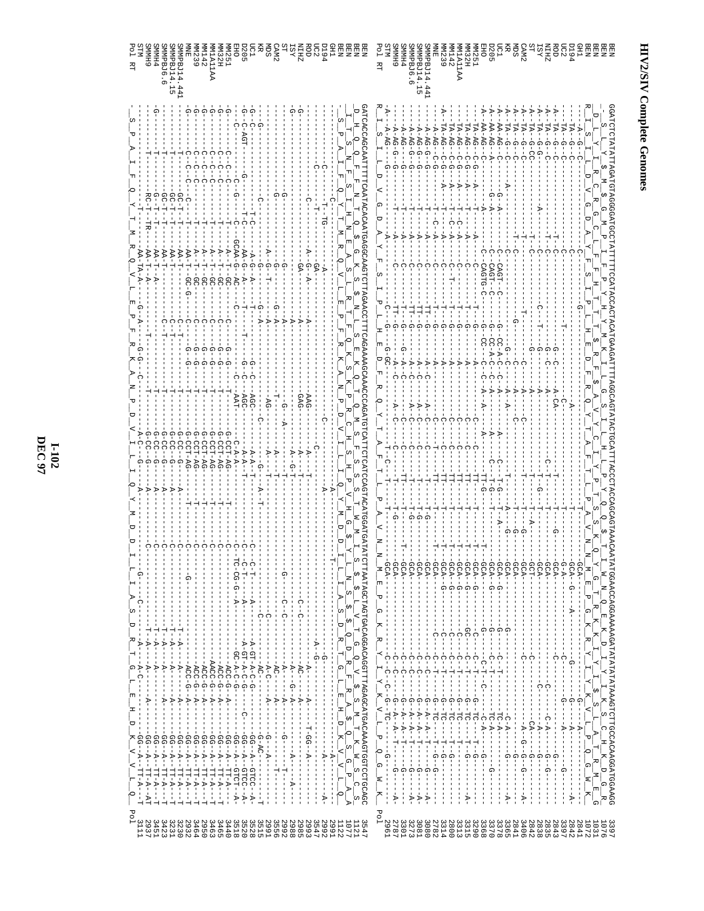# HIV2/SIV Complete Genomes

The alignment sequences themselves could not be read reliably from this page. Only the sequence names and end positions are transcribed below.

| Sequence | Block 1 end position | Block 2 end position |
|---|---|---|
| BEN | 3397 | 3547 |
| BEN | 1076 | 1127 |
| BEN | 1031 | 1077 |
| BEN | 1072 | 1122 |
| GH1 | 2841 | 2991 |
| D194 | 2842 | 2992 |
| UC2 | 3397 | 3547 |
| ROD | 2843 | 2993 |
| NIHZ | 2835 | 2985 |
| ISY | 2838 | 2988 |
| ST | 2842 | 2992 |
| CAM2 | 3406 | 3556 |
| MDS | 2841 | 2991 |
| KR | 3365 | 3515 |
| UC1 | 3378 | 3528 |
| D205 | 3370 | 3520 |
| EHO | 3368 | 3518 |
| MM251 | 3290 | 3440 |
| MM32H | 3315 | 3465 |
| MM1A11AA | 3313 | 3463 |
| MM142 | 2800 | 2950 |
| MM239 | 3314 | 3464 |
| MNE | 2782 | 2932 |
| SMMPBJ14.441 | 3080 | 3230 |
| SMMPBJ14.15 | 3081 | 3231 |
| SMMPBJ6.6 | 3273 | 3423 |
| SMMH4 | 3301 | 3451 |
| SMMH9 | 2787 | 2937 |
| STM | 2961 | 3111 |
| Pol RT | Pol | Pol |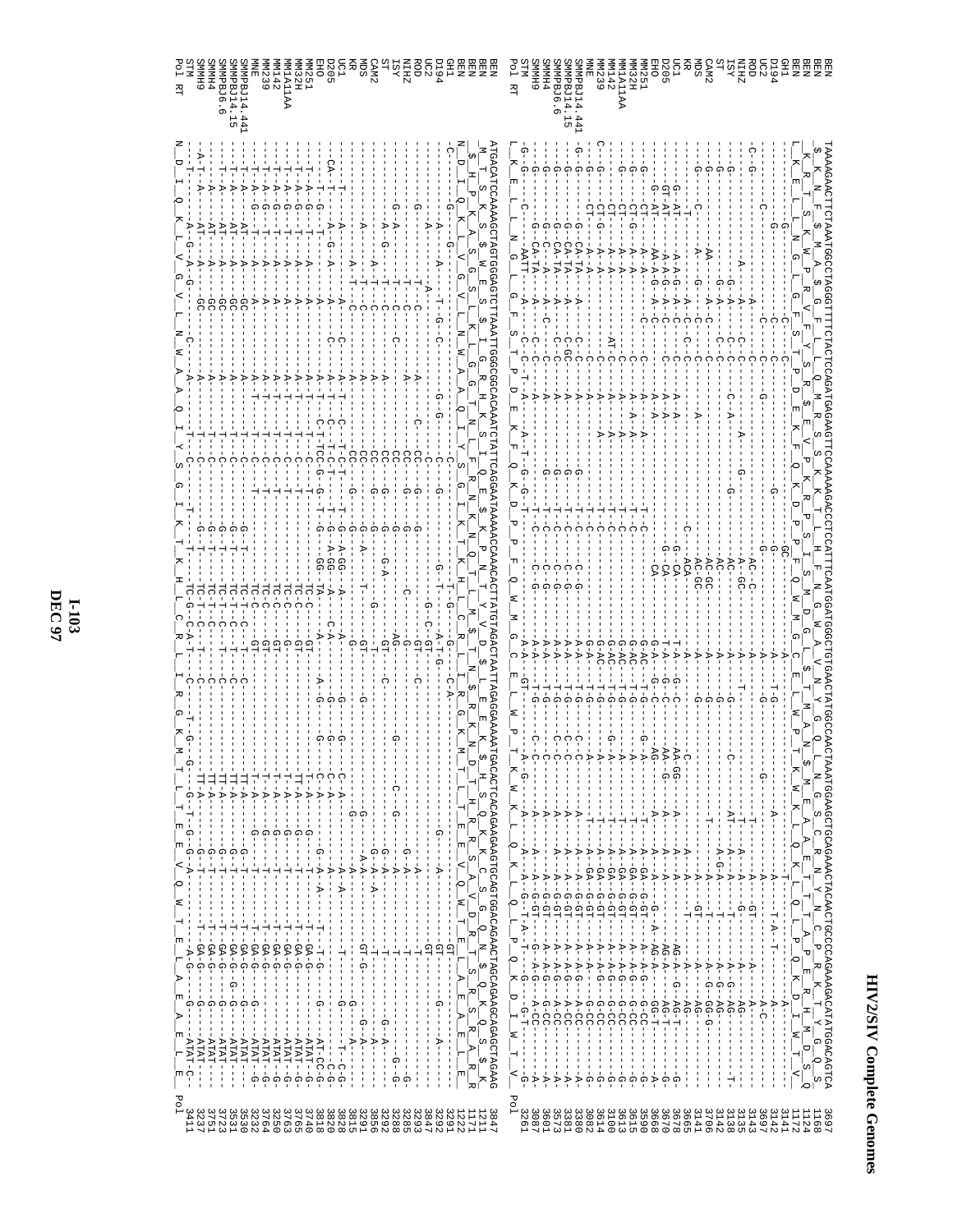BEN TAAAAGAACTTCTAAATGGCCTAGGGTTTTCTACTCCAGATGAGAAGTTCCAAAAAGACCCTCCATTTCAATGGATGGGCTGTGAACTATGGCCAACTAAATGGAAGCTGCAGAAACTACAACTGCCCCAGAAAGACATATGGACAGTCA 3697

Pol RT: L K E L L N G L G F S T P D E K F Q K D P P F Q W M G C E L W P T K W K L Q K L Q L P Q K D I W T V

| Sequence | End position |
|---|---|
| BEN | 3697 |
| BEN | 1168 |
| BEN | 1124 |
| BEN | 1172 |
| GH1 | 3141 |
| D194 | 3142 |
| UC2 | 3697 |
| ROD | 3143 |
| NIHZ | 3135 |
| ISY | 3138 |
| ST | 3142 |
| CAM2 | 3706 |
| MDS | 3141 |
| KR | 3665 |
| UC1 | 3678 |
| D205 | 3670 |
| EHO | 3668 |
| MM251 | 3690 |
| MM32H | 3615 |
| MM1A11AA | 3613 |
| MM142 | 3100 |
| MM239 | 3614 |
| MNE | 3082 |
| SMMPBJ14.441 | 3380 |
| SMMPBJ14.15 | 3381 |
| SMMPBJ6.6 | 3573 |
| SMMH4 | 3601 |
| SMMH9 | 3087 |
| STM | 3261 |
| Pol RT | Pol |

BEN ATGACATCCAAAAGCTAGTGGGAGTCTTAAATTGGGCGGCACAAATCTATTCAGGAATAAAAACCAAACACTTATGTAGACTAATTAGAGGAAAAATGACACTCACAGAAGAAGTGCAGTGGACAGAACTAGCAGAAGCAGAGCTAGAAG 3847

Pol RT: N D I Q K L V G V L N W A A Q I Y S G I K T K H L C R L I R G K M T L T E E V Q W T E L A E A E L E

| Sequence | End position |
|---|---|
| BEN | 3847 |
| BEN | 1171 |
| BEN | 1171 |
| BEN | 1222 |
| GH1 | 3291 |
| D194 | 3292 |
| UC2 | 3847 |
| ROD | 3293 |
| NIHZ | 3285 |
| ISY | 3288 |
| ST | 3292 |
| CAM2 | 3856 |
| MDS | 3291 |
| KR | 3815 |
| UC1 | 3828 |
| D205 | 3820 |
| EHO | 3818 |
| MM251 | 3740 |
| MM32H | 3765 |
| MM1A11AA | 3763 |
| MM142 | 3250 |
| MM239 | 3764 |
| MNE | 3232 |
| SMMPBJ14.441 | 3530 |
| SMMPBJ14.15 | 3531 |
| SMMPBJ6.6 | 3723 |
| SMMH4 | 3751 |
| SMMH9 | 3237 |
| STM | 3411 |
| Pol RT | Pol |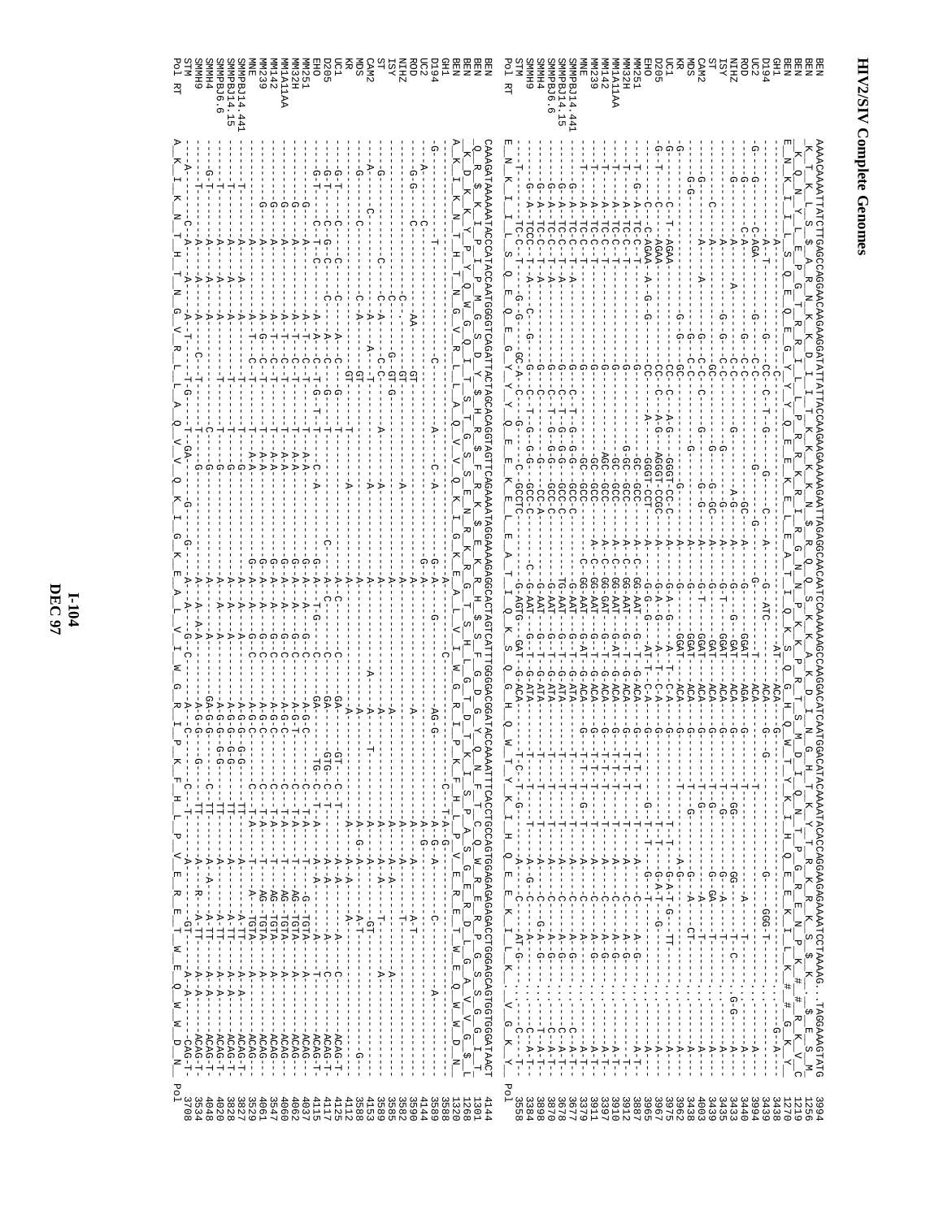```
BEN           AAAACAAAATTATCTTGAGCCAGGAACAAGAAGGATATTATTACCAAGAAGAAAAAGAATTAGAGGCAACAATTCAAAAAGCCAAGGACATCAATGGCATACAAAATACACCAGGAAGAGAAAATCCTAAAAG..TAGGAAGTATG  3994
BEN                                                                                                                                                        1256
BEN                                                                                                                                                        1219
BEN                                                                                                                                                        1270
GH1                                                                                                                                                        3438
D194                                                                                                                                                       3439
UC2                                                                                                                                                        3994
ROD                                                                                                                                                        3440
NIHZ                                                                                                                                                       3433
ISY                                                                                                                                                        3435
ST                                                                                                                                                         3439
CAM2                                                                                                                                                       4003
MDS                                                                                                                                                        3438
KR                                                                                                                                                         3962
UC1                                                                                                                                                        3975
D205                                                                                                                                                       3967
EHO                                                                                                                                                        3865
MM251                                                                                                                                                      3887
MM32H                                                                                                                                                      3912
MM1A11AA                                                                                                                                                   3910
MM142                                                                                                                                                      3397
MM239                                                                                                                                                      3911
MNE                                                                                                                                                        3379
SMMPBJ14.441                                                                                                                                               3677
SMMPBJ14.15                                                                                                                                                3678
SMMPBJ6.6                                                                                                                                                  3870
SMMH4                                                                                                                                                      3898
SMMH9                                                                                                                                                      3384
STM                                                                                                                                                        3558
Pol RT                                                                                                                                                     Pol

BEN           CAAAGATAAAAAATACCCATACCAATGGGGTCAGATTACTAGCACAGGTAGTTCAGAAAATAGGAAAAGAGGCACTAGTCATTTGGGGACGGATACCAAAATTTCACTTGCCAGTGGAGAGAGAGACCTGGGAGCAGTGGTGGGATAACT  4144
BEN                                                                                                                                                        1261
BEN                                                                                                                                                        1268
BEN                                                                                                                                                        1320
GH1                                                                                                                                                        3588
D194                                                                                                                                                       3589
UC2                                                                                                                                                        4144
ROD                                                                                                                                                        3590
NIHZ                                                                                                                                                       3582
ISY                                                                                                                                                        3585
ST                                                                                                                                                         3589
CAM2                                                                                                                                                       4153
MDS                                                                                                                                                        3588
KR                                                                                                                                                         4112
UC1                                                                                                                                                        4125
D205                                                                                                                                                       4117
EHO                                                                                                                                                        4115
MM251                                                                                                                                                      4037
MM32H                                                                                                                                                      4062
MM1A11AA                                                                                                                                                   4060
MM142                                                                                                                                                      3547
MM239                                                                                                                                                      4061
MNE                                                                                                                                                        3529
SMMPBJ14.441                                                                                                                                               3827
SMMPBJ14.15                                                                                                                                                3828
SMMPBJ6.6                                                                                                                                                  4020
SMMH4                                                                                                                                                      4048
SMMH9                                                                                                                                                      3534
STM                                                                                                                                                        3708
Pol RT                                                                                                                                                     Pol
```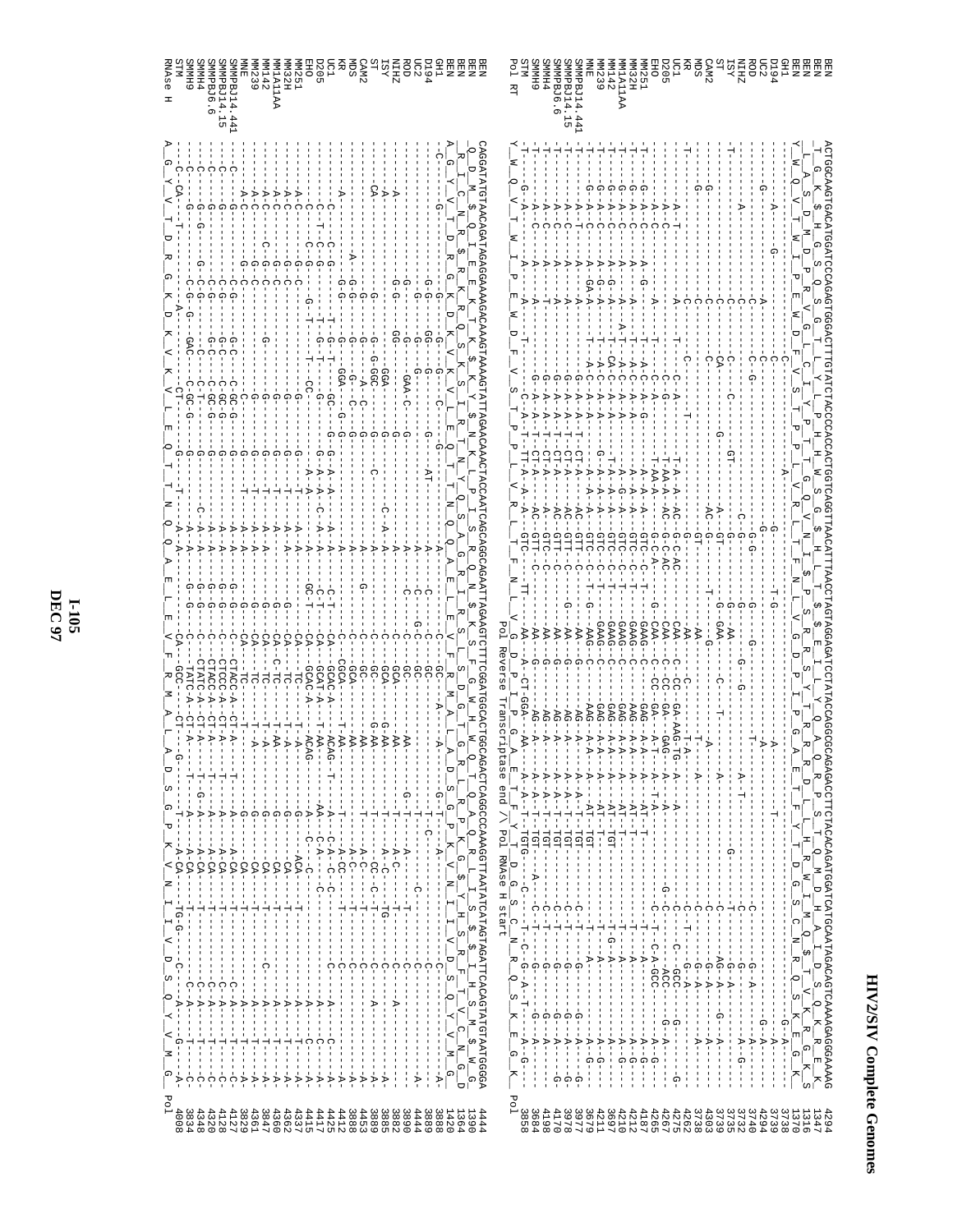# HIV2/SIV Complete Genomes

```
BEN        ACTGGCAAGTGACATGGATCCAGAGTGGGACTTTGTATCTACCCCACCACTGGTCAGGTTAAACATTTAACCTAGTAGGAGATCCTATACCAGGCGCAGAGACCTTCTACACAGATGGATCATGCAATAGACAGTCAAAAGAGGGAAAAG  4294
BEN         _G__K__S__H__G__S__Q__S__G__T__L__Y__L__P__H__G__Q__S__H__L__$__P__S__R__R__S__Y__Q__A__Q__R__D__L__L__H__R__W__I__M__Q__$__T__V__K__R__G__K__S   1347
BEN        L__A__S__D__M__D__P__R__V__G__L__C__I__Y__P__T__P__L__V__R__L__N__I__L__N__L__V__G__D__P__I__P__G__A__E__T__F__Y__T__D__G__S__C__N__R__Q__S__K__E__G__K   1316
BEN        Y__W__Q__V__T__W__I__P__E__W__D__F__V__S__T__P__P__L__V__R__L__T__F__N__L__V__G__D__P__I__P__G__A__E__T__F__Y__T__D__G__S__C__N__R__Q__S__K__E__G__K   1370
GH1        --------------A---------C--------C--------C--------------A-------------G-------------------------------------------T-------------------------A-------  3738
D194       ------------A-----G---------------C--------------------------------------T-G------------------------A----------------------------G--A------  4294
UC2        -------G------------------------------------------G-----------------------------------------------------A-----------------------------A------  3739
ROD        ----------------------C--------C-G------------G-G----------G-----------------T--------------C----------A------A---------------  3740
NIHZ       -----------------------C--------C------------C-G-------------------------G----------------------------------------A-G---  3732
ISY        -T--------A-------------C-------C--------------G--------G--AA-------------A-T-------------G-------T-----G--A----------  3735
ST         ------------------------C------CA------C--------GT-----A---GT----G-GAA------C---T--------A-------------------AG--A----G--A----  3739
CAM2       -----------------------C-------C-------------G----------AC-G----T-----G------------------------------------C-------------G--A-------A----  4303
MDS        ---G------------------------C------------------------GT----------AA----------------------------------C-----------G--A------A----  3738
KR         -G---------------------C------C-------------------------------AA------C---------T-------------------C-T------G--A------  4262
UC1        -T-------------------C------------------T----------------------------A-------C-------------------------A-------------C-----  4275
D205       ------A-T-----------A-------T-------C-A------T-A-A-AG-G-C-AC----CAA----C-CC-GA-AAG-TG--A-----A-------C----C--GCC------G--------G  4267
EHO        ------A-C--------------C-------C-G------------T-AA-A--AC--G-C-AC----CAA----C-CC--GA---GAG--A-------------G-------C-T----ACC------G--A-----  4265
MM251      -T-----G-A-C-----A---G---A----T---A-C-C-A-A-G----T-AA-A---GTC-C--T-G---CAA----C-CC-GA---A-T--A--T-A------C-T---C-A-GCC-----A-G--  4137
MM32H      -T-----G-A-C-----A---T--A-T--T---A-C-A-A-A------A--A--A--GTC-C--T----GAAG-C--GAG--A-A---A---AT-T------T------A-------A-G--  4213
MM1A11AA   -T-----G-A-C-----A---A--A-T--T-A-C-A-A-A------A-G-A---GTC-C--T----GAAG-C--GAG--A-A---A---AT-T------T------A-------A-G--  4212
MM142      -T-----G-A-C-----A-G-A--T---T--CA-C-A-A------T-A-A-A--GTC-C--T----GAAG-C--GAG--A-A---A---AT-TGT------T-G-A-------A-G--  4210
MM239      -T-----G-A-C-----A-G-A--T---T--A-C-A-A------T-A-A-A--GTC-C--T----GAAG-C--GAG--A-A---A---AT-TGT------T------A-------A-G--  3697
MNE        -T-----G-A-C-----A-G-A--T---T--A-C-A-A------G--A-A-A--GTC-C--T----GAAG-C--GAG--A-A---A---AT-T------T------A-------A-G--  4211
SMMPBJ14.441 -T-----G-A-C---A-GA-A----T-A-C-A-A-A------A-A-A--GTC-C--T-G--AAG-C--AAG--A-A---A---AT-TGT------T------A-------A-G--  3679
SMMPBJ14.15  -T-----A-T-A-------A----G-A-A-A--T-CT-A--AC-GTT-C------AA-G---AG--A---A-A--T--TGT------C-T------G-------A-G-----  3977
SMMPBJ6.6    -T-----A-C-A-------A----G-A-A-A--T-CT-A--AC-GTT-C--G---AA-G---AG--A---A-A--T--TGT------C-T------G-------A---G  3978
SMMH4        -T-----A-C-A-------A----G-A-A-A--T-CT-A--AC-GTT-C------AA-G---AG--A---A-A--T--TGT------C-T------G-------A---G  4170
SMMH9        -T-----A-C-A-------T---G-A-A-A--T-CT-A--A--GTC-C------AA-G---AG--A---A-A--T--TGT------C-T------G-------A------  4198
STM          -T-----A-A---------A-----C-A--T-TT-A--A--GTC-------AA--A-CT-GGA--AA--A-A--T--TGTG-----C---C-T-C-G--A-T----A-G--  3684
Pol RT     Y__W__Q__V__T__W__I__P__E__W__D__F__V__S__T__P__P__L__V__R__L__T__F__N__L__V__G__D__P__I__P__G__A__E__T__F__Y__T__D__G__S__C__N__R__Q__S__K__E__G__K   Pol
                                                                         Pol Reverse Transcriptase end /\ Pol RNase H start

BEN        CAGGATATGTAACAGATAGAGGAAAAGACAAAGTAAAAGTATTAGAACAAACTACCAATCAGCAGGCAGAATTAGAAGCTTTCGGATGGCACTGGCAGACTCAGGCCCAAAGGTTAATATCATAGTAGATTCACAGTATGTAATGGGGA  4444
BEN         Q__D__M__$__Q__I__E__E__K__T__K__$__K__Y__$__N__K__L__P__I__S__R__Q__N__$__K__L__S__D__G__T__G__R__L__R__P__K__G__$__Y__H__S__$__I__H__S__M__$__W__G   1390
BEN        R__I__C__N__R__$__R__K__R__Q__S__K__S__I__R__T__N__Y__Q__S__A__G__R__I__R__S__F__R__W__H__W__Q__T__Q__A__Q__R__L__I__S__$__$__I__H__S__M__$__W__G   1364
BEN        A__G__Y__V__T__D__R__G__K__D__K__V__K__V__L__E__Q__T__T__N__Q__Q__A__E__L__E__A__F__A__M__A__L__T__D__S__G__P__K__V__N__I__I__V__D__S__Q__Y__V__M__G__D   1420
GH1        -C-------G--------G------G------G-------C---G--------A-----------C--------GC----A--------A------G--T---A--A------C--------C-------------------------A-  3888
D194       ---------------------G-G----GG-G-----------G-----AT--------A-----C---------GC---------------T------T------C----------------C----------------  3889
UC2        ---------------------G-G------G------------------------A-----C---------GC----G-C---------------T------T-------C-------C--------------A-  4444
ROD        --------------------G--------G--------G-----G------------A-----------GC---------------------G-----------------------------------  3890
NIHZ       ----------A----------G-G-----GG-------GAA-C---G---------A-----------C---C-GCA-----AA-------G-------A---T------------------C-------A----  3882
ISY        ----------A--------------------GGA------------------C---A-----------C-GCA---------G-AA--------T-------A-C------T-------------C----------  3885
ST         --------CA-------------G-------G-GGC----------G-----------A--------C-------GC-----G-AA--------T--------A-C------CC-C--T---------------A--  3889
CAM2       ----------------------G--------------G----G-------------A-----------C------------AA----------T--------A-C-------T-----C---------------A-  4453
MDS        ----------A-G---------G--------A-C---G----------------------A-----------C-----GCA-----AA----------T--------A-C-------T-----C---------------A-  3888
KR         -------------------G-G-------G-------C--G---------------A-----G-------CGCA-------AA-----------T-------A-CC-----------C----------------A-  4412
UC1        ------A-------C-G-----G-GGA---G-G--GC---G-A-C-------A---C-T----CA--GCAC-A----T-AA-----T------A-----C-A-C-C-C------C-------A---C---A-  4425
D205       -----C-T---C-G-------T---G---T---G-------G-A-A-----C-A-A-----C-T----CA--GCAT-A----ACAG------A-----C-A-----C----------A--C---A-  4417
EHO        -----C-G----C-G---G-T-----T-----CC---G------A-A----A-A-----GC-T----CA--GGAC-A--------AA------AA-----C-A-------------A--C---A-  4415
MM251      -A-C----G-C--------G-----G--------G-----A----A--------CA----TC----T-------A-----T---ACA-------C--------A----------A-  4337
MM32H      -A-C----C-G--------G-----G--------G-----A----A----G-------CA----TC----T-------A-----G---T--CA------T------A----------A-  4362
MM1A11AA   -A-C----C-G--------G-----G-------T-----A----A------G---CA--C-TC----T-AA------T-------T----CA------T------A----------A-  4360
MM142      -A-C----C-G--------G---------------G-----T-----A----A------G---CA----TC----T--A------G-------T----CA------T-----C----A----------A-  3847
MM239      -A-C----G-C--------G------G-----------G-----A----A------G---CA----TC----T--A------G-------T----CA------T------A----------A-  4361
MNE        -A-C----G-C--------G-------G---------G-----T----A----G---CA----TC----T-------G-------T----CA------T------A----------A-  3829
SMMPBJ14.441 -C-----C-G--------G-C-------G-C-------G-----T----A-A-----G-G---CTACC-A--CT-A------T-------A--CA------T------C-A------T--C-  4127
SMMPBJ14.15  -C-----G--------C-G------G-C-----C-GG-G-----G----A-A-----G-G---CTCCC-A--CT-A-------T-------A--CA------T------C-A------T--C-  4128
SMMPBJ6.6    -C-----G--------C-G------G-C-----C-GC-G-----G----A-A-----G-G---CTACC-A--CT-A-------T-------A--CA------T------C-A------T--C-  4320
SMMH4        -C-----G-G------G-C------C-----C-T------G----A-A-----G-G---CTATC-A--CT-A-------T--G-A--A-CA------T------C-A------T--C-  4348
SMMH9        -C-----G-G------G-C-G----GAC--C-GC-G--------G-C-A-A-----G-G---TATC-A--CT-A------T-------A--A-CA------T------C-A------T--C-  3834
STM        ----C--CA----------A-----------CT-----------A-A-------G-G-----CA----GCC-------CT--------G----T-------------TG-G--------------G--C--  4008
RNAse H    A__G__Y__V__T__D__R__G__K__D__K__V__K__V__L__E__Q__T__T__N__Q__Q__A__E__L__E__A__F__A__M__A__L__T__D__S__G__P__K__V__N__I__I__V__D__S__Q__Y__V__M__G   Pol
```

I-105
DEC 97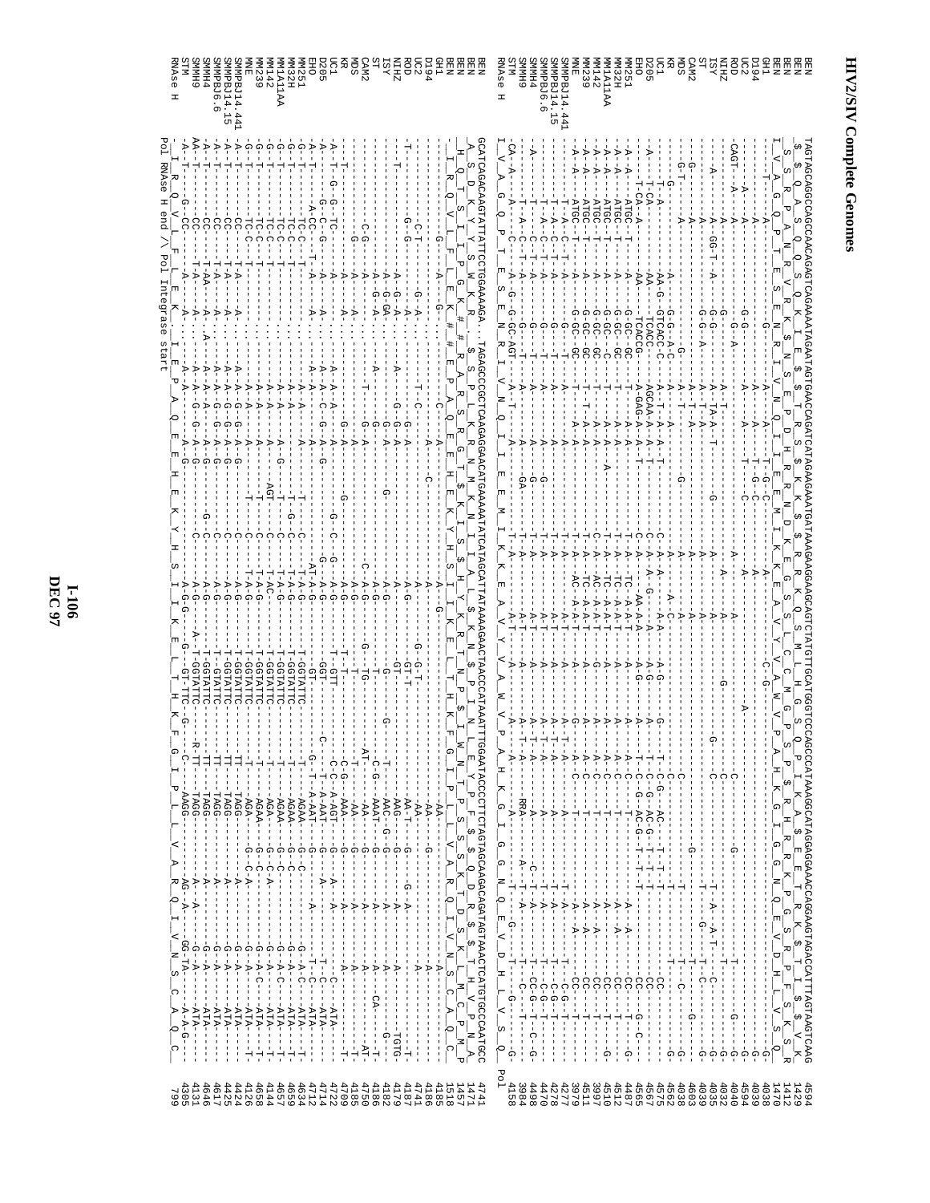```
BEN           TAGTAGCAGGGCAGCCAACAGAGTCAGAAAATAGAATAGTGAACCAGATCATAGAAGAAAATGATAAAGAAGGAAAGCAGTCTATGTTGCATGGGTCCCAGCCCATAAAGGCATAGGAGGAAACCAGGAAGTAGACACATTTAGTAAGTCAAG   4594
BEN            $  Q  A  S  Q  S  Q  K  I  E  $  $  T  R  S  $  K  K  $  $  R  K  Q  S  M  L  H  G  S  Q  P  I  K  A  $  E  E  T  R  K  $  T  I  $  V  K    1429
BEN             S  S  R  P  A  N  R  V  R  K  N  S  E  P  D  H  R  R  N  D  K  E  G  S  S  L  C  C  M  G  P  S  P  $  R  H  R  R  K  P  G  S  R  H  F  S  K  S    1412
BEN           I  V  A  G  Q  P  T  E  S  E  N  R  I  V  N  Q  I  I  E  E  M  I  K  K  E  A  V  Y  V  A  W  V  P  A  H  K  G  I  G  G  N  Q  E  V  D  H  L  V  S  Q   1470
RNAse H       I  V  A  G  Q  P  T  E  S  E  N  R  I  V  N  Q  I  I  E  E  M  I  K  K  E  A  V  Y  V  A  W  V  P  A  H  K  G  I  G  G  N  Q  E  V  D  H  L  V  S  Q   Pol

BEN           GCATCAGACAAGTATTATTCCTGGAAAAGA..TAGAGCCCGCTCAAGAGGAACATGAAAAATATCATAGCATTATAAAAGAACTAACCCATAAATTTGGAATACCCCTTCTAGTAGCAAGACAGATAGTAAACTCATGTGCCCAATGCC   4741
BEN           A  S  D  K  Y  Y  S  W  K  R  .  $  S  P  L  K  R  N  M  K  N  I  I  A  L  $  K  N  $  P  I  N  L  E  Y  P  F  $  $  Q  D  R  $  $  T  H  V  P  N  A    1471
BEN            H  Q  T  S  I  I  P  G  K  #  #  R  A  R  S  R  G  T  $  K  I  S  $  H  Y  K  R  T  N  P  $  I  W  N  T  P  S  S  S  K  T  D  S  K  L  M  C  P  M  P    1457
BEN             I  R  Q  V  L  F  L  E  K  #  #  E  P  A  Q  E  E  H  E  K  Y  H  S  I  I  K  E  L  T  H  K  F  G  I  P  L  L  V  A  R  Q  I  V  N  S  C  A  Q  C    1518
RNAse H       I  R  Q  V  L  F  L  E  K  .  I  E  P  A  Q  E  E  H  E  K  Y  H  S  I  I  K  E  L  T  H  K  F  G  I  P  L  L  V  A  R  Q  I  V  N  S  C  A  Q  C    799
              Pol RNAse H end /\ Pol Integrase start
```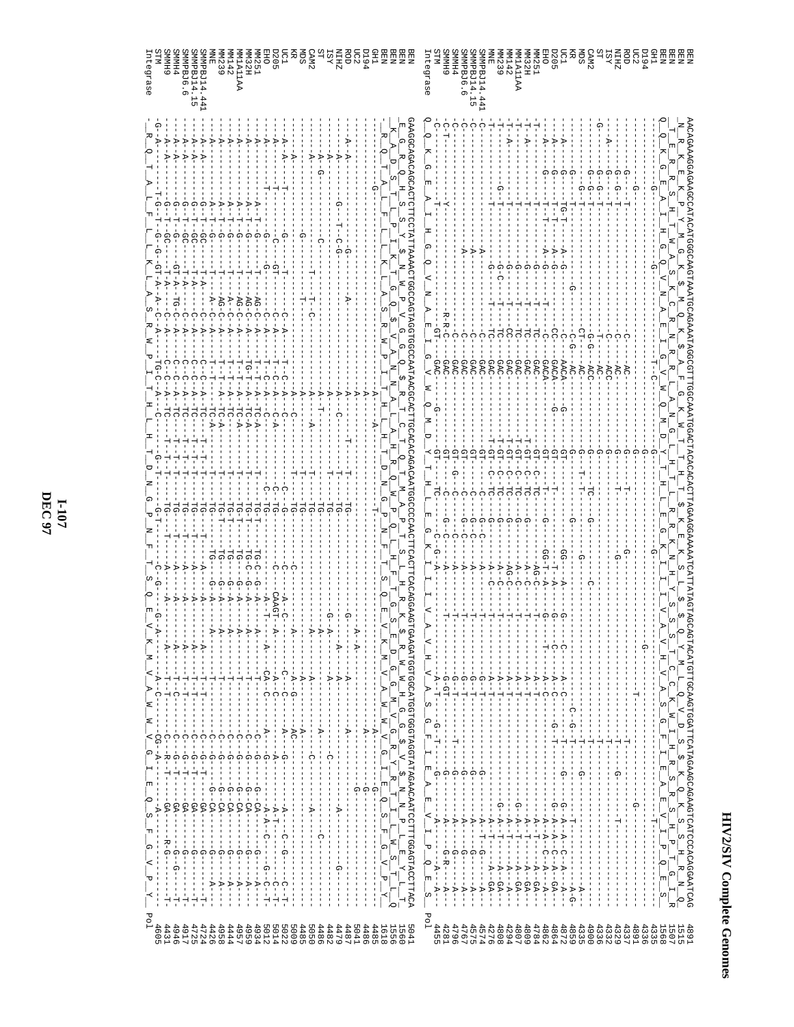# HIV2/SIV Complete Genomes

```
BEN         AACAGAAAGGAAGAGCCATACATGGGCAAGTAAATGCAGAAATAGGGCGTTTGGCAAATGGACTACACACACTTAGAGAGGAAAAATCATTATAGTAGCAGTACATGTTGCAAGTGGATTCATAGAAGCAGAAGTCATCCCACAGGAATCAG   4891
BEN                                                                                                                                                                  1515
BEN                                                                                                                                                                  1507
BEN                                                                                                                                                                  1568
GH1                                                                                                                                                                  4335
D194                                                                                                                                                                 4336
UC2                                                                                                                                                                  4891
ROD                                                                                                                                                                  4337
NIHZ                                                                                                                                                                 4329
ISY                                                                                                                                                                  4332
ST                                                                                                                                                                   4337
CAM2                                                                                                                                                                 4336
MDS                                                                                                                                                                  4900
KR                                                                                                                                                                   4335
UC1                                                                                                                                                                  4859
D205                                                                                                                                                                 4872
EHO                                                                                                                                                                  4864
MM251                                                                                                                                                                4862
MM32H                                                                                                                                                                4784
MM1A11AA                                                                                                                                                             4809
MM142                                                                                                                                                                4807
MM239                                                                                                                                                                4294
MNE                                                                                                                                                                  4808
SMMPBJ14.441                                                                                                                                                         4276
SMMPBJ14.15                                                                                                                                                          4574
SMMPBJ6.6                                                                                                                                                            4575
SMMH4                                                                                                                                                                4767
SMMH9                                                                                                                                                                4796
STM                                                                                                                                                                  4281
Integrase   Q_Q_K_G_E_A_I_H_G_Q_V_N_A_E_I_G_V_W_Q_M_D_Y_T_H_L_E_G_K_I_I_V_A_V_H_V_A_S_G_F_I_E_A_E_V_I_P_Q_E_S_  Pol   4455
```

```
BEN         GAAGGCAGACAGCACTCTTCCTATTAAAACTGGCCAGTAGGTGGCCAATAACGGCACTTGCACACAGACAATGGCCCAACTTCACTTCACAGAGGAAGTGAAGATGGTGGCATGGTGGGTAGGTATAGAACAATCCTTTGGAGTACCTTACA   5041
BEN                                                                                                                                                                  1556
BEN                                                                                                                                                                  1556
BEN                                                                                                                                                                  1618
GH1                                                                                                                                                                  4485
D194                                                                                                                                                                 4486
UC2                                                                                                                                                                  5041
ROD                                                                                                                                                                  4487
NIHZ                                                                                                                                                                 4479
ISY                                                                                                                                                                  4482
ST                                                                                                                                                                   4486
CAM2                                                                                                                                                                 5050
MDS                                                                                                                                                                  4485
KR                                                                                                                                                                   5009
UC1                                                                                                                                                                  5022
D205                                                                                                                                                                 5014
EHO                                                                                                                                                                  5012
MM251                                                                                                                                                                4934
MM32H                                                                                                                                                                4959
MM1A11AA                                                                                                                                                             4957
MM142                                                                                                                                                                4444
MM239                                                                                                                                                                4958
MNE                                                                                                                                                                  4426
SMMPBJ14.441                                                                                                                                                         4724
SMMPBJ14.15                                                                                                                                                          4725
SMMPBJ6.6                                                                                                                                                            4917
SMMH4                                                                                                                                                                4946
SMMH9                                                                                                                                                                4431
STM                                                                                                                                                                  4605
Integrase   _R_Q_T_A_L_F_L_L_K_L_A_S_R_W_P_I_T_H_L_H_T_D_N_G_P_N_F_T_S_Q_E_V_K_M_V_A_W_W_V_G_I_E_Q_S_F_G_V_P_Y_  Pol
```

I-107
DEC 97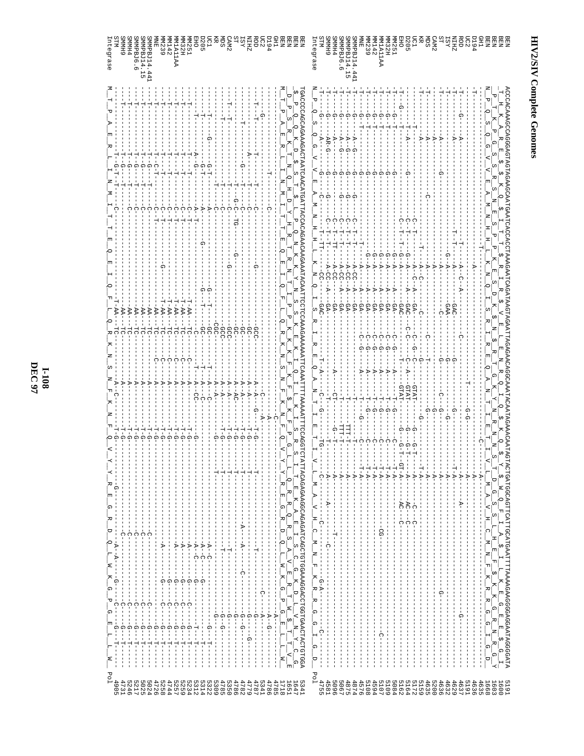```
BEN          ACCCACAAAGCCAGGGAGTAGTAGAAGCAATGAATCACCACCTAAAGGAATCAGATAAGTAGAATTAGAGAACAGGCAAATACAATAGAAACAATAGTACTGATGGCAGTTCATTGCATGAATTTTAAAAGAAGGGGAGGAATAGGGGATA  5191
BEN                                                                                                                                                                    1600
BEN                                                                                                                                                                    1603
BEN                                                                                                                                                                    1668
GH1                                                                                                                                                                    4635
D194                                                                                                                                                                   5191
UC2                                                                                                                                                                    4636
ROD                                                                                                                                                                    4636
NIHZ                                                                                                                                                                   4637
ISY                                                                                                                                                                    4629
ST                                                                                                                                                                     4632
CAM2                                                                                                                                                                   5200
MDS                                                                                                                                                                    4636
KR                                                                                                                                                                     4635
UC1                                                                                                                                                                    5159
D205                                                                                                                                                                   5172
EHO                                                                                                                                                                    5164
MM251                                                                                                                                                                  5162
MM32H                                                                                                                                                                  5084
MM1A11AA                                                                                                                                                               5109
MM142                                                                                                                                                                  5107
MM239                                                                                                                                                                  4594
MNE                                                                                                                                                                    5108
SMMPBJ14.441                                                                                                                                                           4576
SMMPBJ14.15                                                                                                                                                            4874
SMMPBJ6.6                                                                                                                                                              4875
SMMH4                                                                                                                                                                  5067
SMMH9                                                                                                                                                                  5096
STM                                                                                                                                                                    4581
Integrase    N_P_Q_S_Q_G_V_V_E_A_M_N_H_H_L_K_N_Q_I_S_R_I_R_E_Q_A_N_T_I_E_T_I_V_L_M_A_V_H_C_M_N_F_K_R_R_G_G_I_G_D                                                     4755  Pol

BEN          TGACCCAGCAGAAAGACTAATCAACATGATTACCACAGAACAGAAATACAATTCCTCCAAAGAAAAATTCAAATTTTAAAAATTTCCAGGTCTATTATACAGAGAGAAGGCAGAGATCAGCTGTGGAAAGGACCTGGTGAACTACTGTGGA  5341
BEN                                                                                                                                                                    1647
BEN                                                                                                                                                                    1651
BEN          M_T_P_A_E_R_L_I_N_M_I_T_T_E_Q_E_I_Q_F_L_Q_R_K_N_S_N_F_K_N_F_Q_V_Y_Y_R_E_G_R_D_Q_L_W_K_G_P_G_E_L_L_W                                                     1718
GH1                                                                                                                                                                    4785
D194                                                                                                                                                                   4786
UC2                                                                                                                                                                    5341
ROD                                                                                                                                                                    4787
NIHZ                                                                                                                                                                   4779
ISY                                                                                                                                                                    4782
ST                                                                                                                                                                     4786
CAM2                                                                                                                                                                   5350
MDS                                                                                                                                                                    5309
KR                                                                                                                                                                     4785
UC1                                                                                                                                                                    5322
D205                                                                                                                                                                   5314
EHO                                                                                                                                                                    5312
MM251                                                                                                                                                                  5234
MM32H                                                                                                                                                                  5259
MM1A11AA                                                                                                                                                               5257
MM142                                                                                                                                                                  4744
MM239                                                                                                                                                                  5258
MNE                                                                                                                                                                    4726
SMMPBJ14.441                                                                                                                                                           5024
SMMPBJ14.15                                                                                                                                                            5025
SMMPBJ6.6                                                                                                                                                              5217
SMMH4                                                                                                                                                                  5246
SMMH9                                                                                                                                                                  4731
STM                                                                                                                                                                    4905
Integrase    M_T_P_A_E_R_L_I_N_M_I_T_T_E_Q_E_I_Q_F_L_Q_R_K_N_S_N_F_K_N_F_Q_V_Y_Y_R_E_G_R_D_Q_L_W_K_G_P_G_E_L_L_W                                                           Pol
```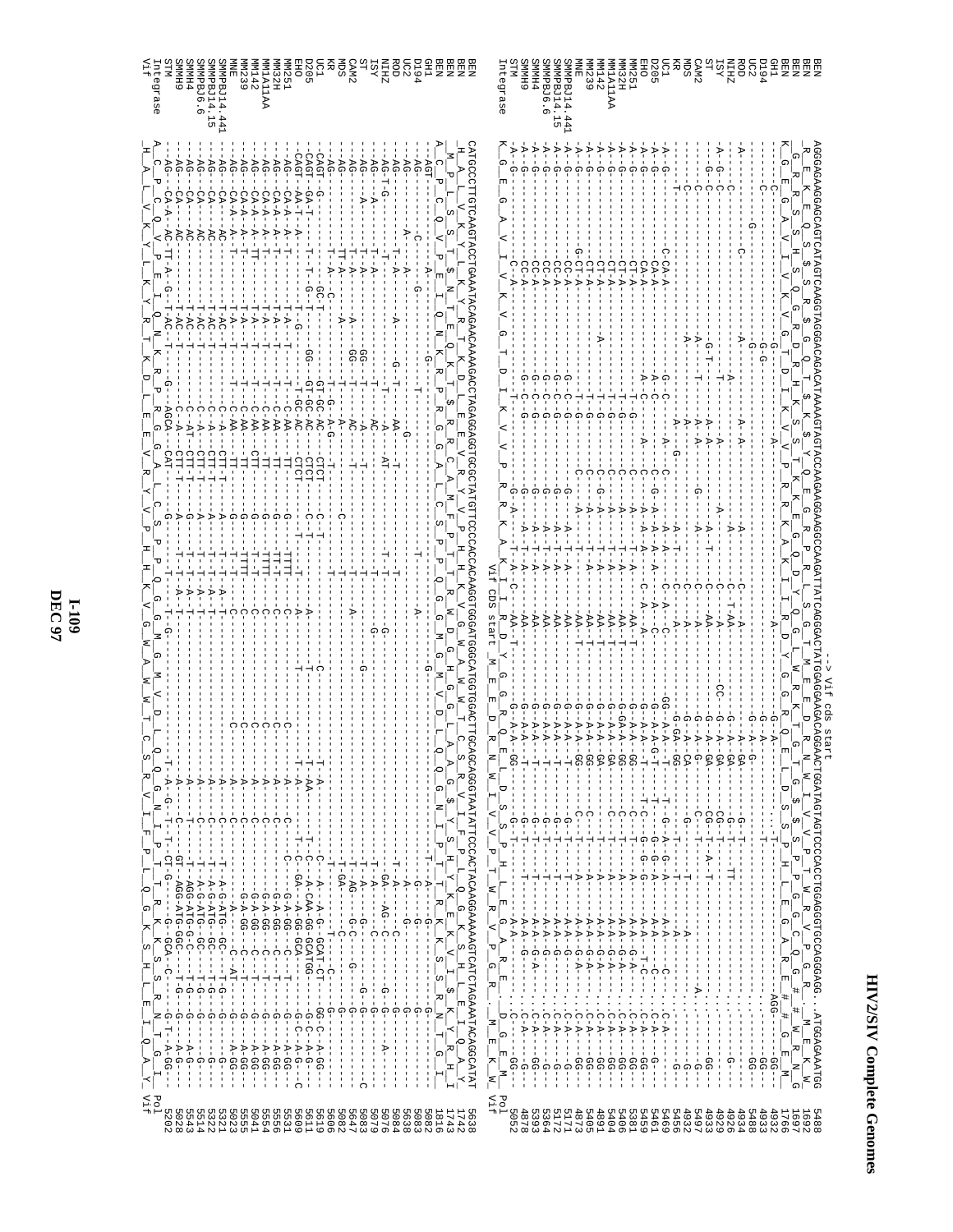```
                                                      --> Vif cds start
BEN         AGGGAAGAAGGAGCAGTCATAGTCAAGGTAGGGACAGCAGACATAAAAGTAGTACCAAGAAGAAGGCCAAGATTATCAGGGACTATGGAGGAGACAGGAACTGGATGAGTAGTCCCACCTGGAGGGTGCCAGGGAGG...ATGGAGAATGG  5488
GH1                                                                                                                                                                1766
D194                                                                                                                                                               4932
UC2                                                                                                                                                                4933
ROD                                                                                                                                                                5488
NIHZ                                                                                                                                                               4934
ISY                                                                                                                                                                4926
ST                                                                                                                                                                 4929
CAM2                                                                                                                                                               4933
MDS                                                                                                                                                                5497
KR                                                                                                                                                                 4932
UC1                                                                                                                                                                5456
D205                                                                                                                                                               5469
EHO                                                                                                                                                                5451
MM251                                                                                                                                                              5381
MM32H                                                                                                                                                              5406
MM11A1AA                                                                                                                                                           5404
MM142                                                                                                                                                              4891
MM239                                                                                                                                                              5405
MNE                                                                                                                                                                4873
SMMPBJ14.441                                                                                                                                                       5171
SMMPBJ14.15                                                                                                                                                        5172
SMMPBJ6.6                                                                                                                                                          5364
SMMH4                                                                                                                                                              5393
SMMH9                                                                                                                                                              4878
STM                                                                                                                                                                5052
Integrase                                                                                                                                                          Pol
                                                                                                         Vif                                                      Vif

BEN         CATGCCCTTGTCAAGTACCTGAAATACAGAACAAAAGACCTAGAGGAGGTGCGCTATGTTCCCCACCACAAGGTGGGATGGGCATGGTGGACTTGCAGCAGGGTAATATTCCCACTACAAGGAAAAAGTCATCTAGAAATACAGGCATAT  5638
GH1                                                                                                                                                                1816
D194                                                                                                                                                               5082
UC2                                                                                                                                                                5083
ROD                                                                                                                                                                5638
NIHZ                                                                                                                                                               5084
ISY                                                                                                                                                                5076
ST                                                                                                                                                                 5079
CAM2                                                                                                                                                               5083
MDS                                                                                                                                                                5647
KR                                                                                                                                                                 5082
UC1                                                                                                                                                                5606
D205                                                                                                                                                               5619
EHO                                                                                                                                                                5611
MM251                                                                                                                                                              5599
MM32H                                                                                                                                                              5556
MM11A1AA                                                                                                                                                           5556
MM142                                                                                                                                                              5554
MM239                                                                                                                                                              5041
MNE                                                                                                                                                                5555
SMMPBJ14.441                                                                                                                                                       5023
SMMPBJ14.15                                                                                                                                                        5321
SMMPBJ6.6                                                                                                                                                          5322
SMMH4                                                                                                                                                              5514
SMMH9                                                                                                                                                              5543
STM                                                                                                                                                                5028
Integrase                                                                                                                                                          5202
Vif                                                                                                                                                                Vif
```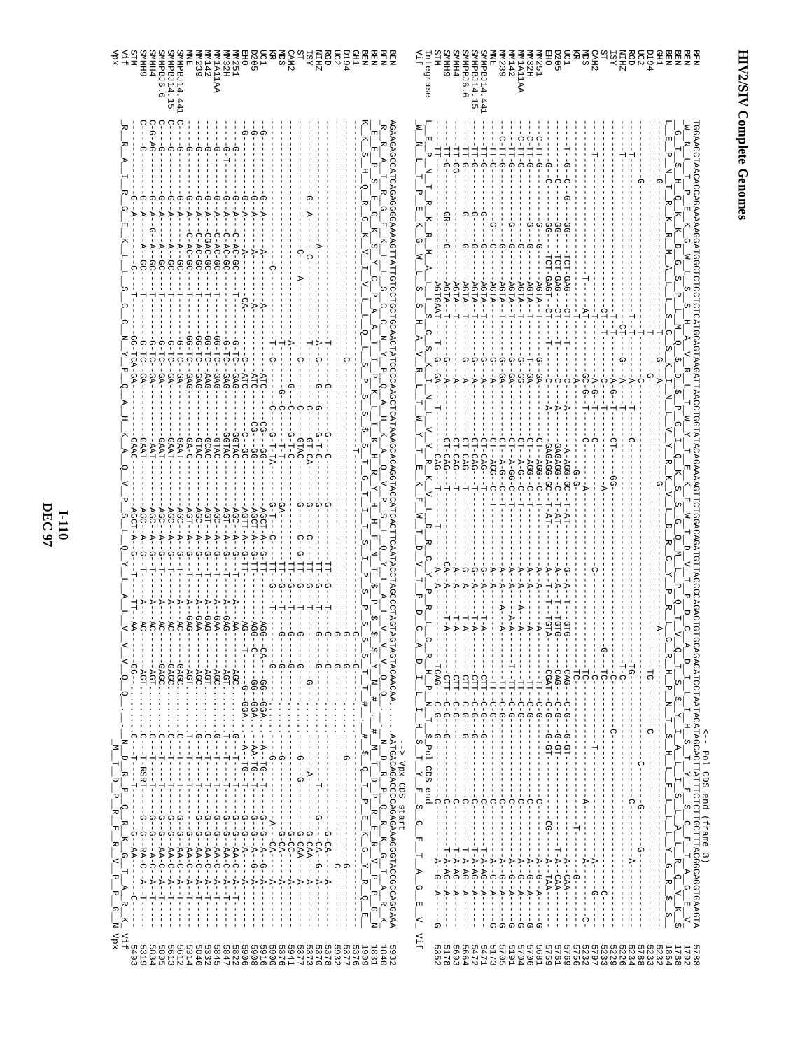```
                                                                                                                            <-- Pol CDS end (frame 3)
BEN         TGGAACCTAACACCAGAAAAAGGATGGCTCTCTCATGCAGTAAGATTAACCTGGTATACAGAAAAGTTCTGGACAGATGTTACCCCAGACTGTGCAGACATCCTAATACATAGCACTTATTTCTCTTGCTTTACGGCAGGTGAAGTA  5788
BEN                                                                                                                                                                    1792
BEN                                                                                                                                                                    1788
GH1                                                                                                                                                                    1864
D194                                                                                                                                                                   5232
UC2                                                                                                                                                                    5233
ROD                                                                                                                                                                    5788
NIHZ                                                                                                                                                                   5234
ISY                                                                                                                                                                    5226
ST                                                                                                                                                                     5229
CAM2                                                                                                                                                                   5233
MDS                                                                                                                                                                    5797
KR                                                                                                                                                                     5232
UC1                                                                                                                                                                    5756
D205                                                                                                                                                                   5769
EHO                                                                                                                                                                    5751
MM251                                                                                                                                                                  5681
MM32H                                                                                                                                                                  5706
MM1A11AA                                                                                                                                                               5704
MM142                                                                                                                                                                  5191
MM239                                                                                                                                                                  5705
MNE                                                                                                                                                                    5173
SMMPBJ14.441                                                                                                                                                           5471
SMMPBJ14.15                                                                                                                                                            5472
SMMPBJ6.6                                                                                                                                                              5664
SMMH4                                                                                                                                                                  5693
SMMH9                                                                                                                                                                  5178
STM                                                                                                                                                                    5352
Integrase                                                                                                                          Pol CDS end
Vif                                                                                                                                                                    Vif
```

```
                                                                                                              --> Vpx CDS start
BEN         AGGAGAGCCATCAGAGGGGAAAAGTTATTGTCTCTGCTGCAACTATCCCCAAGCTCATAAAGCAGGTACCATCACTTCAATACCTAGCCCTAGTAGTAGTACAACAA......AATGACAGACCCCAGAGAAAGGGTACCCCAGGAAA  5932
BEN                                                                                                                                                                    1840
BEN                                                                                                                                                                    1831
BEN                                                                                                                                                                    1909
GH1                                                                                                                                                                    5376
D194                                                                                                                                                                   5377
UC2                                                                                                                                                                    5932
ROD                                                                                                                                                                    5378
NIHZ                                                                                                                                                                   5370
ISY                                                                                                                                                                    5373
ST                                                                                                                                                                     5377
CAM2                                                                                                                                                                   5941
MDS                                                                                                                                                                    5376
KR                                                                                                                                                                     5900
UC1                                                                                                                                                                    5916
D205                                                                                                                                                                   5908
EHO                                                                                                                                                                    5906
MM251                                                                                                                                                                  5822
MM32H                                                                                                                                                                  5847
MM1A11AA                                                                                                                                                               5845
MM142                                                                                                                                                                  5332
MM239                                                                                                                                                                  5846
MNE                                                                                                                                                                    5314
SMMPBJ14.441                                                                                                                                                           5612
SMMPBJ14.15                                                                                                                                                            5613
SMMPBJ6.6                                                                                                                                                              5805
SMMH4                                                                                                                                                                  5834
SMMH9                                                                                                                                                                  5319
STM                                                                                                                                                                    5493
Vif                                                                                                                                                                    Vif
Vpx                                                                                                                                                                    Vpx
```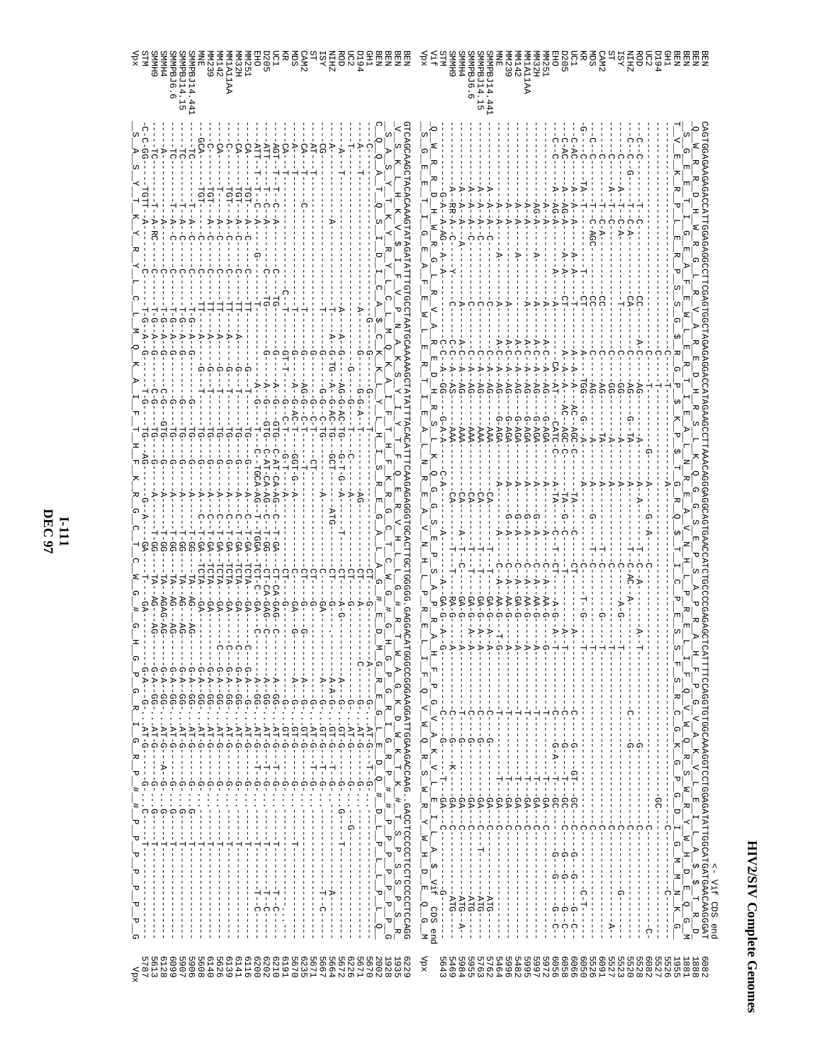# HIV2/SIV Complete Genomes

```
                                                                                                  <- Vif CDS end
BEN      CAGTGGAGAAGAGACCCATTGGAGAGGCCTTCGAGTGGCTAGAGAGGACCATAGAAGCCCTTAAACAGGGAGGCAGTGAACCATCTGCCCGAGAGCTCATTTTCCAGGTGTGGCAAAGGTCCTGGAGATATTGGCATGATGAACAAGGGAT   6082
BEN      Q_W_R_R_D_H_W_R_G_L_R_V_A_R_E_D_H_R_S_L_K_Q_G_G_S_E_P_S_A_P_R_E_A_H_F_P_G_V_A_K_V_L_E_I_L_A_$_$_T_R_D   1888
BEN      S_G_E_E_T_I_G_E_A_F_E_W_L_E_R_T_I_E_A_L_N_R_E_A_V_N_H_L_P_R_E_L_I_F_Q_V_W_Q_R_S_W_R_Y_W_H_D_E_Q_G_M   1881
BEN      T_V_E_K_R_P_L_E_R_P_S_S_G_S_R_G_P_$_K_P_$_T_R_Q_$_T_I_C_P_E_S_S_F_S_R_C_G_K_G_P_G_D_I_G_M_M_N_K_G   1955
GH1      5526
D194     5527
UC2      6082
ROD      5528
NIHZ     5520
ISY      5523
ST       5527
CAM2     6091
MDS      5526
KR       6050
UC1      6066
D205     6058
EHO      6057
MM251    5972
MM32H    5997
MM1A11AA 5995
MM142    5482
MM239    5996
MNE      5464
SMMPBJ14.441 5762
SMMPBJ14.15  5763
SMMPBJ6.6    5955
SMMH4    5984
SMMH9    5469
STM      5643
Vif      Q_W_R_R_D_H_W_R_G_L_R_V_A_R_E_D_H_R_S_L_K_Q_G_G_S_E_P_S_A_P_R_E_A_H_F_P_G_V_A_K_V_L_E_I_L_A_$  Vif CDS end
Vpx      S_G_E_E_T_I_G_E_A_F_E_W_L_E_R_T_I_E_A_L_N_R_E_A_V_N_H_L_P_R_E_L_I_F_Q_V_W_Q_R_S_W_R_Y_W_H_D_E_Q_G_M

BEN      GTCAGCAAGCTACACAAAGTATAGATATTTGTGCCTAATGCAAAAGCTATATTTACACATTTCAAGAGAGGTGCACTTGCTGGGGG.GAGGACATGGGCCGGGAAGGATTGGAAGACCAAG..GACCTCCCCTCCCCTCCAGG   6229
BEN      V_S_K_L_H_K_V_$_I_F_V_P_N_A_K_S_Y_I_Y_T_F_Q_E_R_V_H_L_L_G_#_R_T_W_A_G_K_D_W_K_T_K_#_T_S_P_S_S_P_S_R   1935
BEN      S_A_S_Y_T_K_Y_R_Y_L_C_L_M_Q_K_L_Y_L_H_I_S_R_E_G_A_L_A_G_#_E_D_M_G_R_E_G_L_E_D_Q_#_D_L_P_L_P_L_Q   1928
BEN      C_Q_Q_A_T_Q_S_I_D_I_C_A_$_C_K_K_L_Y_L_H_I_S_R_E_G_A_L_A_G_#_E_D_M_G_R_E_G_L_E_D_Q_#_D_L_P_L_P_L_Q   2002
GH1      5670
D194     5671
UC2      6226
ROD      5672
NIHZ     5664
ISY      5667
ST       5671
CAM2     6235
MDS      5670
KR       6191
UC1      6210
D205     6202
EHO      6200
MM251    6116
MM32H    6141
MM1A11AA 6139
MM142    5626
MM239    6140
MNE      5608
SMMPBJ14.441 5906
SMMPBJ14.15  5907
SMMPBJ6.6    6099
SMMH4    6128
SMMH9    5613
STM      5787
Vpx      S_A_S_Y_T_K_Y_R_Y_L_C_L_M_Q_K_A_I_F_T_H_F_K_R_G_C_T_C_W_G_#_G_H_G_P_G_R_I_G_R_P_#_#_P_P_P_P_P_G
```

I-111
DEC 97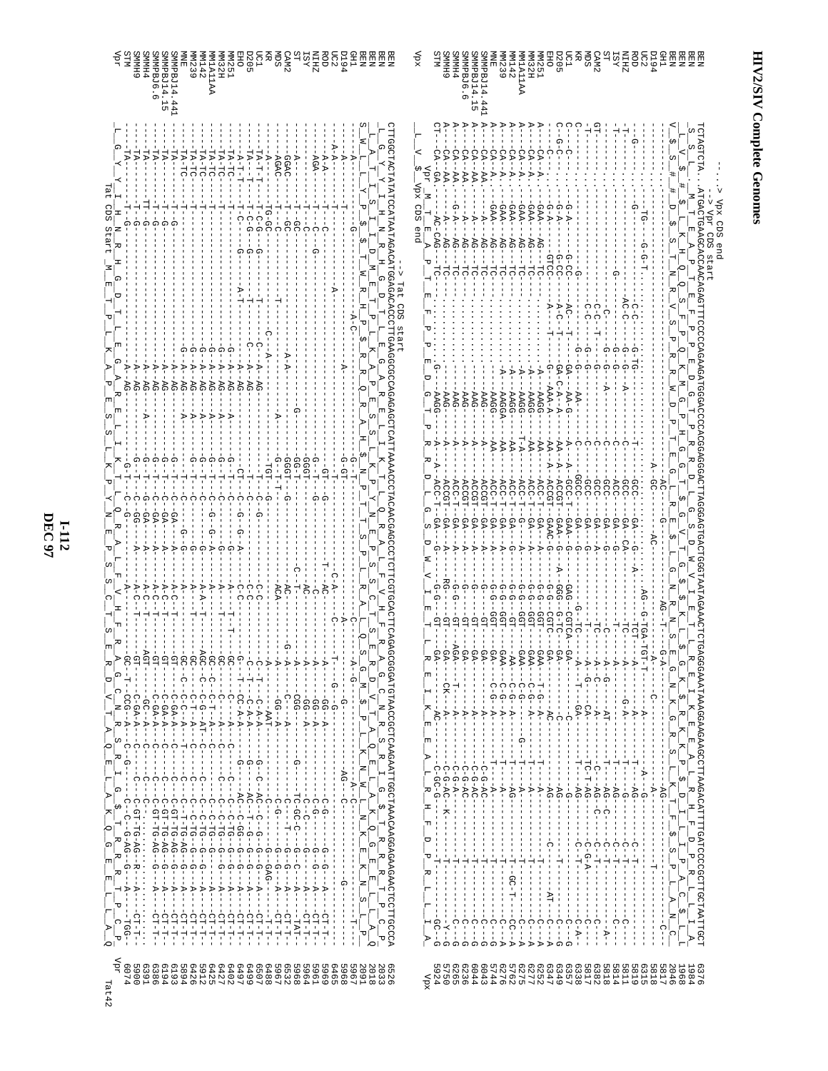# HIV2/SIV Complete Genomes

```
          ...> Vpx CDS end
           --> Vpr CDS start
BEN        TCTAGTCTA..ATGACTGAAGCACCAACAGAGTTTCCCCCAGAAGATGGGACCCCACGAGAGGGACTTAGGGAGTGACTGGTAATAGAAACTCTGAGGGAAATAAAGGAAGAAGCCTTAAGACATTTTGATCCCCGCTTGCTAATTGCT   6376
BEN         S  S  L     M  T  E  A  P  T  E  F  P  P  E  D  G  T  P  R  E  G  L  R  E  *  L  G  S  D  W  V  I  E  T  L  R  E  I  K  E  E  A  L  R  H  F  D  P  R  L  L  I  A     1984
BEN          L  V  $     $  #  $  L  K  H  Q  Q  S  F  P  Q  K  M  G  P  H  G  G  T  $  G  V  T  G  N  R  N  S  E  G  N  K  $  R  K  K  P  $  D  I  L  I  P  A  C  $  L     1968
BEN          V  $  S  #  #  D  $  S  T  N  R  V  S  P  R  R  W  D  P  T  R  E  G  L  R  E  $  L  G  N  R  K  L  E  R  G  K  E  R  S  L  K  T  F  $  S  P  L  A  N  C     2046
```

| Sequence | End position |
|---|---|
| BEN | 6376 |
| BEN | 1984 |
| BEN | 1968 |
| BEN | 2046 |
| GH1 | 5817 |
| D194 | 5818 |
| UC2 | 6315 |
| ROD | 5819 |
| NIHZ | 5811 |
| ISY | 5814 |
| ST | 5818 |
| CAM2 | 6382 |
| MDS | 5817 |
| KR | 6338 |
| UC1 | 6357 |
| D205 | 6343 |
| EHO | 6349 |
| MM251 | 6252 |
| MM32H | 6247 |
| MM1A11AA | 6277 |
| MM142 | 6275 |
| MM239 | 5762 |
| MNE | 6276 |
| SMMPBJ14.441 | 5744 |
| SMMPBJ14.15 | 6043 |
| SMMPBJ6.6 | 6044 |
| SMMH4 | 6236 |
| SMMH9 | 6265 |
| STM | 5750 |
| Vpx | 5924 |

```
           Vpr  M  T  E  A  P  T  E  F  P  P  E  D  G  T  P  R  R  D  L  G  S  D  W  V  I  E  T  L  R  E  I  K  E  E  A  L  R  H  F  D  P  R  L  L  I  A  Q
Vpx        L  V  $  Vpx CDS end
```

```
                                    --> Tat CDS start
BEN        CTTGGCTACTATATCCATAATAGACATGGAGACACCCTTGAAGGGCCAGAGAGCTCATTAAAACCCTACAACGAGCCCTCTTCGTGCACTTCAGAGGCGGATGTAACCGCTCAAGAATTGGCTAAACAAGGAGAAGAACTCCTTGCCCA   6526
BEN         L  G  Y  Y  I  H  N  R  H  G  D  T  L  E  G  A  R  E  L  I  K  T  L  Q  R  A  L  F  V  H  F  R  A  G  C  N  R  S  R  I  G  $  T  R  R  R  R  T  P  C  P     2033
BEN          L  A  T  I  S  I  I  D  M  E  T  P  L  K  A  P  E  S  S  L  K  P  Y  N  E  P  S  S  C  T  S  E  R  D  V  T  A  Q  E  L  A  K  Q  G  E  E  L  L  A  Q     2018
BEN         S  W  L  L  Y  P  $  $  T  W  R  H  P  $  R  G  Q  R  A  H  $  N  P  T  T  S  P  L  R  A  L  Q  S  G  M  $  P  L  K  N  W  L  N  K  E  K  N  S  L  P     2091
```

| Sequence | End position |
|---|---|
| BEN | 6526 |
| BEN | 2033 |
| BEN | 2018 |
| BEN | 2091 |
| GH1 | 5967 |
| D194 | 5968 |
| UC2 | 6465 |
| ROD | 5969 |
| NIHZ | 5961 |
| ISY | 5964 |
| ST | 5968 |
| CAM2 | 6532 |
| MDS | 5967 |
| KR | 6488 |
| UC1 | 6507 |
| D205 | 6497 |
| EHO | 6402 |
| MM251 | 6427 |
| MM32H | 6425 |
| MM1A11AA | 5912 |
| MM142 | 6426 |
| MM239 | 5894 |
| MNE | 6193 |
| SMMPBJ14.441 | 6194 |
| SMMPBJ14.15 | 6386 |
| SMMPBJ6.6 | 6391 |
| SMMH4 | 5900 |
| SMMH9 | 6074 |
| STM | Vpr |
| Vpr | Tat42 |

```
Vpr         L  G  Y  Y  I  H  N  R  H  G  M  E  T  P  L  K  A  P  E  S  S  L  K  P  Y  N  E  P  S  S  C  T  S  E  R  D  V  T  A  Q  E  L  A  K  Q  G  E  E  L  L  A  Q
            Tat CDS Start
```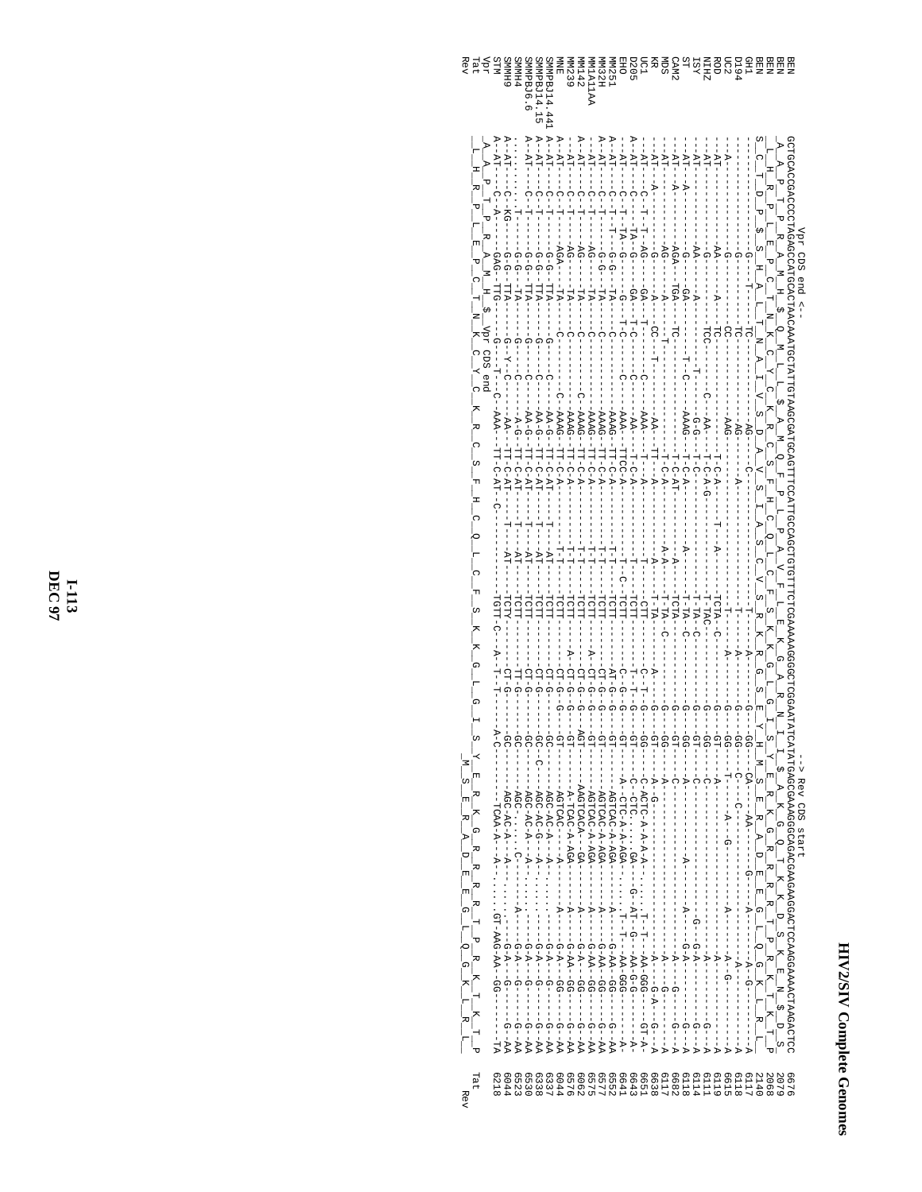```
                                              Vpr CDS end <--                                                      --> Rev CDS start
BEN          GCTGCACCGACCCCTAGAGCCATGCACTAACAAATGCTATTGTAAGCGATGCAGTTTCCATTGCCAGCTGTGTTTCTCGAAAAGGGGCTCGGAATATCATATGAGCGAAAGGCAGACGAAGAGGGACTCCAAGGAAAACTAAGACTCC  6676
BEN          _A__A__P__T__P__R__A__M__H__$__Q__M__L__L__$__A__M__Q__F__P__L__P__A__V__F__L__E__K__G__A__R__N__I__I__$__A__K__G__Q__T__K__R__D__S__K__E__N__$__D__S  2079
BEN          __L__H__R__P__L__E__P__C__T__N__K__C__Y__C__K__R__C__S__F__H__C__Q__L__C__F__S__R__K__G__L__G__I__S__Y__E__R__K__A__D__E__E__G__L__Q__G__K__L__R__L_  2068
BEN          S__C__T__D__P__$__S__H__A__L__T__N__A__I__V__S__D__A__V__S__I__A__S__C__V__S__R__K__R__G__S__E__Y__H__M__S__E__R__R__R__T__P__R__K__T__K__T__P  2140
GH1          ---------------G-------T---TC----------AG----C-------------------------A---G--GG-----CA---AA--------G---A----A--G------A  6117
D194         -----------------G-----------TC----------AG-------A------------------T----A------G--GG----C---C-----------A--------------  6118
UC2          ----A-----------G-----------CC----------AAG----------------------------------G--GG----T------A--G-----A-----A--G-----A  6615
ROD          ---AT-----------AA----A----TC--------------T-C-A------T--A-----TCTA--C-------G--GT-----A------------------A----------A  6119
NIHZ         ---AT-----------G------------TCC------C---AA----T-C-A-G--------------T-TAC----------G--GG-----C-------------------A----G--A  6111
ISY          ---AT-----------AA---A--------------T----------G-G---T-C--------------T-TA-C--------G--GT-----C-------------G---G-A----G--A  6114
ST           ---AT--A--------G---GA----T---C---T-C-A--------A-------T-TA--C--------G--GG-----A------------A----A----G-A----G--A  6118
CAM2         ---AT-----------AGA---TGA----TC-----------AAAG---T-C-A-------------TCTA------------G--GT-----C-------------------A----G--A  6682
MDS          ---AT-----------AG---A-----T-----------------T-C-AT----------A-----------------G--GG-----C----------------A---G-----G--A  6117
KR           ---AT--A--------G----A---CC---T----------------T-C-A--------A-A--------T-TA--C--------G--GG----A--G------------A----G--G--A  6638
UC1          ---AT-----C--T--AG---A---------C-------AA----TT----A--------A----------T-TA------A--G--GT----A-G--------------A--G-A--G--A  6651
D205         A--AT-----C--T--TA-G---GA---T-------------AA----T---A--------------CTT-------C--T--G--GG----C-ACTC-A-A-A-A----AA-GGG----GT-A-  6643
EHO          ---AT-----C--T--TA-----G-----T-C--------C----AAA----TTC-A--------------TCTT------C--T--G--GT----C--CTC---A--GA---G---AT--G---AA-GG-------A-  6641
MM251        A--AT-----C--T--G-G----TA-------C----------AAA----TT-C-A------T-T----C---TCTT------A-G--G--GT----A-CTC-A-A-AGA-------T----AA-GG-----A-  6552
MM32H        A--AT-----C--T--G-G----TA-------C----------AAAG---TT-C-A------T-T--------TCTT------AT-G--G--GT----AGTCAC-A-AGA--------A----G-AA-GG-----G--AA  6577
MM142        A--AT-----C--T--AG-----TA-------C----------AAAG---TT-C-A------T-T--------TCTT------CT-G--G--GT----AGTCAC-A-AGA--------A----G-AA-GG-----G--AA  6575
MM1A11AA     A--AT-----C--T--AG-----TA-------C----C-----AAAG---TT-C-A------T-T--------TCTT----A-CT-G--G--GT----AGTCAC-A-AGA--------A----G-AA-GG-----G--AA  6062
MM239        ---AT-----C--T--AG-----TA-------C----------AAAG---TT-C-A------T-T--------TCTT----A-CT-G--G--AGT---AAGTCACA--GA--------A----G-A--GG-----G--AA  6576
MNE          A--AT-----C--T--AGA----TA-------C------C---AAAG---TT-C-A------T-T--------TCTT------CT-G--G--GT----A-TCAC-A-AGA--------A----G-AA-GG-----G--AA  6044
SMMPBJ14.441 A--AT-----C--T--G-G----TTA------C----------AA-G---TT-C-AT-----T-AT-------TCTT------CT-G-----GC----AGTCAC-----A---------A----G-A--GG-----G--AA  6337
SMMPBJ14.15  A--AT-----C--T--G-G----TTA------C----------AA-G---TT-C-AT-----T-AT-------TCTT------CT-G-----GC----AGC-AC-A--A---------A----G-A--G------G--AA  6338
SMMPBJ6.6    A--AT-----C--T--G-G----TTA------C----------AA-G---TT-C-AT-----T-AT-------TCTT------CT-G-----GC-C--AGC-AC-G--A---------A----G-A--G------G--AA  6530
SMMH4        ...........T---G-G----TA-------C----------A-G----TT-C-AT-----T-AT-------TCTT------TT-G-----GC----AGC......C--------A----G-A--G------G--AA  6523
SMMH9        A--AT-----C--KG--G-G----TTA----G--Y--C-------AA-----TT-C-AT-----T-AT-------TCTY------CT-G-----GC----AGC-AC-A---A----------G-A--G------G--AA  6044
STM          A--AT--C--A-----GAG----TTG----G----T---C-AAA----TT-C-AT-C-----------TGTT-C---A-T-T-------A-C--------TCAA-A---A.....GT-AAG-AA-GG----------TA  6218
Vpr          _A__A__P__T__P__R__A__M__H__$__Vpr CDS end
Tat          __L__H__R__P__L__E__P__C__T__N__K__C__Y__C__K__R__C__S__F__H__C__Q__L__C__F__S__K__K__G__L__G__I__S__Y__E__R__K__G__R__R__R__T__P__R__K__T__K__T__P
Rev                                                                                                          _M__S__E__R__A__D__E__E__G__L__Q__G__K__L__R__L_
```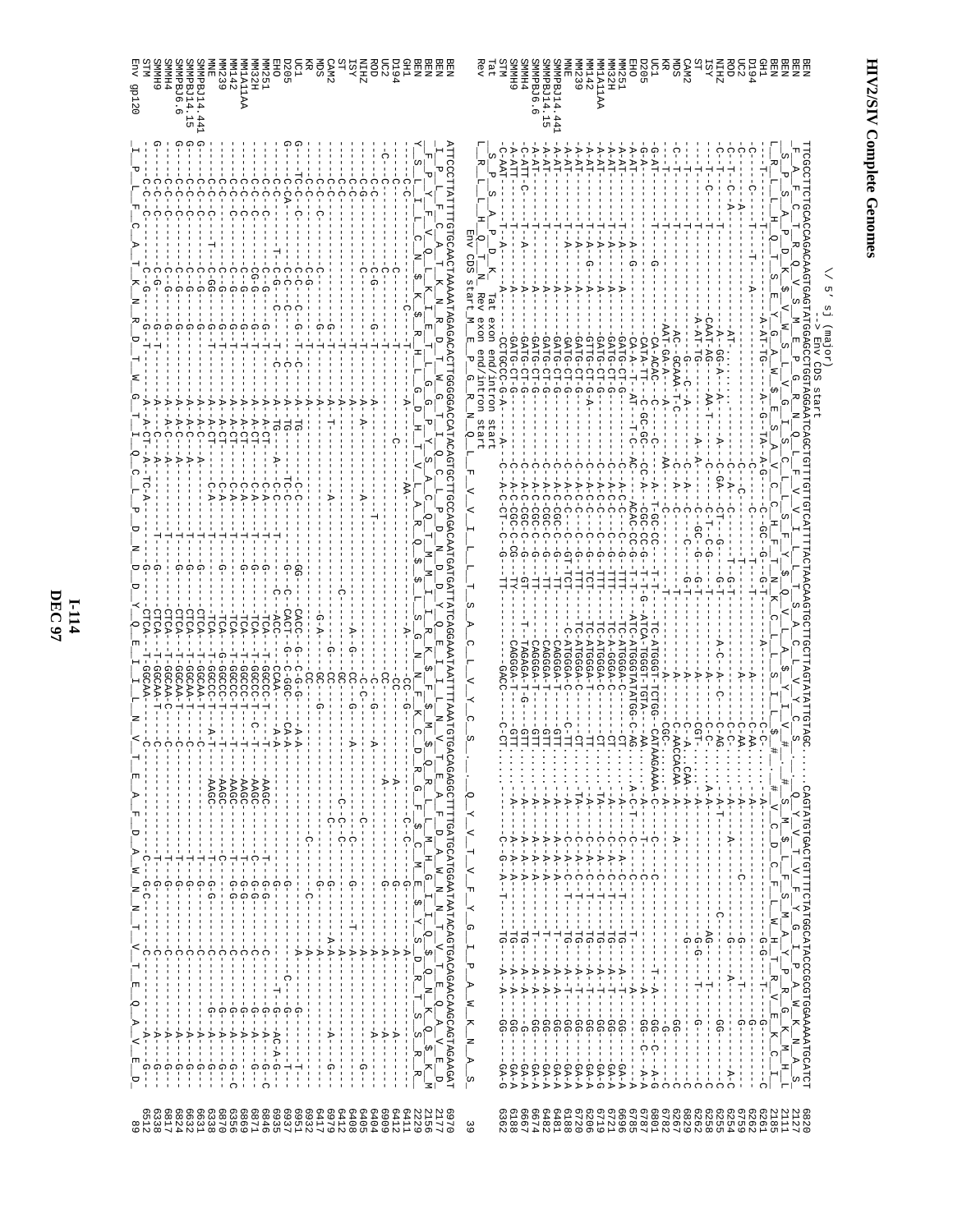\/ 5' sj (major)

Env CDS start

Tat exon end/intron start

Rev exon end/intron start

Env CDS start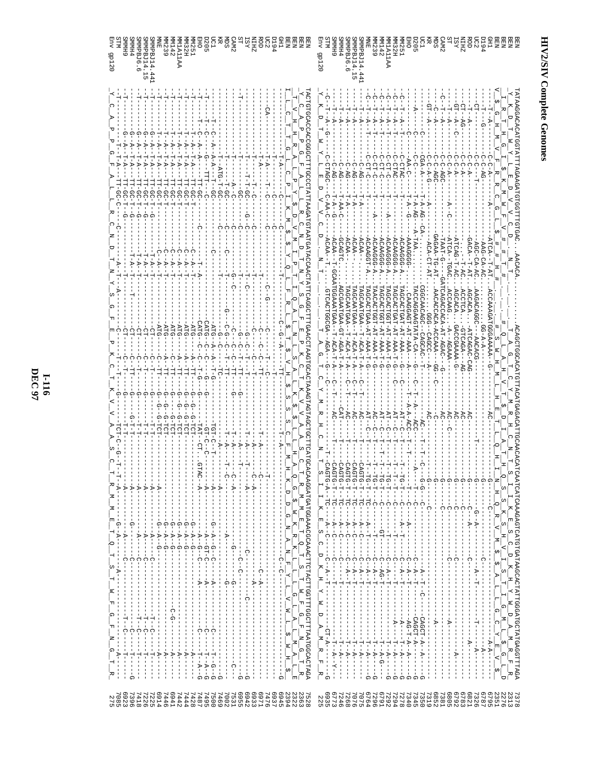# HIV2/SIV Complete Genomes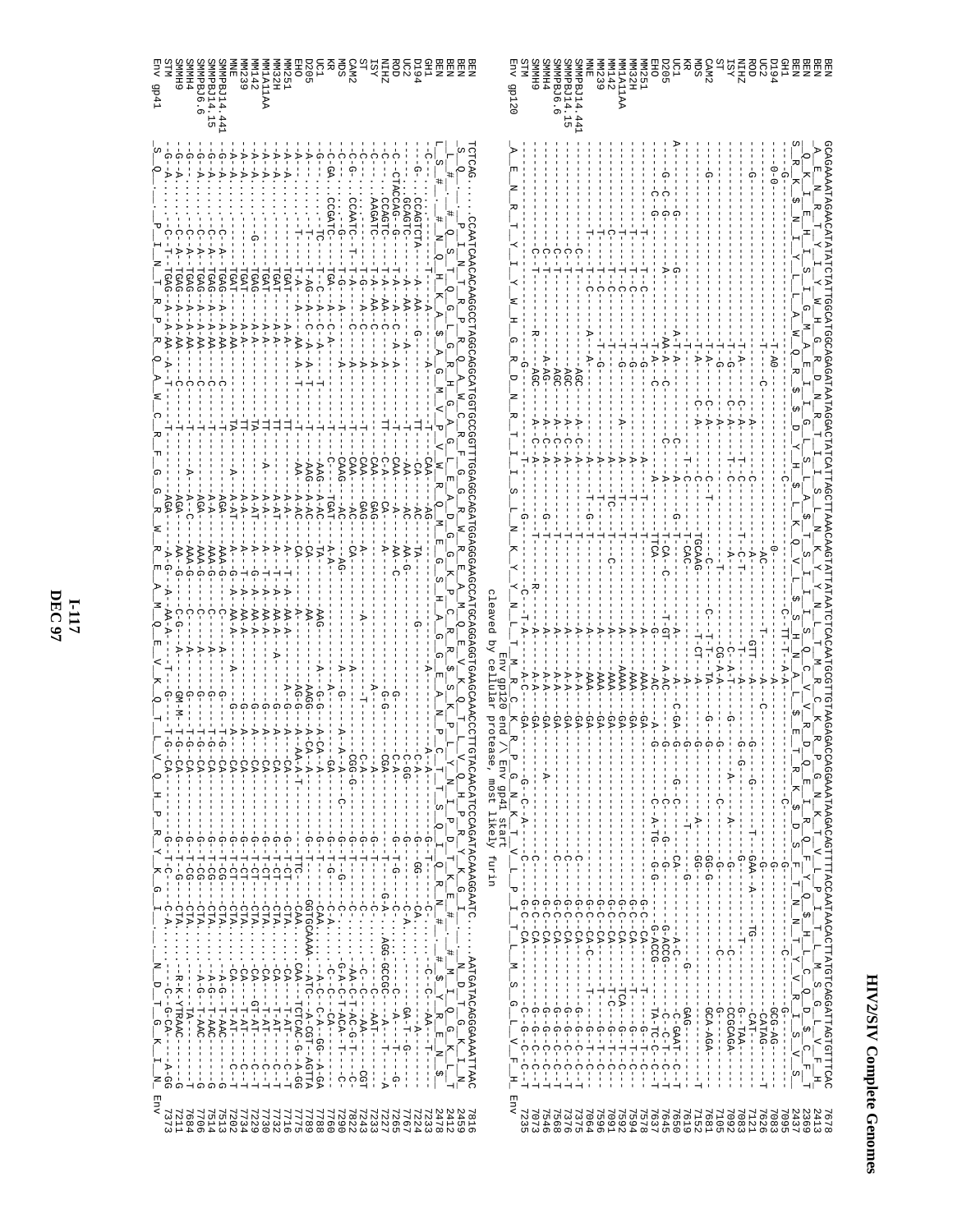# HIV2/SIV Complete Genomes

```
BEN           GCAGAAAATAGAACATATATCTATTGGCATGGCAGAGGATAATAGGACTATCATTAGCTATTAAACAAGTATTATAATCTCACAATGCGGTGTAAGAGACCAGGAATAAGAGACAGTTTTACCAATAACACTTATGTCAGGATTAGTGTTCAC  7678
BEN                                                                                                                                                              2413
BEN                                                                                                                                                              2369
BEN                                                                                                                                                              2437
GH1                                                                                                                                                              7095
D194                                                                                                                                                             7083
UC2                                                                                                                                                              7626
ROD                                                                                                                                                              7121
NIHZ                                                                                                                                                             7083
ISY                                                                                                                                                              7092
ST                                                                                                                                                               7105
CAM2                                                                                                                                                             7681
MDS                                                                                                                                                              7152
KR                                                                                                                                                               7619
UC1                                                                                                                                                              7650
D205                                                                                                                                                             7645
EHO                                                                                                                                                              7637
MM251                                                                                                                                                            7578
MM32H                                                                                                                                                            7594
MM1A11AA                                                                                                                                                         7592
MM142                                                                                                                                                            7091
MM239                                                                                                                                                            7596
MNE                                                                                                                                                              7064
SMMPBJ14.441                                                                                                                                                     7375
SMMPBJ14.15                                                                                                                                                      7376
SMMPBJ6.6                                                                                                                                                        7568
SMMH4                                                                                                                                                            7546
SMMH9                                                                                                                                                            7073
STM                                                                                                                                                              7235
Env gp120     A  E  N  R  T  Y  I  Y  W  H  G  R  D  N  R  T  I  I  S  L  N  K  Y  Y  N  L  T  M  R  C  K  R  P  G  N  K  T  V  L  P  I  T  L  M  S  G  L  V  F  H      Env
```

Env gp120 end / Env gp41 start
cleaved by cellular protease, most likely furin

```
BEN           TCTCAG.....CCAATCAACACAAGGCCTAGGCAGGCATGGTGCCGGTTTGGAGGCAGATGGAGGGAAGCATGCAGGAGGTGAAGCAAACCCTTGTACAACATCCCAGATACAAGGAATC....AATGATACAGGGAAAATTAAC  7816
BEN                                                                                                                                                              2459
BEN                                                                                                                                                              2412
BEN                                                                                                                                                              2478
GH1                                                                                                                                                              7233
D194                                                                                                                                                             7224
UC2                                                                                                                                                              7767
ROD                                                                                                                                                              7265
NIHZ                                                                                                                                                             7227
ISY                                                                                                                                                              7233
ST                                                                                                                                                               7243
CAM2                                                                                                                                                             7822
MDS                                                                                                                                                              7290
KR                                                                                                                                                               7760
UC1                                                                                                                                                              7788
D205                                                                                                                                                             7789
EHO                                                                                                                                                              7716
MM251                                                                                                                                                            7715
MM32H                                                                                                                                                            7732
MM1A11AA                                                                                                                                                         7730
MM142                                                                                                                                                            7229
MM239                                                                                                                                                            7734
MNE                                                                                                                                                              7202
SMMPBJ14.441                                                                                                                                                     7513
SMMPBJ14.15                                                                                                                                                      7514
SMMPBJ6.6                                                                                                                                                        7706
SMMH4                                                                                                                                                            7684
SMMH9                                                                                                                                                            7211
STM                                                                                                                                                              7373
Env gp41      S  Q  ____  P  I  N  T  R  P  R  Q  A  W  C  R  F  G  G  R  W  R  E  A  M  Q  E  V  K  Q  T  L  V  Q  H  P  R  Y  K  G  I  ____  N  D  T  G  K  I  N      Env
```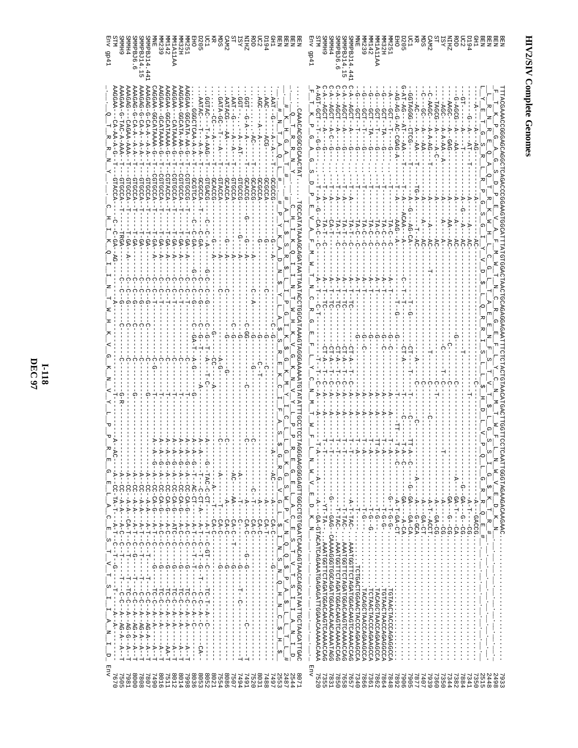```
BEN           TTTACGAAACCGGGAGCAGGCTCAGACCCGGAAGTGGCATTTATGTGGACTAACTGCAGAGGAGAATTTCTCTACTGTAACATGACTTGGTTCCTCAATTGGGTAGAAGACAGAAC   7933
BEN                                                                                                                                        2498
BEN                                                                                                                                        2448
BEN                                                                                                                                        2515
GH1                                                                                                                                        7350
D194                                                                                                                                       7341
UC2                                                                                                                                        7884
ROD                                                                                                                                        7382
NIHZ                                                                                                                                       7344
ISY                                                                                                                                        7350
ST                                                                                                                                         7360
CAM2                                                                                                                                       7939
MDS                                                                                                                                        7407
KR                                                                                                                                         7877
UC1                                                                                                                                        7905
D205                                                                                                                                       7906
EHO                                                                                                                                        7892
MM251                                                                                                                                      7864
MM32H                                                                                                                                      7862
MM1A11AA                                                                                                                                   7361
MM142                                                                                                                                      7866
MM239                                                                                                                                      7340
MNE                                                                                                                                        7657
SMMPBJ14.441                                                                                                                               7658
SMMPBJ14.15                                                                                                                                7850
SMMPBJ6.6                                                                                                                                  7862
SMMH4                                                                                                                                      7831
SMMH9                                                                                                                                      7355
STM                                                                                                                                        7520
Env gp41                                                                                                                                   Env

BEN           ....CAAACAGCGCAACTAT....TGCCATATAAAAGCAGATAATAATACCTGGCATAAAAGTAGGAAAAATGTATATTTGCCTCCTAGGGAAGGGAGTTGGCCTGTGAATCAACAGTAACCAGCATAATTGCTAACATTGAC   8071
BEN                                                                                                                                        2547
BEN                                                                                                                                        2497
BEN                                                                                                                                        2553
GH1                                                                                                                                        7497
D194                                                                                                                                       7488
UC2                                                                                                                                        8031
ROD                                                                                                                                        7520
NIHZ                                                                                                                                       7491
ISY                                                                                                                                        7494
ST                                                                                                                                         7507
CAM2                                                                                                                                       8086
MDS                                                                                                                                        7554
KR                                                                                                                                         8021
UC1                                                                                                                                        8052
D205                                                                                                                                       8053
EHO                                                                                                                                        8036
MM251                                                                                                                                      7998
MM32H                                                                                                                                      8014
MM1A11AA                                                                                                                                   7511
MM142                                                                                                                                      8012
MM239                                                                                                                                      7490
MNE                                                                                                                                        8016
SMMPBJ14.441                                                                                                                               7807
SMMPBJ14.15                                                                                                                                7808
SMMPBJ6.6                                                                                                                                  8000
SMMH4                                                                                                                                      7981
SMMH9                                                                                                                                      7505
STM                                                                                                                                        7670
Env gp41                                                                                                                                   Env
```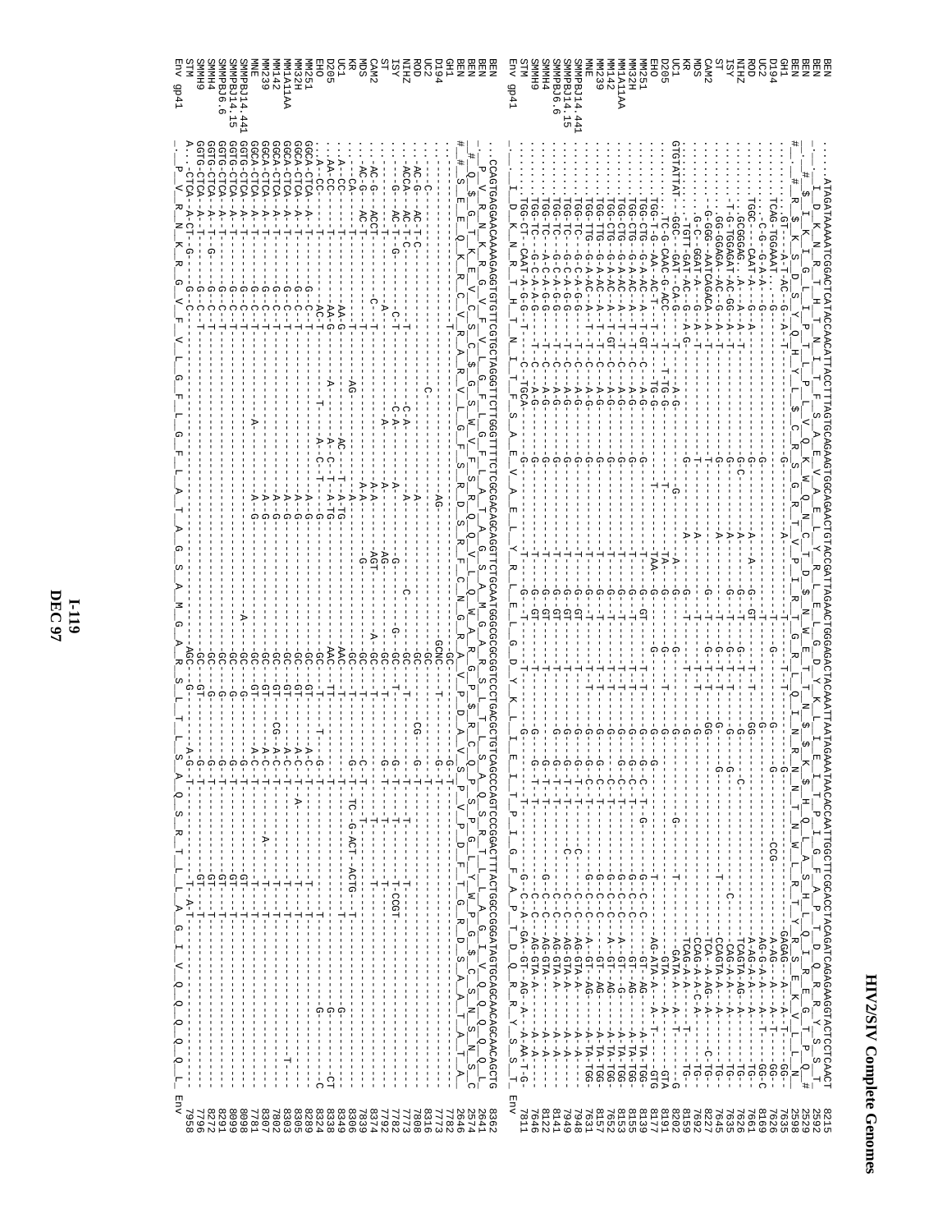```
BEN          ....ATAGATAAAAATCGGACTCATACCAACATTACCTTTAGTGCAGAAGTGGCAGAACTGTACCGATTAGAACTGGGAGACTACAAATTAATAGAAATAACACCAATTGGCTTCGCACCTACAGATCAGAGAGGTACTCCTCAACT  8215
BEN          ....._I__D__K__N__R__L__T__H__T__N__I__T__F__S__A__E__V__A__E__L__Y__R__L__E__L__G__D__Y__K__L__I__E__I__T__P__I__G__F__A__P__T__D__Q__R__R__Y__S__S__T_  2592
BEN          #_.____#__$__T__K__I__G__L__I__P__T__L__P__L__V__Q__K__W__Q__N__C__T__D__$__N__W__E__T__T__K__L__$__K__S__H__Q__L__A__S__H__L__Q__I__R__E__G__T__P__Q__#  2529
BEN          ....._#__R__$__K__S__D__S__Y__Q__H__Y__L__$__C__R__S__G__R__T__V__P__I__R__T__G__R__L__Q__I__N__R__N__N__T__N__W__L__R__T__Y__R__S__E__K__V__L__N__  2529
GH1          ......GT----A-T-AC--G---A-T------------------------------------A-V-------------------G-----------------------------------GAGAG---A---A--T----GG-  2598
D194         ......TCAG-TGGAAT---G-------------------------------------------T-------G---------G-------CCG--------A-AG---A---A--T----GG-  7635
UC2          .......--C-G--G-A-A--G----------------------------G------------------------------------G----------AG-G-A-A---A--T----GG-C  7626
ROD          .......TGGC----CAAT--G-A---------------------------A---A----G---GT----T--T----GG---------------A-AG-A-A-A---A-----TG-  8169
NIHZ         .......GCGGGAG.-A---A-A-T-----------------G-C-------A-------G---T----T---G---------C-------TCAGTA-AG--A------TG-  7661
ISY          .......T-G-TGGAGAT-AC-GG-A-A-T--------------G-------A-------G---T----G-------------C-------CAG-A-A--A-----TG-  7626
ST           .......GG-GGAGA--AC--G--A--T--------------G----------A-------G---T----G---------------T-----CCAGTA-A---A-----TG-  7626
CAM2         .......G-GGG--AATCAGACA-A--T--------------T-------------------G--G--T---GG--------------TCA--A-AG--A----C-TG-  7635
MDS          .......G-C--GGAT-A--G---A--T--------------T-----------A-----------T----T-----------------CCAG-A-A-C-A---TG-  7645
KR           .......-TGTT-GAT-AC--G---A-G------------G----------A----A------G---T----G------------------TCAG-A-A--A-----T---TG-  8227
UC1          GTGTATTAT...GGC--GAT---CA-G---T-----------------------A-----G---T----G--------------G-----------GATA-A--A-----T--G  7692
D205         ........TC-G-CAAC-G-ACC---T---------A-G-----------G----------A----G-----------------------------GTA---A---A----GTA  8159
EHO          ........TGG--T--AA--AC-T--T--T--TG-G---------T-------TAA---G---------------G-------------------------------------  8202
MM251        ........TGG-CTG-G-A-AC--A-T--GT--C--A-G-----G-------T-----G---GT--T----G--------G------C---G-----AG-ATA--AG---A---T--GTG  8191
MM32H        ........TGG-CTG-G-A-AC--A--T--T--C--A-G-----G-------T-----G---T----T---G---C--T-----C-------GT--AG--A--TA-TGG-  8177
MM1A11AA     ........TGG-CTG-G-A-AC--A--T--T--C--A-G-----G-------T-----G---T----T---G---C---G-C-C-------A--GT--G---A-TA-TGG-  8155
MM142        ........TGG-CTG-G-A-AC--A--T--GT--C--A-G-----G-------T-----G---T----T---G---C---G--C--------GT--AG--A-TA-TGG-  8153
MM239        ........TGG-TTG-G-A-AC--A--T--T--C--A-G-----G-------T-----G---T----T---G---C---C--C--------GT--AG--A-TA-TGG-  7652
MNE          ........TGG-TTG-G-A-AC--A--T--T--C--A-G-----G-------T-----G---T----T---G---C---G--C--------A-GT--AG--A-TA-TGG-  8157
SMMPBJ14.441 ........TGG-TC--G-C-A-G-G----T--C--A-G-----G-------T-----G---T----T---G---C-T-C--C--------AG-GTA-A--A----A-  7631
SMMPBJ14.15  ........TGG-TC--G-C-A-G-G----T--C--A-G-----G-------T-----G---GT---T---G---G-T--C---C-------AG-GTA-A--A----A-  7948
SMMPBJ6.6    ........TGG-TC--G-C-A-G-G----T--C--A-G-----G-------T-----G---GT---T---G---G-T--C---C-------AG-GTA-A--A----A-  7949
SMMH4        ........TGG-TC--A-C-A-G-G----T--C--A-G-----G-------T-----G---GT---T---G---G-T--G---C-------AG-GTA----A----A-  8141
SMMH9        ........TGG-TC--G-C-A-A-G----T--C--A-G-----G-------T-----G---GT---T---G---G-T--G---C-------AG-GTA-A--A----A-  8122
STM          ........TGG-CT--CAAT-A-G-G---C--TGCA------G-------T-----G---T----T---G---G--C-A-GA--GT--AG--A---A-AA-T-G-  7646
Env gp41     ....._I__D__K__N__R__L__T__H__T__N__I__T__F__S__A__E__V__A__E__L__Y__R__L__E__L__G__D__Y__K__L__I__E__I__T__P__I__G__F__A__P__T__D__Q__R__R__Y__S__S__T_  7811
                                                                                                                                                                    Env

BEN          ..CCAGTGAGGAACAAAAGAGGTGTGTTCGTGCTAGGGTTCTTGGGTTTTCTCGCGACAGCAGGTTCTGCAATGGGCGCGCGGTCCCTGACGCTGTCAGCCCAGTCCCGGACTTTACTGGCCGGGATAGTGCAGCAACAGCAACAGCTG  8362
BEN          ..._P__V__R__N__K__R__G__V__F__V__L__G__F__L__G__F__L__A__T__A__G__S__A__M__G__A__R__S__L__T__L__S__A__Q__S__R__T__L__L__A__G__I__V__Q__Q__Q__Q__Q__L_  2641
BEN          #__Q__$__G__T__K__E__V__C__S__C__$__G__S__W__V__F__S__R__Q__Q__V__L__Q__W__A__R__G__P__$__R__C__Q__P__S__P__G__L__Y__W__P__G__$__C__S__N__S__N__S__   2574
BEN          #__#__S__E__E__Q__K__R__C__V__R__A__R__V__L__G__F__S__R__D__S__R__F__C__N__G__R__A__V__P__D__A__V__S__P__V__P__D__F__T__G__R__D__S__A__A__T__A__T__A_  2574
GH1          ...--------------------T--------------------------------------------------------GC-----------------G-T---------------------------------------  2646
D194         .....C---------------------------------------------------------AG-------------GCNC------T------------------------------------------------------  7782
UC2          .....C-----------------------------C------------------------------------------GC--------------------------------------------------------------  7773
ROD          ....AC-G-----AC-T-C----------------------------------A---------------C--------GC-------CG-----G-T---------------------------------------  8316
NIHZ         ....AC-G-----AC-T-C----------------------------------A-------------------------GC--------------G-T------T-------------------------------  7808
ISY          ....ACCA-----AC-T-C------------------C-A------------A--------------------------GC--------------------------------------------------------  7773
ST           ....ACCA-----AC-T-C--------------------C-A----------A---------G-----------------GC-------------G-T-------------T---------------------------  7773
CAM2         ....-G-------AC-T---G---------------C-T-----------A---------G-------------G--GC--T-----------------------T-CCGT-------------------------------  7782
MDS          ....AC-G-----ACCT---------------------A-------------A---------AG-------------GC--------------G-T---------T-------------------------------  7792
KR           ....AC-G-----ACCT------------------------------------A-A---------AGT----------A--GC--------------G-T-------------T---------------------------  8374
UC1          ....AC-G-----AC-T-----------C-T----------------------A-A---------G--------------GC---------C-T-------------T---------------------------  7839
D205         ....-CA-------T-----------AG------------------------A-A-------------------------GC-------------G-T-------------T---------------------------  8306
EHO          ....A--CC----T------------------------------AC---T-A-TG-----------------------AAC--T--------G--T--TC--G-ACT--ACTG---T---------G---------  8349
MM251        ....AA-CC------------------------AA-G---------A-----A-C-T-A-TG------------------AAC--TT------T--------------------------------G---------  8338
MM32H        ....A-CC------------------AC-T--------A-----A-C-T-----G-----------------------GC-T----G--T---------------------------------G---------CT  8224
MM1A11AA     GGCA-CTCA--A-T----------G-C-T------------------------A--G-------------------GC-GT-------A-C--T----------------------------------------C  8289
MM142        GGCA-CTCA--A-T----------G-C-T------------------------A--G-------------------GC-GT-------A-C--T-----------------------------------------  8305
MM239        GGCA-CTCA--A-T----------G-C-T------------------------A--G-------------------GC-GT-------A-C--T--A---------------------------------------  8303
MNE          GGCA-CTCA--A-T----------G-C-T------------------------A--G-------------------GC-GT-------A-C--T-------------------------------------T------  7802
SMMPBJ14.441 GGCA-CTCA--A-T----------G-C-T-----------C---------A-G-----------------A--GC-GT--CG---A-C--T-------------T-------------------------------  8307
SMMPBJ14.15  GGCA-CTCA--A-T----------G-C-T-----------------------A-G-----------------GC-GT---A-C--T-------------A-----T---------------------------  7781
SMMPBJ6.6    GGCA-CTCA--A-T----------G-C-T--------A----------------------------------GC-GT---A-C--T-------------------T-------------------------------  8098
SMMH4        GGTG-CTCA--A-T----------G-C-T--------------------A----------------------------GC-G----G--T-------------GT------------------------------  8099
SMMH9        GGTG-CTCA--A-T----------G-C-T-----------------------------------------------GC-G----G--T-------------GT------------------------------  8291
STM          GGTG-CTCA--A-T----------G-C-T-----------------------------------------------GC-G----G--T-------------GT------------------------------  8272
             GGTG-CTCA--A-T----------G-C-T-----------------------------------------------GC-G----G--T-------------GT------------------------------  7796
             A....CTCA--A-CT---G---------G-C-------------------------------------------AGC---G-GT---A-G--T-----------T-A-T------------------------------  7958
Env gp41     ..._P__V__R__N__K__R__G__V__F__V__L__G__F__L__G__F__L__A__T__A__G__S__A__M__G__A__R__S__L__T__L__S__A__Q__S__R__T__L__L__A__G__I__V__Q__Q__Q__Q__Q__L_  Env
```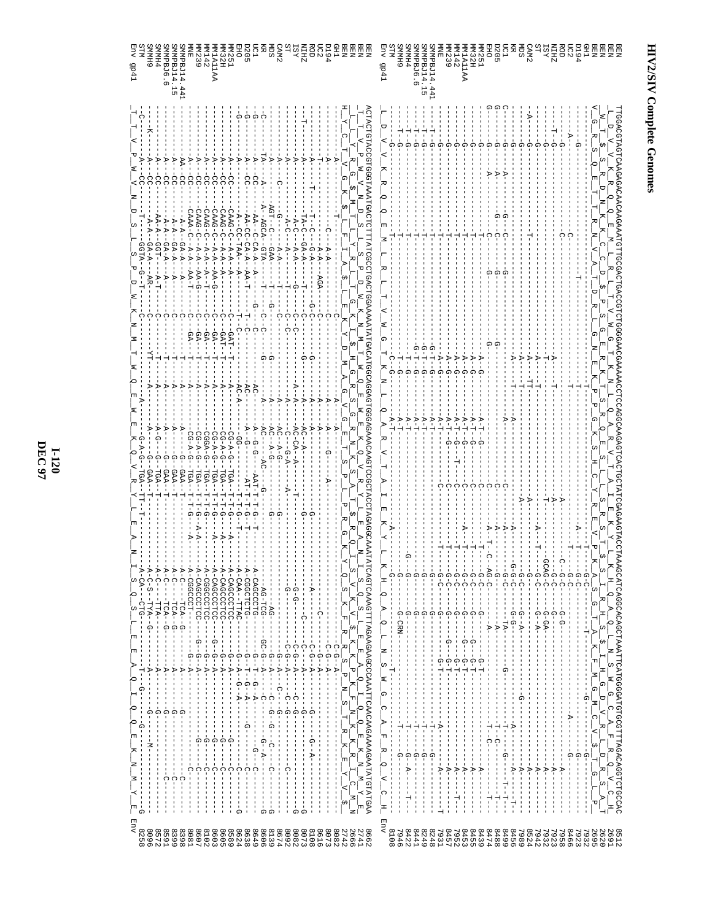# HIV2/SIV Complete Genomes

```
BEN          TTGGACGTAGTCAAGAGACAACAGAAATGTTGCGACTGACCGTCTGGGGAACGAAAACCTCCAGGCAAGAGTCACTGCTATCGAGAAGTACCTAAAGCATCAGGCACAGCTAAATTCATGGGGATGTGCGTTTAGACAGGTCTGCCAC  8512
BEN                                                                                                                                                             2691
BEN                                                                                                                                                             2620
BEN                                                                                                                                                             2695
GH1                                                                                                                                                             7932
D194                                                                                                                                                            7923
UC2                                                                                                                                                             8466
ROD                                                                                                                                                             7958
NIHZ                                                                                                                                                            7923
ISY                                                                                                                                                             7932
ST                                                                                                                                                              7942
CAM2                                                                                                                                                            8524
MDS                                                                                                                                                             7989
KR                                                                                                                                                              8456
UC1                                                                                                                                                             8499
D205                                                                                                                                                            8488
EHO                                                                                                                                                             8474
MM251                                                                                                                                                           8439
MM32H                                                                                                                                                           8455
MM1A11AA                                                                                                                                                        8453
MM142                                                                                                                                                           7952
MM239                                                                                                                                                           8457
MNE                                                                                                                                                             7931
SMMPBJ14.441                                                                                                                                                    8248
SMMPBJ14.15                                                                                                                                                     8249
SMMPBJ6.6                                                                                                                                                       8441
SMMH4                                                                                                                                                           8422
SMMH9                                                                                                                                                           7946
STM                                                                                                                                                             8108
Env gp41     L  D  V  V  K  R  Q  Q  E  M  L  R  L  T  V  W  G  T  K  N  L  Q  A  R  V  T  A  I  E  K  Y  L  K  H  Q  A  Q  L  N  S  W  G  C  A  F  R  Q  V  C  H  Env

BEN          ACTACTGTACCGTGGGTAAATGACTCTTTATCGCCTGACTGGAAAAATATGACATGGCAGGAGTGGGAGAAACAAGTCCGCTACCTAGAGGCAAATATCAGTCAAAGTTTAGAAGAAGCCCAAATTCAACAAGAAAAAAATATGTATGAA  8662
BEN                                                                                                                                                             2741
BEN                                                                                                                                                             2670
BEN                                                                                                                                                             2666
GH1                                                                                                                                                             2742
D194                                                                                                                                                            8082
UC2                                                                                                                                                             8073
ROD                                                                                                                                                             8616
NIHZ                                                                                                                                                            8108
ISY                                                                                                                                                             8073
ST                                                                                                                                                              8082
CAM2                                                                                                                                                            8092
MDS                                                                                                                                                             8674
KR                                                                                                                                                              8139
UC1                                                                                                                                                             8606
D205                                                                                                                                                            8649
EHO                                                                                                                                                             8638
MM251                                                                                                                                                           8624
MM32H                                                                                                                                                           8589
MM1A11AA                                                                                                                                                        8605
MM142                                                                                                                                                           8603
MM239                                                                                                                                                           8102
MNE                                                                                                                                                             8607
SMMPBJ14.441                                                                                                                                                    8081
SMMPBJ14.15                                                                                                                                                     8398
SMMPBJ6.6                                                                                                                                                       8399
SMMH4                                                                                                                                                           8591
SMMH9                                                                                                                                                           8572
STM                                                                                                                                                             8096
Env gp41     T  T  V  P  W  V  N  D  S  L  S  P  D  W  K  N  M  T  W  Q  E  W  E  K  Q  V  R  Y  L  E  A  N  I  S  Q  S  L  E  E  A  Q  I  Q  Q  E  K  N  M  Y  E  8258
```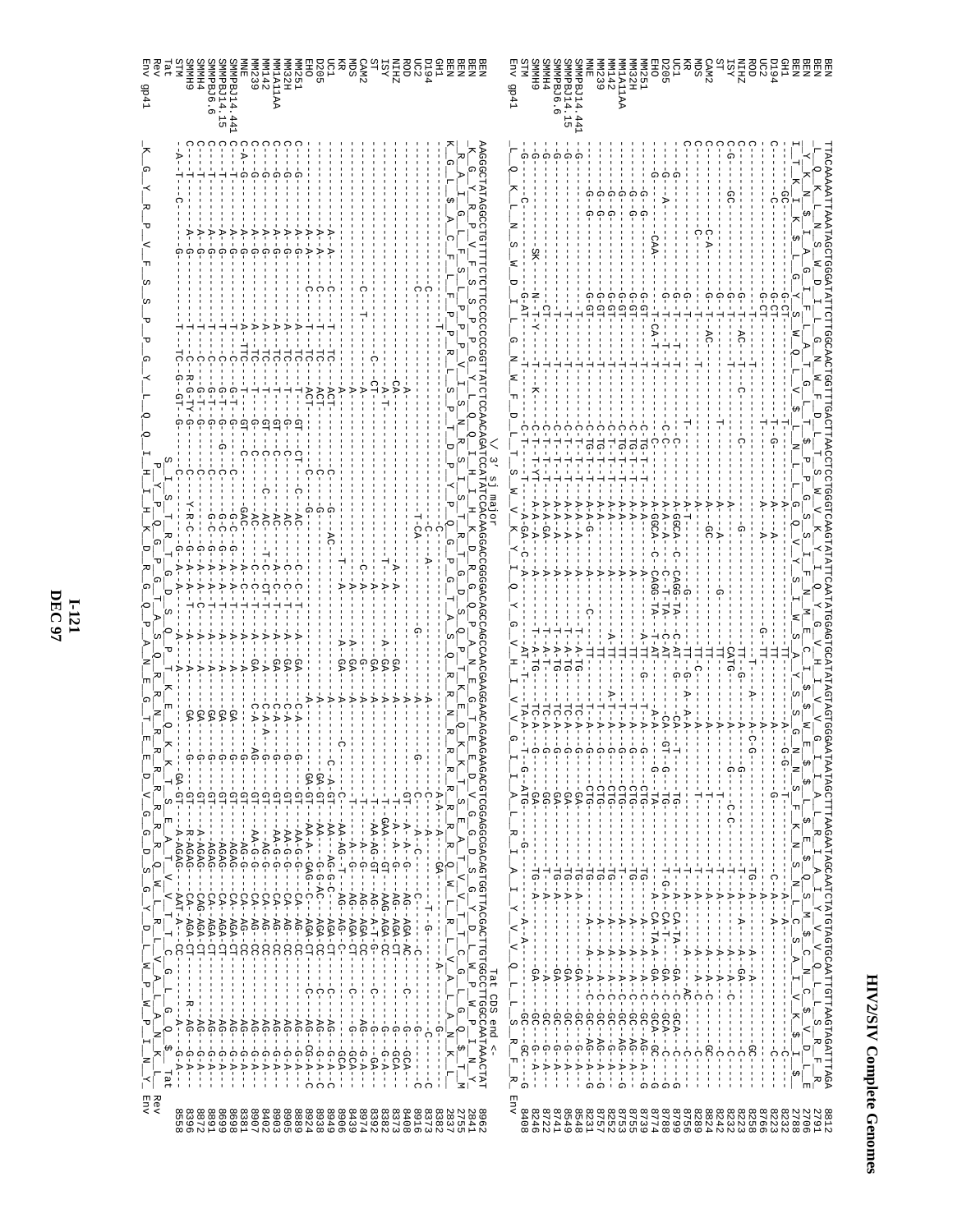HIV2/SIV Complete Genomes

I-121
DEC 97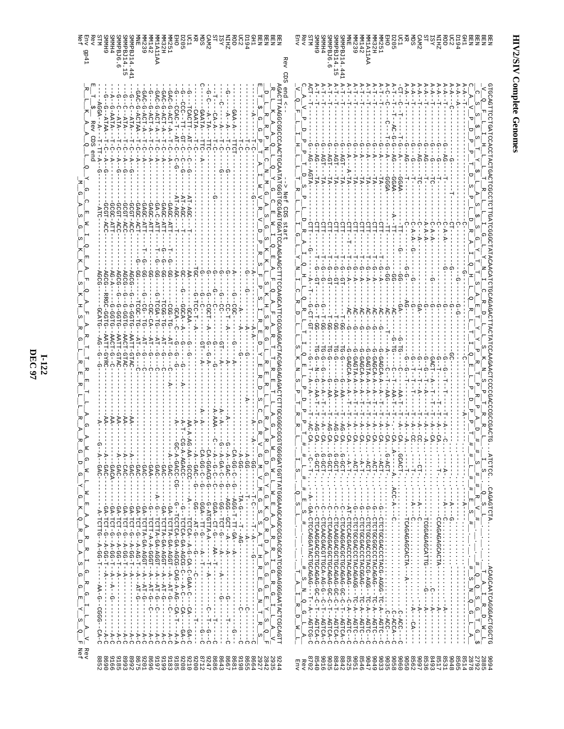```
BEN           GTGCAGTTCCTGATCCACCTACTGACTCGCCTCTTGATGCGGCTATACAACATCTGCAGAGACTTACTATCCAAGAACTCCCCGACCCGCGACTG..ATCTCC..CAGAGTCTA.........ACAGCAATCAGGGACTGCTG  9094
BEN                                                                                                                                                         2885
BEN                                                                                                                                                         2792
BEN                                                                                                                                                         2878
GH1                                                                                                                                                         8514
D194                                                                                                                                                        8505
UC2                                                                                                                                                         9048
ROD                                                                                                                                                         8531
NIHZ                                                                                                                                                        8517
ISY                                                                                                                                                         8493
ST                                                                                                                                                          8536
CAM2                                                                                                                                                        9097
MDS                                                                                                                                                         8562
KR                                                                                                                                                          9050
UC1                                                                                                                                                         9060
D205                                                                                                                                                        9058
EHO                                                                                                                                                         9035
MM251                                                                                                                                                       9033
MM32H                                                                                                                                                       9049
MM11A1AA                                                                                                                                                    9047
MM142                                                                                                                                                       8546
MM239                                                                                                                                                       9051
MNE                                                                                                                                                         8525
SMMPBJ14.441                                                                                                                                                8842
SMMPBJ14.15                                                                                                                                                 8843
SMMPBJ6.6                                                                                                                                                   9035
SMMH4                                                                                                                                                       9016
SMMH9                                                                                                                                                       8540
STM                                                                                                                                                         8702
Rev
Env

              Rev CDS end <-                 --> Nef CDS start
BEN           AGACTTAAGGCGGCCAACTGAGAATATGGGTGGCGAGTGGATCCAAGAAGCTTTCCAAGCATTCGGGAGGACTACGAGAGAGACTCTTGCGGGCGCGTGGGGATGGTTATGGAAGCAGCGCACGCATCGGGAGGGAATACTCGCAGTT  9244
BEN                                                                                                                                                         2935
BEN                                                                                                                                                         2842
BEN                                                                                                                                                         2927
GH1                                                                                                                                                         8664
D194                                                                                                                                                        8655
UC2                                                                                                                                                         9198
ROD                                                                                                                                                         8681
NIHZ                                                                                                                                                        8667
ISY                                                                                                                                                         8643
ST                                                                                                                                                          8686
CAM2                                                                                                                                                        9247
MDS                                                                                                                                                         8712
KR                                                                                                                                                          9200
UC1                                                                                                                                                         9210
D205                                                                                                                                                        9208
MM251                                                                                                                                                       9185
MM32H                                                                                                                                                       9183
MM11A1AA                                                                                                                                                    9199
MM142                                                                                                                                                       9197
MM239                                                                                                                                                       8696
MNE                                                                                                                                                         9201
SMMPBJ14.441                                                                                                                                                8675
SMMPBJ14.15                                                                                                                                                 8992
SMMPBJ6.6                                                                                                                                                   8993
SMMH4                                                                                                                                                       9185
SMMH9                                                                                                                                                       9166
STM                                                                                                                                                         8690
                                                                                                                                                            8852
Rev
Env gp41
Nef
```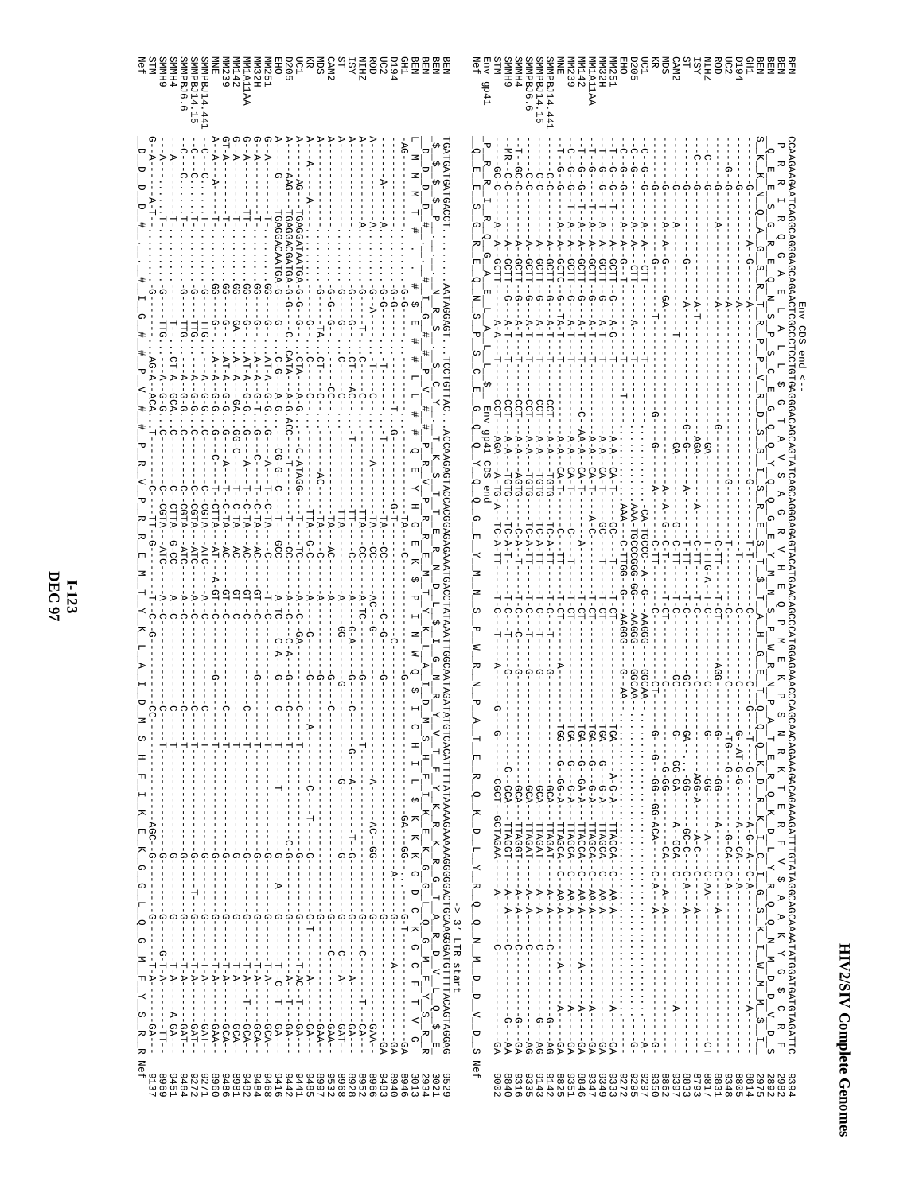Env CDS end <--

```
BEN   CCAAGAAGAATCAGGCAGGGAGCAGAACTCGCCCTCTGTGAGGGACAGCAGTATCAGCAGGGAGTACATGAACAGCCCATGGAGAAACCCAGCAACAGAAGAGACAGAAAGATTTGTATAGGCAGCAAAATATGGATGATGTAGATTC   9394
```

Env gp41 CDS end

| Sequence | End position |
|---|---|
| BEN | 9394 |
| BEN | 2982 |
| BEN | 2892 |
| BEN | 2975 |
| GH1 | 8814 |
| D194 | 8805 |
| UC2 | 9348 |
| ROD | 8831 |
| NIHZ | 8817 |
| ISY | 8793 |
| ST | 8833 |
| CAM2 | 9397 |
| MDS | 8862 |
| KR | 9350 |
| UC1 | 9297 |
| D205 | 9295 |
| EHO | 9322 |
| MM251 | 9333 |
| MM32H | 9349 |
| MM1A11AA | 9347 |
| MM142 | 8846 |
| MM239 | 9351 |
| MNE | 8825 |
| SMMPBJ14.441 | 9142 |
| SMMPBJ14.15 | 9143 |
| SMMPBJ6.6 | 9335 |
| SMMH4 | 9316 |
| SMMH9 | 8840 |
| STM | 9002 |
| Env gp41 | |
| Nef | |

-> 3' LTR start

```
BEN   TGATGATGATGACCT.........AATAGGAGT...TCCTGTTAC...ACCAAGAGTACCACGGAGGAAATGACCTATAAATTGGCAATAGATATGTCACATTTTATAAAAGAAAAAGGGGGACTGCAAGGGATGTTTTACAGTAGGAG   9529
```

| Sequence | End position |
|---|---|
| BEN | 9529 |
| BEN | 3021 |
| BEN | 2934 |
| BEN | 3013 |
| GH1 | 8946 |
| D194 | 8940 |
| UC2 | 9483 |
| ROD | 8966 |
| NIHZ | 8952 |
| ISY | 8928 |
| ST | 8968 |
| CAM2 | 9532 |
| MDS | 8997 |
| KR | 9485 |
| UC1 | 9441 |
| D205 | 9412 |
| EHO | 9416 |
| MM251 | 9468 |
| MM32H | 9484 |
| MM1A11AA | 9482 |
| MM142 | 8981 |
| MM239 | 9486 |
| MNE | 8960 |
| SMMPBJ14.441 | 9271 |
| SMMPBJ14.15 | 9272 |
| SMMPBJ6.6 | 9464 |
| SMMH4 | 9451 |
| SMMH9 | 8969 |
| STM | 9137 |
| Nef | |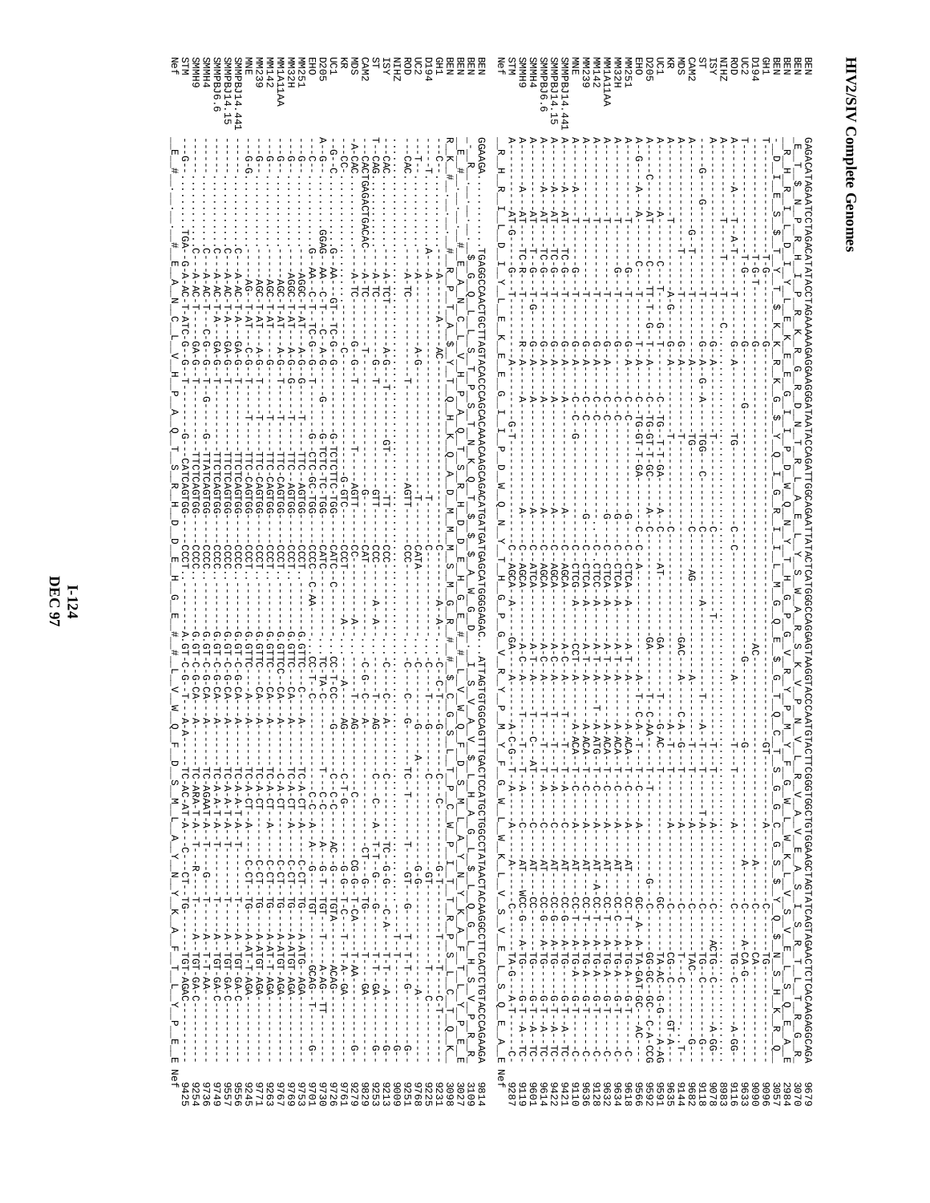```
BEN           GAGACATAGAATCCTAGACATATACCTAGAAAAAGAGGAAGGGATAATACCAGATTGGCAGAATTATACTCATGGCCAGGAGTAGGTTACCCAATGTACTTCGGGTGGCTGTGGAAGCTAGTATCAGTAGAACTCTCACAGAGGCAGA  9679
BEN           3070
BEN           2984
BEN           3057
GH1           9096
D194          9090
UC2           9633
ROD           9116
NIHZ          8983
ISY           9078
ST            9118
CAM2          9682
MDS           9144
KR            9635
UC1           9591
D205          9592
EHO           9566
MM251         9638
MM32H         9634
MM1A11AA      9632
MM142         9128
MM239         9636
MNE           9110
SMMPBJ14.441  9421
SMMPBJ14.15   9422
SMMPBJ6.6     9614
SMMH4         9601
SMMH9         9119
STM           9287
Nef

BEN           GGAAGA.......TGAGGCCAACTGCTTAGTACACCCAGCACAAACAAGCAGACATGATGATGAGGCATGGGGAGAC..ATTAGTGTGGCAGTTTGACTCCATGCTGGCCTATAACTACAAGGCCTTCACTCTGTACCCAGAAGA  9814
BEN           3119
BEN           3027
BEN           3098
GH1           9231
D194          9225
UC2           9768
ROD           9251
NIHZ          9009
ISY           9213
ST            9253
CAM2          9829
MDS           9279
KR            9761
UC1           9726
D205          9730
EHO           9701
MM251         9763
MM32H         9769
MM1A11AA      9767
MM142         9263
MM239         9771
MNE           9245
SMMPBJ14.441  9556
SMMPBJ14.15   9557
SMMPBJ6.6     9749
SMMH4         9736
SMMH9         9254
STM           9425
Nef
```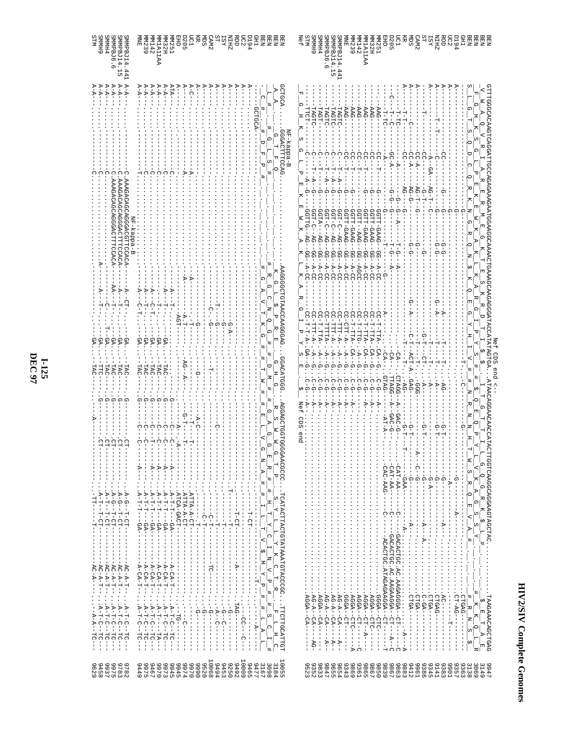# HIV2/SIV Complete Genomes

```
                                                                         Nef CDS end <--
BEN          GTTTGGGCACAAGTCAGGATTGCCAGAGAAAGAATGGAAGGCAAAACTGAAAGCAAGAGGGATACCATATAGTGA...ATAACAGGAACAACCATACTTGGTCAAGGCAGGAGTAGCTAC.......TAAGAAACAGCTGAG   9947
BEN           V  W  A  Q  V  R  I  A  R  E  R  M  E  G  K  T  E  S  K  R  D  T  I  $                I  T  G  T  T  I  L  G  Q  G  R  S  L  #              $  E  T  A  E   3149
BEN           F  G  H  K  S  G  L  P  E  K  E  W  K  A  K  L  K  A  R  G  Y  H  I  V  #              #  Q  E  Q  P  Y  L  V  K  A  G  V  A  #              K  K  Q  L  R   3069
BEN          S  L  G  T  S  Q  D  C  Q  R  K  N  G  R  Q  N  $  K  Q  E  G  I  P  Y  S  E              $  R  N  N  H  T  W  S  R  Q  E  S  S  Y            #  R  N  S  $    3138
GH1                                                                                                                                                         9363
D194                                                                                                                                                        9357
UC2                                                                                                                                                         9901
ROD                                                                                                                                                         9383
NIHZ                                                                                                                                                        9141
ISY                                                                                                                                                         9345
ST                                                                                                                                                          9386
CAM2                                                                                                                                                        9961
MDS                                                                                                                                                         9412
KR                                                                                                                                                          9883
UC1                                                                                                                                                         9863
D205                                                                                                                                                        9897
EHO                                                                                                                                                         9850
MM251                                                                                                                                                       9867
MM32H                                                                                                                                                       9865
MM1A11AA                                                                                                                                                    9361
MM142                                                                                                                                                       9869
MM239                                                                                                                                                       9343
MNE                                                                                                                                                         9654
SMMPBJ14.441                                                                                                                                                9655
SMMPBJ14.15                                                                                                                                                 9847
SMMPBJ6.6                                                                                                                                                   9833
SMMH4                                                                                                                                                       9352
SMMH9                                                                                                                                                       9523
STM
Nef           F  G  H  K  S  G  L  P  E  K  E  W  K  A  K  L  K  A  R  G  I  P  Y  S  E              $  Nef CDS end

             NF-kappa-B
BEN          GCTGCA........GGGACTTTCCAG.......AAGGGGCTGTAACCAAGGGAG..GGACATGGG..AGGAGCTGTGGGGAACGCCC..TCATACTTACTGTATAAATGTACCCGC..TTCTTGCATTGT  10055
BEN                         G  T  F  Q              K  G  L  $  P  R  E      G  H  G    R  S  W  G  T  P      S  Y  L  L  Y  K  C  T  R     F  L  H  C   3184
BEN           A  A          G  L  S  #              R  G  C  N  Q  G  #     D  M  #    G  A  G  E  R  #      H  T  Y  C  I  N  V  P  #    S  C  I  #   3098
BEN           L  #          D  F  P  #              G  A  V  T  K  G  #     #  W  #    E  L  V  G  N  A      I  L  T  V  $  M  Y  P  L    L  A  L   3167
GH1          ......GCTGCA......                                                                                                                            9477
D194                                                                                                                                                        9465
UC2                                                                                                                                                        10009
ROD                                                                                                                                                         9492
NIHZ                                                                                                                                                        9250
ISY                                                                                                                                                         9494
ST                                                                                                                                                          9453
CAM2                                                                                                                                                       10068
MDS                                                                                                                                                         9520
KR                                                                                                                                                          9990
UC1                                                                                                                                                         9970
D205                                                                                                                                                        9974
EHO                                                                                                                                                         9945
MM251                                                                                                                                                       9973
MM32H                                                                                                                                                       9970
MM1A11AA                                                                                                                                                    9467
MM142                                                                                                                                                       9970
MM239                                                                                                                                                       9975
MNE                                                                                                                                                         9449
SMMPBJ14.441 A-A-........C.AAAGACAGCAGGGACGTTCCACA-                                                                                                         9782
SMMPBJ14.15  A-A-........C.AAAGACAGCAGGGACTTTCCACA-                                                                                                         9783
SMMPBJ6.6    A-A-........C.AAAGACAGCAGGGACTTTCCACA-                                                                                                         9975
SMMH4        A-A-                                                                                                                                           9937
SMMH9        A-A-                                                                                                                                           9458
STM          A-A-                                                                                                                                           9629
                           NF-kappa-B
```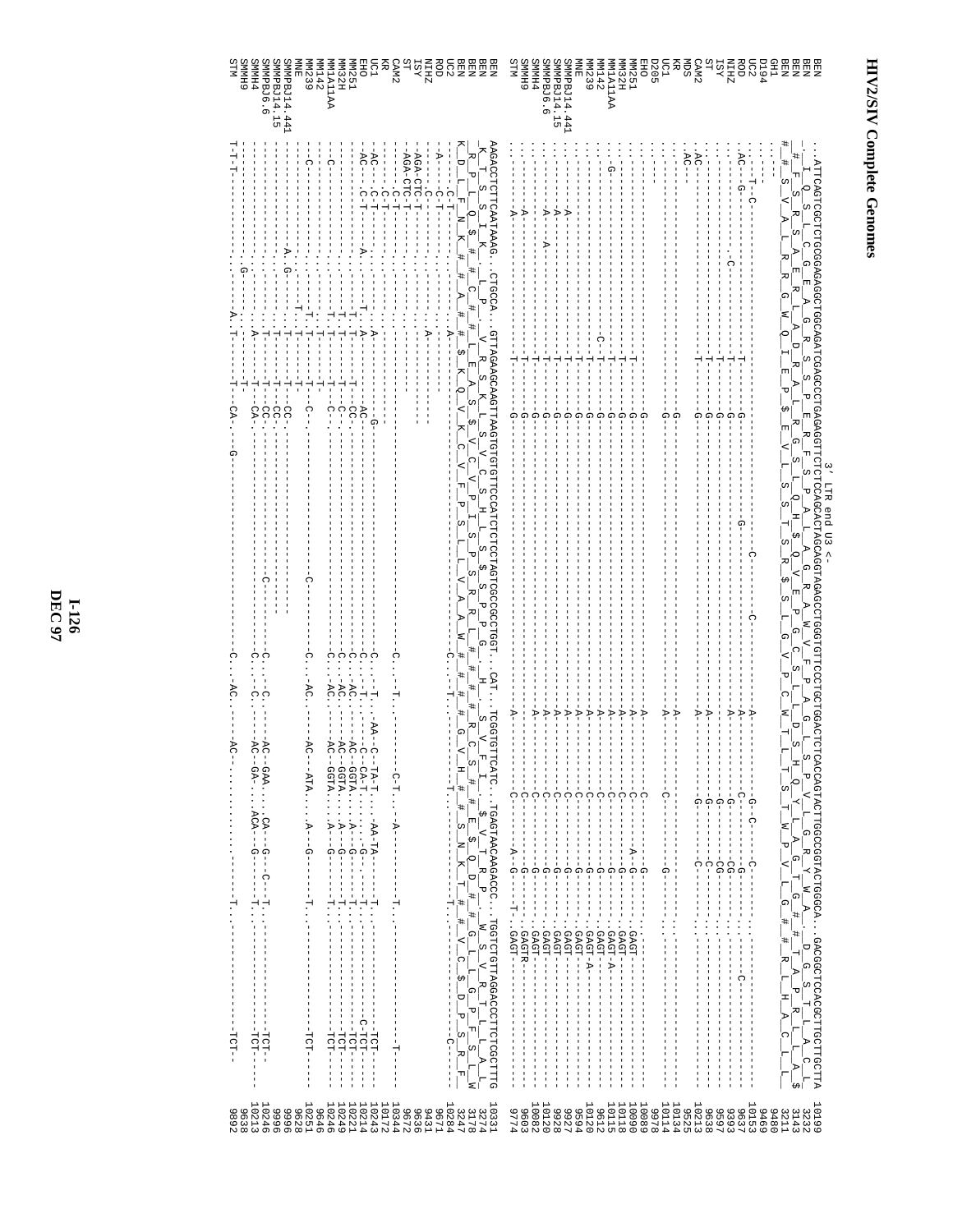# HIV2/SIV Complete Genomes

3' LTR end U3 <-

```
BEN      ..ATTCAGTCGCTCTGCGGAGAGGCTGGCAGATCGAGCCCTGAGAGGTTCTCTCCAGCACTAGCAGGTAGAGCCTGGGTGTTCCCTGCTGGACTCTCACCAGTACTTGGCCGGTACTGGGCA...GACGGCTCACCGCTTGCTTA  10199
BEN      ...I__Q__S__L__C__G__E__A__G__R__S__S__P__E__R__F__S__P__A__L__A__G__R__A__W__V__F__P__A__G__L__S__P__V__L__G__R__Y__W__A.......D__G__S__T__L__A__C__L  3232
BEN      ..#__F__S__R__S__A__E__R__L__A__D__R__A__L__R__G__S__L__Q__H__$__Q__V__E__P__G__C__S__L__L__D__S__H__Q__Y__L__A__G__T__G__#......T__A__P__R__L__L__A__$  3143
BEN      #__#__S__V__A__L__R__G__W__Q__I__E__P__$__E__V__L__S__S__T__S__R__$__S__L__G__V__P__C__W__T__L__T__S__T__W__P__V__L__G__#.....#__R__L__H__A__C__L__L  3211
GH1      ....-...........................................................................................................................  9480
D194     ....-...........................................................................................................................  9469
UC2      ..--T--C----------------------------------------------C-----------C------------A------G--C-------C-----------------------------  10153
ROD      ..AC--G-----------------T--------G-----------G-------------------------A-------C-------G--------------------------------------  9637
NIHZ     ...........C------------T--------G-----------------------------------A--------G-------CG--------------------------------------  9393
ISY      ........................T--------G-----------------------------------A--------G-------CG--------------------------------------  9597
ST       ........................T--------G-----------------------------------A--------G-------C---------------------------------------  9638
CAM2     .AC---------------------T--------G--------------------------------A--------G-------C-----------------------------------------  10213
MDS      .AC-----------------------------------------------------------------------------------------------------------------------------  9525
KR       ..............................................G------------------A-----------------------------------------------------------  10134
UC1      .........................................G------------------------A----------C----------G-------------------------------------  10114
D205     ..........................................................................................................................  9978
EHO      ..............................................................................................................................  9978
MM251    ...............................G---------------------A------C--------------G--------GAGT----------------------------  10089
MM32H    ...............................G---------------------A------C-----------A--G--------GAGT----------------------------  10090
MM1A11AA ....G--------------------------G---------------------A------C--------------G--------GAGT-A-------------------------  10118
MM142    .................C-------T----G---------------------A------C--------------G--------GAGT--------------------------  9612
MM239    ......................T-------G---------------------A------C--------------G--------GAGT-A------------------------  10115
MNE      ......................T-------G---------------------A------C--------------G--------GAGT--------------------------  10120
SMMPBJ14.441 ....A---------------T-------G---------------------A------C--------------G--------GAGT----------------------------  9594
SMMPBJ14.15  ....A---------------T-------G---------------------A------C--------------G--------GAGT----------------------------  9927
SMMPBJ6.6    ....A----A----------T-------G---------------------A------C--------------G--------GAGT----------------------------  9928
SMMH4        ....A----------------T------G---------------------A------C--------------G--------GAGT----------------------------  10120
SMMH9        ....A----------------T------G---------------------A------C---------A--G--------T..GAGTR-----------------------  10082
STM          ....A----------------T------G---------------------A---------C-----------A--G--------T..GAGT-----------------------  9603
                                                                                                                                    9774

BEN      AAGACCTCTTCAATAAAG..CTGCCA..GTTAGAAGCAAGTTAAGTGTGTGTTCCCATCTCTCCTAGTCGCCGCCTGGT...CAT..TCGGTGTTCATC..TGAGTAACAAGACCC..TGGTCTGTTAGGACCCTTCTCGCTTTG  10331
BEN      K__T__S__S__I__K......L__P......V__R__S__K__L__S__V__C__S__H__L__S__$__S__P__P__G.....H.....S__V__F__I.....$__V__T__R__P.......W__S__V__R__T__L__L__A__L  3274
BEN      R__P__L__Q__$__#.......C__#.....L__E__A__S__$__V__C__V__P__I__S__P__S__R__R__L__V.....#.....R__C__S__#......#__E__$__Q__D.......#__G__L__G__P__F__S__W  3178
BEN      K__D__L__F__N__K__#......A__#.....$__K__Q__V__K__C__V__F__P__S__L__L__V__A__A__W__#.....#.....G__V__H__#.....S__N__K__T__#.......V__C__$__D__P__S__R__F  3247
UC2      ..C--T.......................................................C.........T.........T............T................C...  10284
ROD      .A-----C-T........................A......................................................................................  9671
NIHZ     ...---C-T........................-.................................................................................  9431
ISY      -AGA-CTC-T........................-...............................................................................  9636
ST       -AGA-CTC-T.......................................................................................................  9672
CAM2     -----C-T-.................................C.....T.............C-T.......A.........T...............T....  10344
KR       -----C-T-................................................................................................  10172
UC1      -AC---C-T-.....A..................A.........G...C.....T...AA--C--TA-T...AA-TA.....T.........TCT...  10243
EHO      -AC---C-T-.....A..............T..A...AC........C.....T.....C--CA-T...--G-.......T.........C-TCT...  10214
MM251    ...........................T..T...CC........C.....AC.....AC--GGTA...A--G-.......T.........TCT...  10221
MM32H    ...........................T..T...C-........C.....AC.....AC--GGTA...A--G-.......T.........TCT...  10246
MM1A11AA ---C-.....................T..T...C-........C.....AC.....AC--GGTA...A--G-.......T.........TCT...  10249
MM142    ...........................T..T...C-........C.....AC.....AC--GGTA...A--G-.......T.........TCT...  9646
MM239    ---C-.....................T..T...C.....C....C.....AC.....AC--ATA...A--G-.......T.........TCT...  10251
MNE      .........................T..T...........................................................  9628
SMMPBJ14.441 .........A.G..........T..T...CC..........................................................  9996
SMMPBJ14.15  .........................T..T...CC...........C.....C.....AC--GAA....CA--G--C--T........TCT...  9996
SMMPBJ6.6    ............G...........A..T...CA...........C.....C.....AC--GA....ACA--G....T........TCT...  10246
SMMH4        ................G.......A..T...CA....G......C.....AC.....AC--........................TCT...  10213
SMMH9        ........................................................................................  9638
STM      T-T-T--------A..T--.-T--CA---G---------------C...AC...AC-....................T.........TCT-  9892
```

I-126
DEC 97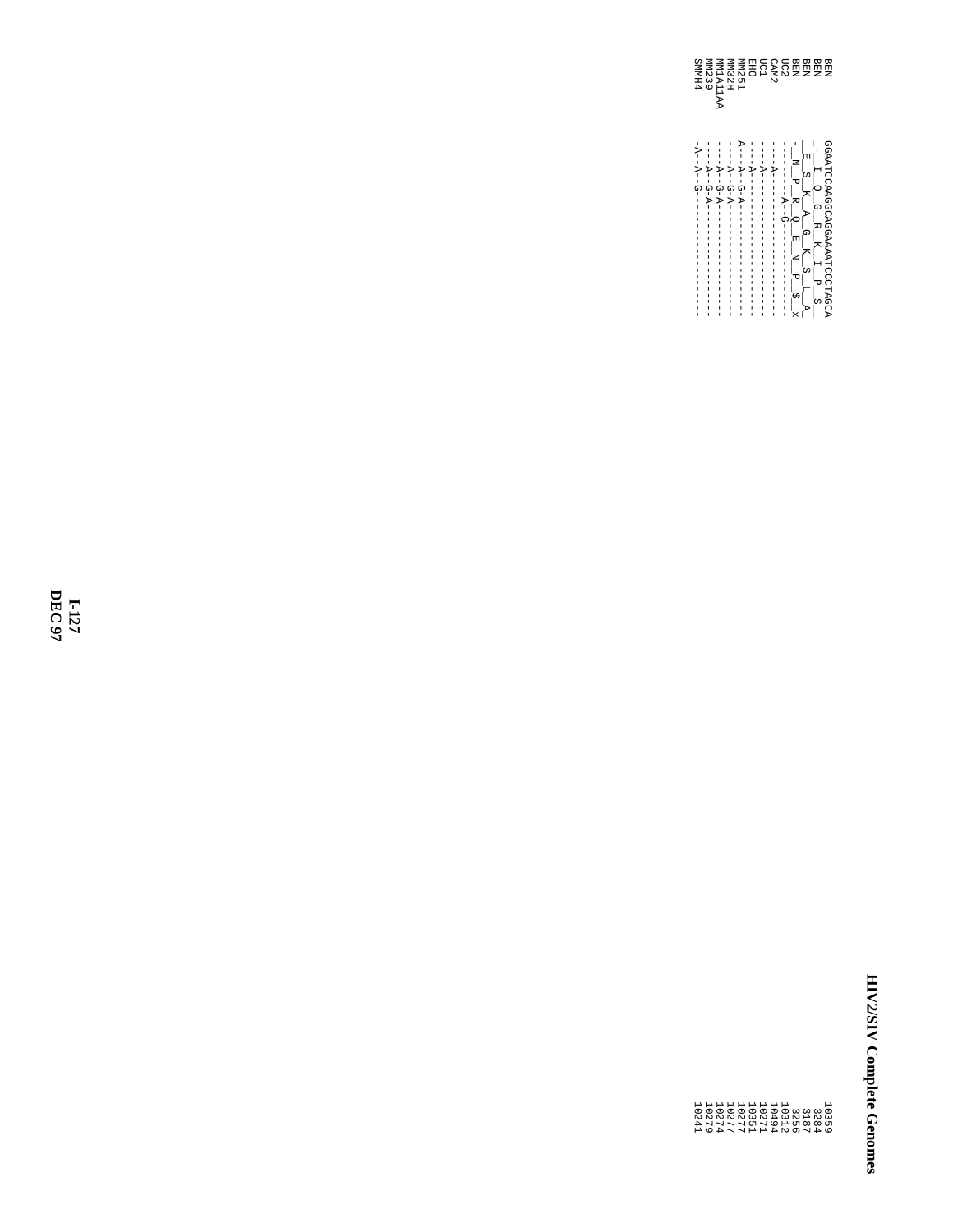```
BEN        GGAATCCAAGGCAGGAAAATCCCTAGCA   10359
BEN         _I__Q__G__R__K__I__P__S_      3284
BEN        _E__S__K__A__G__K__S__L__A_    3187
BEN        -_N__P__R__Q__E__N__P__$__X    3256
UC2        ----A---A-G-----------------   10312
CAM2       ----A-----------------------   10494
UC1        ----A-----------------------   10271
EHO        ----A-----------------------   10351
MM251      A---A-G-A-------------------   10277
MM32H      ----A-G-A-------------------   10277
MM1A11AA   ----A-G-A-------------------   10274
MM239      ----A-G-A-------------------   10279
SMMH4      -A--A-G---------------------   10241
```